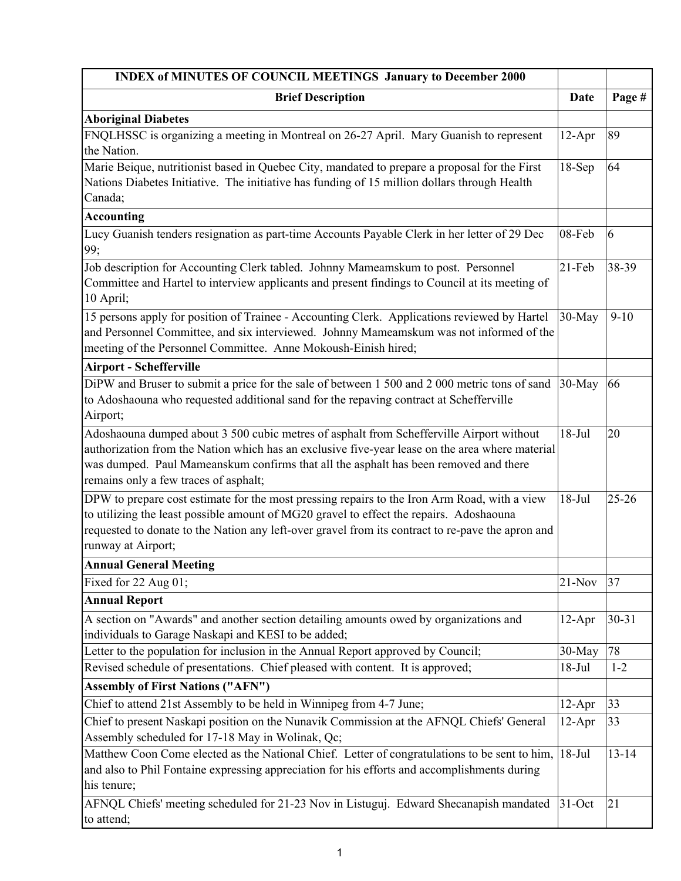| INDEX of MINUTES OF COUNCIL MEETINGS January to December 2000 | | |
|---|---|---|
| **Brief Description** | **Date** | **Page #** |
| **Aboriginal Diabetes** | | |
| FNQLHSSC is organizing a meeting in Montreal on 26-27 April. Mary Guanish to represent the Nation. | 12-Apr | 89 |
| Marie Beique, nutritionist based in Quebec City, mandated to prepare a proposal for the First Nations Diabetes Initiative. The initiative has funding of 15 million dollars through Health Canada; | 18-Sep | 64 |
| **Accounting** | | |
| Lucy Guanish tenders resignation as part-time Accounts Payable Clerk in her letter of 29 Dec 99; | 08-Feb | 6 |
| Job description for Accounting Clerk tabled. Johnny Mameamskum to post. Personnel Committee and Hartel to interview applicants and present findings to Council at its meeting of 10 April; | 21-Feb | 38-39 |
| 15 persons apply for position of Trainee - Accounting Clerk. Applications reviewed by Hartel and Personnel Committee, and six interviewed. Johnny Mameamskum was not informed of the meeting of the Personnel Committee. Anne Mokoush-Einish hired; | 30-May | 9-10 |
| **Airport - Schefferville** | | |
| DiPW and Bruser to submit a price for the sale of between 1 500 and 2 000 metric tons of sand to Adoshaouna who requested additional sand for the repaving contract at Schefferville Airport; | 30-May | 66 |
| Adoshaouna dumped about 3 500 cubic metres of asphalt from Schefferville Airport without authorization from the Nation which has an exclusive five-year lease on the area where material was dumped. Paul Mameanskum confirms that all the asphalt has been removed and there remains only a few traces of asphalt; | 18-Jul | 20 |
| DPW to prepare cost estimate for the most pressing repairs to the Iron Arm Road, with a view to utilizing the least possible amount of MG20 gravel to effect the repairs. Adoshaouna requested to donate to the Nation any left-over gravel from its contract to re-pave the apron and runway at Airport; | 18-Jul | 25-26 |
| **Annual General Meeting** | | |
| Fixed for 22 Aug 01; | 21-Nov | 37 |
| **Annual Report** | | |
| A section on "Awards" and another section detailing amounts owed by organizations and individuals to Garage Naskapi and KESI to be added; | 12-Apr | 30-31 |
| Letter to the population for inclusion in the Annual Report approved by Council; | 30-May | 78 |
| Revised schedule of presentations. Chief pleased with content. It is approved; | 18-Jul | 1-2 |
| **Assembly of First Nations ("AFN")** | | |
| Chief to attend 21st Assembly to be held in Winnipeg from 4-7 June; | 12-Apr | 33 |
| Chief to present Naskapi position on the Nunavik Commission at the AFNQL Chiefs' General Assembly scheduled for 17-18 May in Wolinak, Qc; | 12-Apr | 33 |
| Matthew Coon Come elected as the National Chief. Letter of congratulations to be sent to him, and also to Phil Fontaine expressing appreciation for his efforts and accomplishments during his tenure; | 18-Jul | 13-14 |
| AFNQL Chiefs' meeting scheduled for 21-23 Nov in Listuguj. Edward Shecanapish mandated to attend; | 31-Oct | 21 |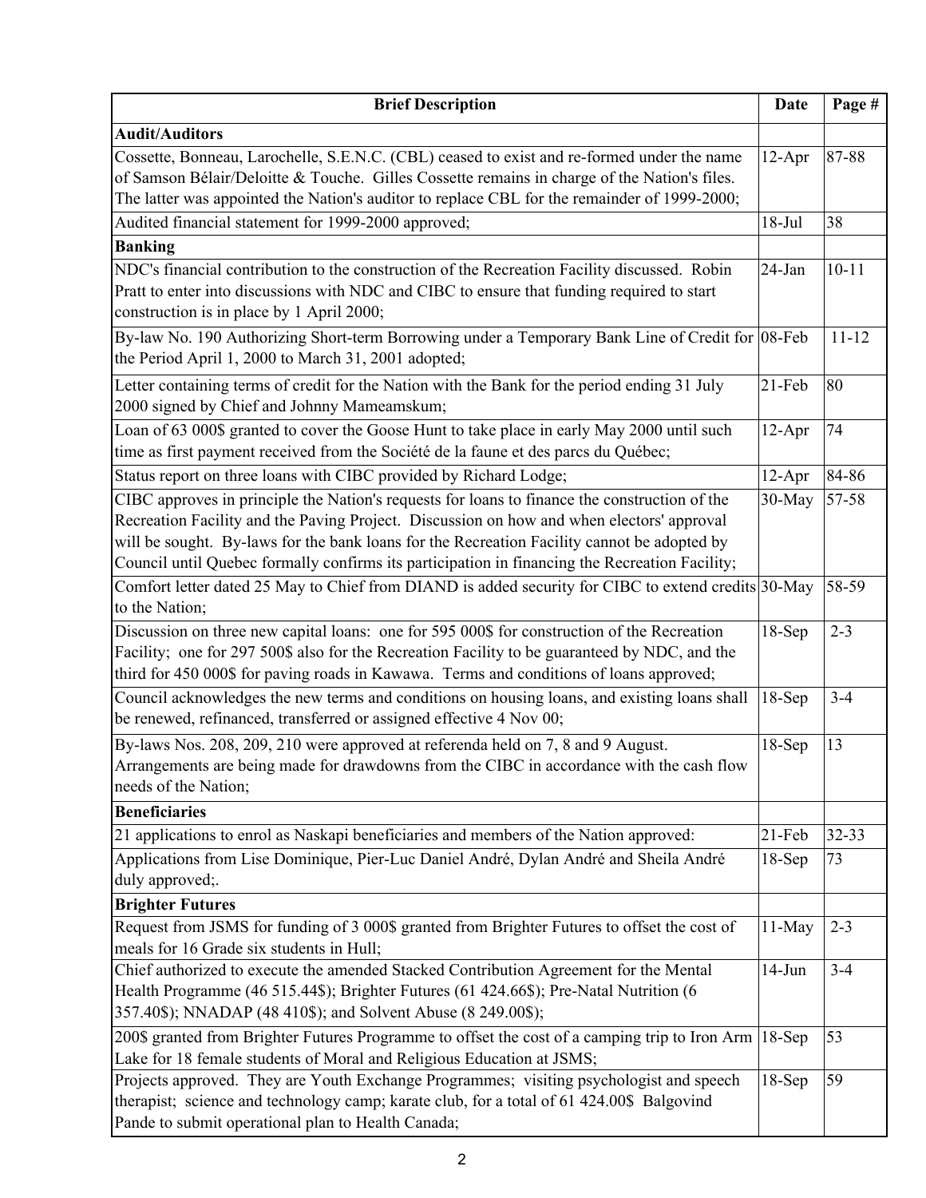| Brief Description | Date | Page # |
|---|---|---|
| **Audit/Auditors** | | |
| Cossette, Bonneau, Larochelle, S.E.N.C. (CBL) ceased to exist and re-formed under the name of Samson Bélair/Deloitte & Touche. Gilles Cossette remains in charge of the Nation's files. The latter was appointed the Nation's auditor to replace CBL for the remainder of 1999-2000; | 12-Apr | 87-88 |
| Audited financial statement for 1999-2000 approved; | 18-Jul | 38 |
| **Banking** | | |
| NDC's financial contribution to the construction of the Recreation Facility discussed. Robin Pratt to enter into discussions with NDC and CIBC to ensure that funding required to start construction is in place by 1 April 2000; | 24-Jan | 10-11 |
| By-law No. 190 Authorizing Short-term Borrowing under a Temporary Bank Line of Credit for the Period April 1, 2000 to March 31, 2001 adopted; | 08-Feb | 11-12 |
| Letter containing terms of credit for the Nation with the Bank for the period ending 31 July 2000 signed by Chief and Johnny Mameamskum; | 21-Feb | 80 |
| Loan of 63 000$ granted to cover the Goose Hunt to take place in early May 2000 until such time as first payment received from the Société de la faune et des parcs du Québec; | 12-Apr | 74 |
| Status report on three loans with CIBC provided by Richard Lodge; | 12-Apr | 84-86 |
| CIBC approves in principle the Nation's requests for loans to finance the construction of the Recreation Facility and the Paving Project. Discussion on how and when electors' approval will be sought. By-laws for the bank loans for the Recreation Facility cannot be adopted by Council until Quebec formally confirms its participation in financing the Recreation Facility; | 30-May | 57-58 |
| Comfort letter dated 25 May to Chief from DIAND is added security for CIBC to extend credits to the Nation; | 30-May | 58-59 |
| Discussion on three new capital loans: one for 595 000$ for construction of the Recreation Facility; one for 297 500$ also for the Recreation Facility to be guaranteed by NDC, and the third for 450 000$ for paving roads in Kawawa. Terms and conditions of loans approved; | 18-Sep | 2-3 |
| Council acknowledges the new terms and conditions on housing loans, and existing loans shall be renewed, refinanced, transferred or assigned effective 4 Nov 00; | 18-Sep | 3-4 |
| By-laws Nos. 208, 209, 210 were approved at referenda held on 7, 8 and 9 August. Arrangements are being made for drawdowns from the CIBC in accordance with the cash flow needs of the Nation; | 18-Sep | 13 |
| **Beneficiaries** | | |
| 21 applications to enrol as Naskapi beneficiaries and members of the Nation approved: | 21-Feb | 32-33 |
| Applications from Lise Dominique, Pier-Luc Daniel André, Dylan André and Sheila André duly approved;. | 18-Sep | 73 |
| **Brighter Futures** | | |
| Request from JSMS for funding of 3 000$ granted from Brighter Futures to offset the cost of meals for 16 Grade six students in Hull; | 11-May | 2-3 |
| Chief authorized to execute the amended Stacked Contribution Agreement for the Mental Health Programme (46 515.44$); Brighter Futures (61 424.66$); Pre-Natal Nutrition (6 357.40$); NNADAP (48 410$); and Solvent Abuse (8 249.00$); | 14-Jun | 3-4 |
| 200$ granted from Brighter Futures Programme to offset the cost of a camping trip to Iron Arm Lake for 18 female students of Moral and Religious Education at JSMS; | 18-Sep | 53 |
| Projects approved. They are Youth Exchange Programmes; visiting psychologist and speech therapist; science and technology camp; karate club, for a total of 61 424.00$ Balgovind Pande to submit operational plan to Health Canada; | 18-Sep | 59 |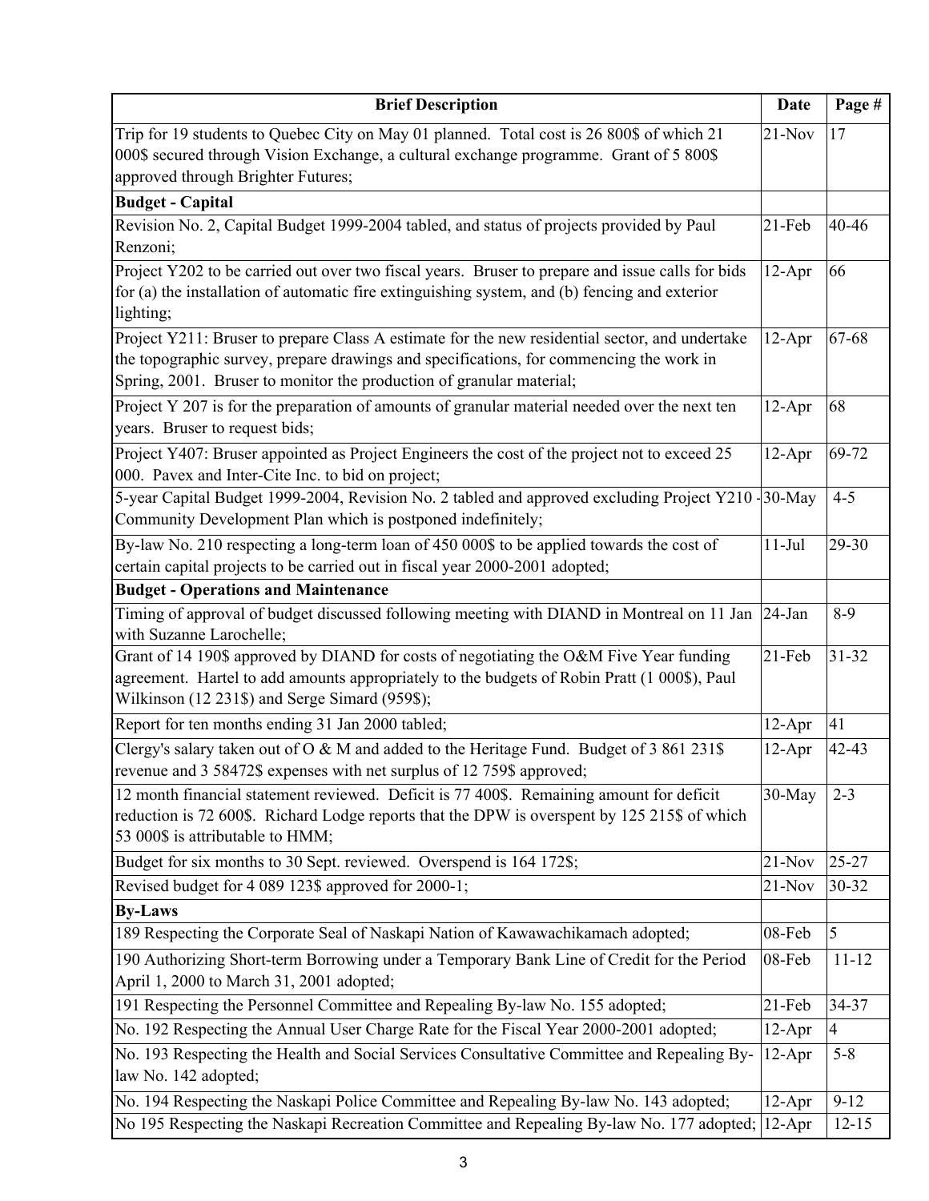| Brief Description | Date | Page # |
|---|---|---|
| Trip for 19 students to Quebec City on May 01 planned. Total cost is 26 800$ of which 21 000$ secured through Vision Exchange, a cultural exchange programme. Grant of 5 800$ approved through Brighter Futures; | 21-Nov | 17 |
| **Budget - Capital** | | |
| Revision No. 2, Capital Budget 1999-2004 tabled, and status of projects provided by Paul Renzoni; | 21-Feb | 40-46 |
| Project Y202 to be carried out over two fiscal years. Bruser to prepare and issue calls for bids for (a) the installation of automatic fire extinguishing system, and (b) fencing and exterior lighting; | 12-Apr | 66 |
| Project Y211: Bruser to prepare Class A estimate for the new residential sector, and undertake the topographic survey, prepare drawings and specifications, for commencing the work in Spring, 2001. Bruser to monitor the production of granular material; | 12-Apr | 67-68 |
| Project Y 207 is for the preparation of amounts of granular material needed over the next ten years. Bruser to request bids; | 12-Apr | 68 |
| Project Y407: Bruser appointed as Project Engineers the cost of the project not to exceed 25 000. Pavex and Inter-Cite Inc. to bid on project; | 12-Apr | 69-72 |
| 5-year Capital Budget 1999-2004, Revision No. 2 tabled and approved excluding Project Y210 - Community Development Plan which is postponed indefinitely; | 30-May | 4-5 |
| By-law No. 210 respecting a long-term loan of 450 000$ to be applied towards the cost of certain capital projects to be carried out in fiscal year 2000-2001 adopted; | 11-Jul | 29-30 |
| **Budget - Operations and Maintenance** | | |
| Timing of approval of budget discussed following meeting with DIAND in Montreal on 11 Jan with Suzanne Larochelle; | 24-Jan | 8-9 |
| Grant of 14 190$ approved by DIAND for costs of negotiating the O&M Five Year funding agreement. Hartel to add amounts appropriately to the budgets of Robin Pratt (1 000$), Paul Wilkinson (12 231$) and Serge Simard (959$); | 21-Feb | 31-32 |
| Report for ten months ending 31 Jan 2000 tabled; | 12-Apr | 41 |
| Clergy's salary taken out of O & M and added to the Heritage Fund. Budget of 3 861 231$ revenue and 3 58472$ expenses with net surplus of 12 759$ approved; | 12-Apr | 42-43 |
| 12 month financial statement reviewed. Deficit is 77 400$. Remaining amount for deficit reduction is 72 600$. Richard Lodge reports that the DPW is overspent by 125 215$ of which 53 000$ is attributable to HMM; | 30-May | 2-3 |
| Budget for six months to 30 Sept. reviewed. Overspend is 164 172$; | 21-Nov | 25-27 |
| Revised budget for 4 089 123$ approved for 2000-1; | 21-Nov | 30-32 |
| **By-Laws** | | |
| 189 Respecting the Corporate Seal of Naskapi Nation of Kawawachikamach adopted; | 08-Feb | 5 |
| 190 Authorizing Short-term Borrowing under a Temporary Bank Line of Credit for the Period April 1, 2000 to March 31, 2001 adopted; | 08-Feb | 11-12 |
| 191 Respecting the Personnel Committee and Repealing By-law No. 155 adopted; | 21-Feb | 34-37 |
| No. 192 Respecting the Annual User Charge Rate for the Fiscal Year 2000-2001 adopted; | 12-Apr | 4 |
| No. 193 Respecting the Health and Social Services Consultative Committee and Repealing By-law No. 142 adopted; | 12-Apr | 5-8 |
| No. 194 Respecting the Naskapi Police Committee and Repealing By-law No. 143 adopted; | 12-Apr | 9-12 |
| No 195 Respecting the Naskapi Recreation Committee and Repealing By-law No. 177 adopted; | 12-Apr | 12-15 |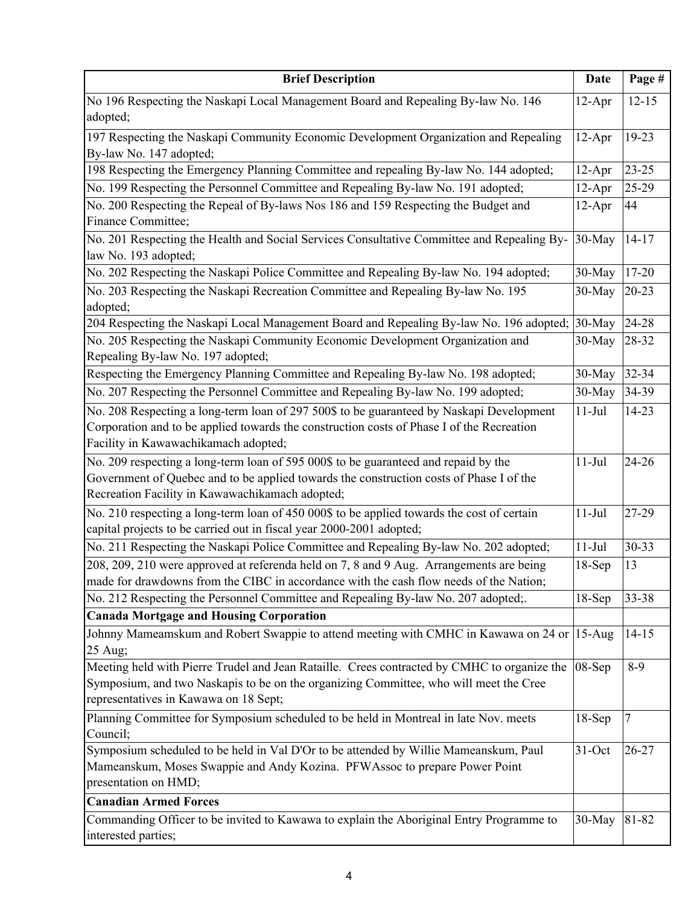| Brief Description | Date | Page # |
|---|---|---|
| No 196 Respecting the Naskapi Local Management Board and Repealing By-law No. 146 adopted; | 12-Apr | 12-15 |
| 197 Respecting the Naskapi Community Economic Development Organization and Repealing By-law No. 147 adopted; | 12-Apr | 19-23 |
| 198 Respecting the Emergency Planning Committee and repealing By-law No. 144 adopted; | 12-Apr | 23-25 |
| No. 199 Respecting the Personnel Committee and Repealing By-law No. 191 adopted; | 12-Apr | 25-29 |
| No. 200 Respecting the Repeal of By-laws Nos 186 and 159 Respecting the Budget and Finance Committee; | 12-Apr | 44 |
| No. 201 Respecting the Health and Social Services Consultative Committee and Repealing By-law No. 193 adopted; | 30-May | 14-17 |
| No. 202 Respecting the Naskapi Police Committee and Repealing By-law No. 194 adopted; | 30-May | 17-20 |
| No. 203 Respecting the Naskapi Recreation Committee and Repealing By-law No. 195 adopted; | 30-May | 20-23 |
| 204 Respecting the Naskapi Local Management Board and Repealing By-law No. 196 adopted; | 30-May | 24-28 |
| No. 205 Respecting the Naskapi Community Economic Development Organization and Repealing By-law No. 197 adopted; | 30-May | 28-32 |
| Respecting the Emergency Planning Committee and Repealing By-law No. 198 adopted; | 30-May | 32-34 |
| No. 207 Respecting the Personnel Committee and Repealing By-law No. 199 adopted; | 30-May | 34-39 |
| No. 208 Respecting a long-term loan of 297 500$ to be guaranteed by Naskapi Development Corporation and to be applied towards the construction costs of Phase I of the Recreation Facility in Kawawachikamach adopted; | 11-Jul | 14-23 |
| No. 209 respecting a long-term loan of 595 000$ to be guaranteed and repaid by the Government of Quebec and to be applied towards the construction costs of Phase I of the Recreation Facility in Kawawachikamach adopted; | 11-Jul | 24-26 |
| No. 210 respecting a long-term loan of 450 000$ to be applied towards the cost of certain capital projects to be carried out in fiscal year 2000-2001 adopted; | 11-Jul | 27-29 |
| No. 211 Respecting the Naskapi Police Committee and Repealing By-law No. 202 adopted; | 11-Jul | 30-33 |
| 208, 209, 210 were approved at referenda held on 7, 8 and 9 Aug. Arrangements are being made for drawdowns from the CIBC in accordance with the cash flow needs of the Nation; | 18-Sep | 13 |
| No. 212 Respecting the Personnel Committee and Repealing By-law No. 207 adopted;. | 18-Sep | 33-38 |
| **Canada Mortgage and Housing Corporation** | | |
| Johnny Mameamskum and Robert Swappie to attend meeting with CMHC in Kawawa on 24 or 25 Aug; | 15-Aug | 14-15 |
| Meeting held with Pierre Trudel and Jean Rataille. Crees contracted by CMHC to organize the Symposium, and two Naskapis to be on the organizing Committee, who will meet the Cree representatives in Kawawa on 18 Sept; | 08-Sep | 8-9 |
| Planning Committee for Symposium scheduled to be held in Montreal in late Nov. meets Council; | 18-Sep | 7 |
| Symposium scheduled to be held in Val D'Or to be attended by Willie Mameanskum, Paul Mameanskum, Moses Swappie and Andy Kozina. PFWAssoc to prepare Power Point presentation on HMD; | 31-Oct | 26-27 |
| **Canadian Armed Forces** | | |
| Commanding Officer to be invited to Kawawa to explain the Aboriginal Entry Programme to interested parties; | 30-May | 81-82 |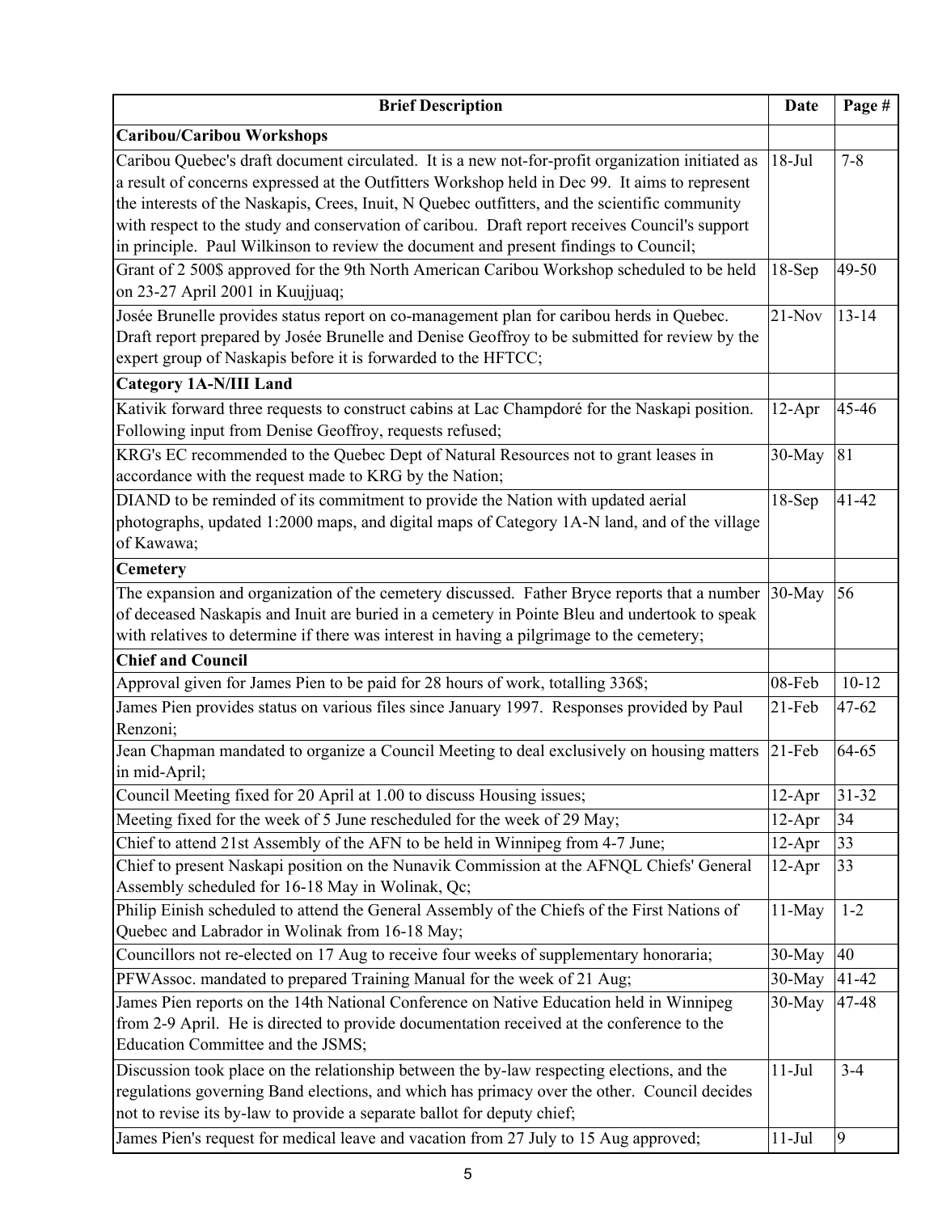| Brief Description | Date | Page # |
|---|---|---|
| **Caribou/Caribou Workshops** | | |
| Caribou Quebec's draft document circulated. It is a new not-for-profit organization initiated as a result of concerns expressed at the Outfitters Workshop held in Dec 99. It aims to represent the interests of the Naskapis, Crees, Inuit, N Quebec outfitters, and the scientific community with respect to the study and conservation of caribou. Draft report receives Council's support in principle. Paul Wilkinson to review the document and present findings to Council; | 18-Jul | 7-8 |
| Grant of 2 500$ approved for the 9th North American Caribou Workshop scheduled to be held on 23-27 April 2001 in Kuujjuaq; | 18-Sep | 49-50 |
| Josée Brunelle provides status report on co-management plan for caribou herds in Quebec. Draft report prepared by Josée Brunelle and Denise Geoffroy to be submitted for review by the expert group of Naskapis before it is forwarded to the HFTCC; | 21-Nov | 13-14 |
| **Category 1A-N/III Land** | | |
| Kativik forward three requests to construct cabins at Lac Champdoré for the Naskapi position. Following input from Denise Geoffroy, requests refused; | 12-Apr | 45-46 |
| KRG's EC recommended to the Quebec Dept of Natural Resources not to grant leases in accordance with the request made to KRG by the Nation; | 30-May | 81 |
| DIAND to be reminded of its commitment to provide the Nation with updated aerial photographs, updated 1:2000 maps, and digital maps of Category 1A-N land, and of the village of Kawawa; | 18-Sep | 41-42 |
| **Cemetery** | | |
| The expansion and organization of the cemetery discussed. Father Bryce reports that a number of deceased Naskapis and Inuit are buried in a cemetery in Pointe Bleu and undertook to speak with relatives to determine if there was interest in having a pilgrimage to the cemetery; | 30-May | 56 |
| **Chief and Council** | | |
| Approval given for James Pien to be paid for 28 hours of work, totalling 336$; | 08-Feb | 10-12 |
| James Pien provides status on various files since January 1997. Responses provided by Paul Renzoni; | 21-Feb | 47-62 |
| Jean Chapman mandated to organize a Council Meeting to deal exclusively on housing matters in mid-April; | 21-Feb | 64-65 |
| Council Meeting fixed for 20 April at 1.00 to discuss Housing issues; | 12-Apr | 31-32 |
| Meeting fixed for the week of 5 June rescheduled for the week of 29 May; | 12-Apr | 34 |
| Chief to attend 21st Assembly of the AFN to be held in Winnipeg from 4-7 June; | 12-Apr | 33 |
| Chief to present Naskapi position on the Nunavik Commission at the AFNQL Chiefs' General Assembly scheduled for 16-18 May in Wolinak, Qc; | 12-Apr | 33 |
| Philip Einish scheduled to attend the General Assembly of the Chiefs of the First Nations of Quebec and Labrador in Wolinak from 16-18 May; | 11-May | 1-2 |
| Councillors not re-elected on 17 Aug to receive four weeks of supplementary honoraria; | 30-May | 40 |
| PFWAssoc. mandated to prepared Training Manual for the week of 21 Aug; | 30-May | 41-42 |
| James Pien reports on the 14th National Conference on Native Education held in Winnipeg from 2-9 April. He is directed to provide documentation received at the conference to the Education Committee and the JSMS; | 30-May | 47-48 |
| Discussion took place on the relationship between the by-law respecting elections, and the regulations governing Band elections, and which has primacy over the other. Council decides not to revise its by-law to provide a separate ballot for deputy chief; | 11-Jul | 3-4 |
| James Pien's request for medical leave and vacation from 27 July to 15 Aug approved; | 11-Jul | 9 |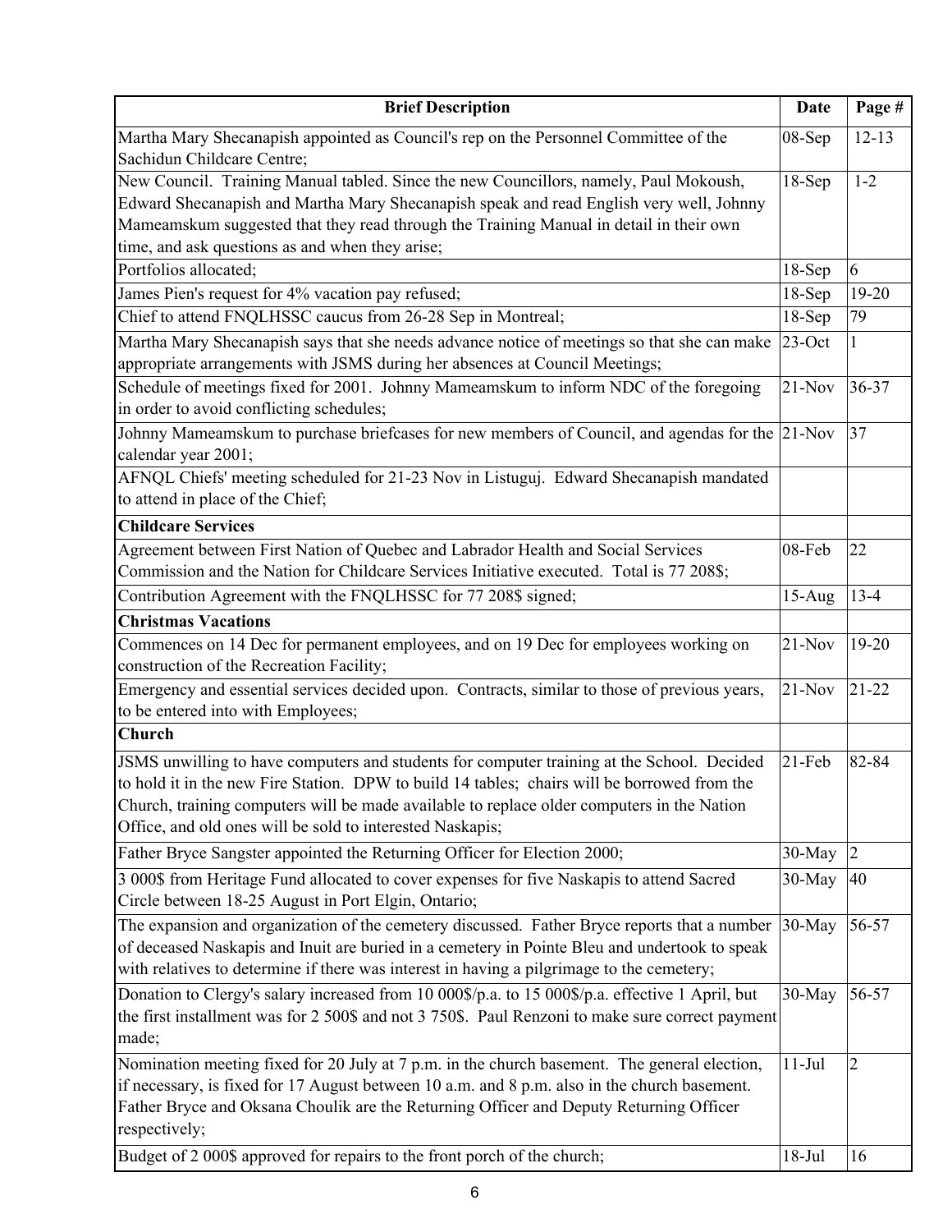| Brief Description | Date | Page # |
|---|---|---|
| Martha Mary Shecanapish appointed as Council's rep on the Personnel Committee of the Sachidun Childcare Centre; | 08-Sep | 12-13 |
| New Council. Training Manual tabled. Since the new Councillors, namely, Paul Mokoush, Edward Shecanapish and Martha Mary Shecanapish speak and read English very well, Johnny Mameamskum suggested that they read through the Training Manual in detail in their own time, and ask questions as and when they arise; | 18-Sep | 1-2 |
| Portfolios allocated; | 18-Sep | 6 |
| James Pien's request for 4% vacation pay refused; | 18-Sep | 19-20 |
| Chief to attend FNQLHSSC caucus from 26-28 Sep in Montreal; | 18-Sep | 79 |
| Martha Mary Shecanapish says that she needs advance notice of meetings so that she can make appropriate arrangements with JSMS during her absences at Council Meetings; | 23-Oct | 1 |
| Schedule of meetings fixed for 2001. Johnny Mameamskum to inform NDC of the foregoing in order to avoid conflicting schedules; | 21-Nov | 36-37 |
| Johnny Mameamskum to purchase briefcases for new members of Council, and agendas for the calendar year 2001; | 21-Nov | 37 |
| AFNQL Chiefs' meeting scheduled for 21-23 Nov in Listuguj. Edward Shecanapish mandated to attend in place of the Chief; | | |
| **Childcare Services** | | |
| Agreement between First Nation of Quebec and Labrador Health and Social Services Commission and the Nation for Childcare Services Initiative executed. Total is 77 208$; | 08-Feb | 22 |
| Contribution Agreement with the FNQLHSSC for 77 208$ signed; | 15-Aug | 13-4 |
| **Christmas Vacations** | | |
| Commences on 14 Dec for permanent employees, and on 19 Dec for employees working on construction of the Recreation Facility; | 21-Nov | 19-20 |
| Emergency and essential services decided upon. Contracts, similar to those of previous years, to be entered into with Employees; | 21-Nov | 21-22 |
| **Church** | | |
| JSMS unwilling to have computers and students for computer training at the School. Decided to hold it in the new Fire Station. DPW to build 14 tables; chairs will be borrowed from the Church, training computers will be made available to replace older computers in the Nation Office, and old ones will be sold to interested Naskapis; | 21-Feb | 82-84 |
| Father Bryce Sangster appointed the Returning Officer for Election 2000; | 30-May | 2 |
| 3 000$ from Heritage Fund allocated to cover expenses for five Naskapis to attend Sacred Circle between 18-25 August in Port Elgin, Ontario; | 30-May | 40 |
| The expansion and organization of the cemetery discussed. Father Bryce reports that a number of deceased Naskapis and Inuit are buried in a cemetery in Pointe Bleu and undertook to speak with relatives to determine if there was interest in having a pilgrimage to the cemetery; | 30-May | 56-57 |
| Donation to Clergy's salary increased from 10 000$/p.a. to 15 000$/p.a. effective 1 April, but the first installment was for 2 500$ and not 3 750$. Paul Renzoni to make sure correct payment made; | 30-May | 56-57 |
| Nomination meeting fixed for 20 July at 7 p.m. in the church basement. The general election, if necessary, is fixed for 17 August between 10 a.m. and 8 p.m. also in the church basement. Father Bryce and Oksana Choulik are the Returning Officer and Deputy Returning Officer respectively; | 11-Jul | 2 |
| Budget of 2 000$ approved for repairs to the front porch of the church; | 18-Jul | 16 |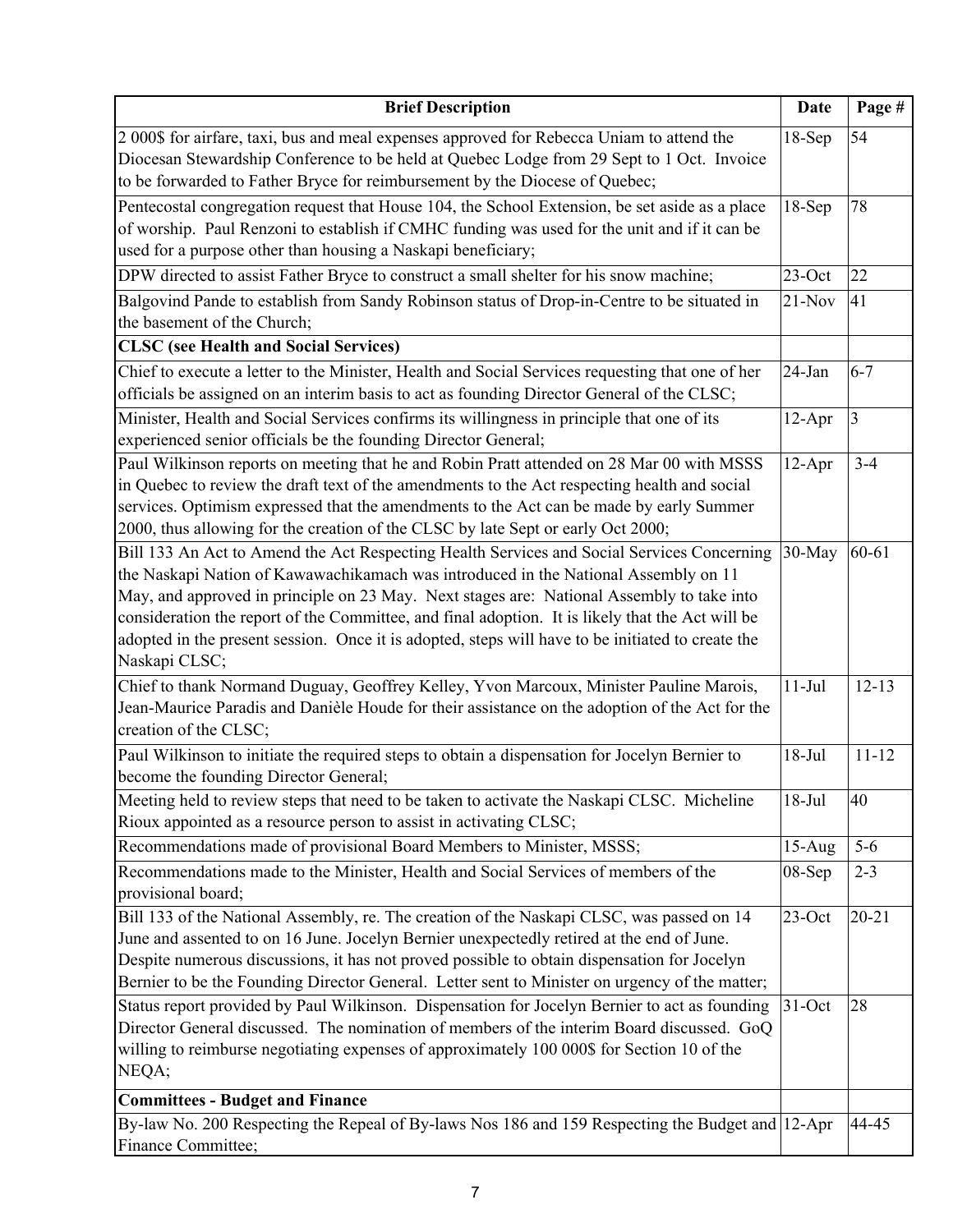| Brief Description | Date | Page # |
|---|---|---|
| 2 000$ for airfare, taxi, bus and meal expenses approved for Rebecca Uniam to attend the Diocesan Stewardship Conference to be held at Quebec Lodge from 29 Sept to 1 Oct. Invoice to be forwarded to Father Bryce for reimbursement by the Diocese of Quebec; | 18-Sep | 54 |
| Pentecostal congregation request that House 104, the School Extension, be set aside as a place of worship. Paul Renzoni to establish if CMHC funding was used for the unit and if it can be used for a purpose other than housing a Naskapi beneficiary; | 18-Sep | 78 |
| DPW directed to assist Father Bryce to construct a small shelter for his snow machine; | 23-Oct | 22 |
| Balgovind Pande to establish from Sandy Robinson status of Drop-in-Centre to be situated in the basement of the Church; | 21-Nov | 41 |
| **CLSC (see Health and Social Services)** | | |
| Chief to execute a letter to the Minister, Health and Social Services requesting that one of her officials be assigned on an interim basis to act as founding Director General of the CLSC; | 24-Jan | 6-7 |
| Minister, Health and Social Services confirms its willingness in principle that one of its experienced senior officials be the founding Director General; | 12-Apr | 3 |
| Paul Wilkinson reports on meeting that he and Robin Pratt attended on 28 Mar 00 with MSSS in Quebec to review the draft text of the amendments to the Act respecting health and social services. Optimism expressed that the amendments to the Act can be made by early Summer 2000, thus allowing for the creation of the CLSC by late Sept or early Oct 2000; | 12-Apr | 3-4 |
| Bill 133 An Act to Amend the Act Respecting Health Services and Social Services Concerning the Naskapi Nation of Kawawachikamach was introduced in the National Assembly on 11 May, and approved in principle on 23 May. Next stages are: National Assembly to take into consideration the report of the Committee, and final adoption. It is likely that the Act will be adopted in the present session. Once it is adopted, steps will have to be initiated to create the Naskapi CLSC; | 30-May | 60-61 |
| Chief to thank Normand Duguay, Geoffrey Kelley, Yvon Marcoux, Minister Pauline Marois, Jean-Maurice Paradis and Danièle Houde for their assistance on the adoption of the Act for the creation of the CLSC; | 11-Jul | 12-13 |
| Paul Wilkinson to initiate the required steps to obtain a dispensation for Jocelyn Bernier to become the founding Director General; | 18-Jul | 11-12 |
| Meeting held to review steps that need to be taken to activate the Naskapi CLSC. Micheline Rioux appointed as a resource person to assist in activating CLSC; | 18-Jul | 40 |
| Recommendations made of provisional Board Members to Minister, MSSS; | 15-Aug | 5-6 |
| Recommendations made to the Minister, Health and Social Services of members of the provisional board; | 08-Sep | 2-3 |
| Bill 133 of the National Assembly, re. The creation of the Naskapi CLSC, was passed on 14 June and assented to on 16 June. Jocelyn Bernier unexpectedly retired at the end of June. Despite numerous discussions, it has not proved possible to obtain dispensation for Jocelyn Bernier to be the Founding Director General. Letter sent to Minister on urgency of the matter; | 23-Oct | 20-21 |
| Status report provided by Paul Wilkinson. Dispensation for Jocelyn Bernier to act as founding Director General discussed. The nomination of members of the interim Board discussed. GoQ willing to reimburse negotiating expenses of approximately 100 000$ for Section 10 of the NEQA; | 31-Oct | 28 |
| **Committees - Budget and Finance** | | |
| By-law No. 200 Respecting the Repeal of By-laws Nos 186 and 159 Respecting the Budget and Finance Committee; | 12-Apr | 44-45 |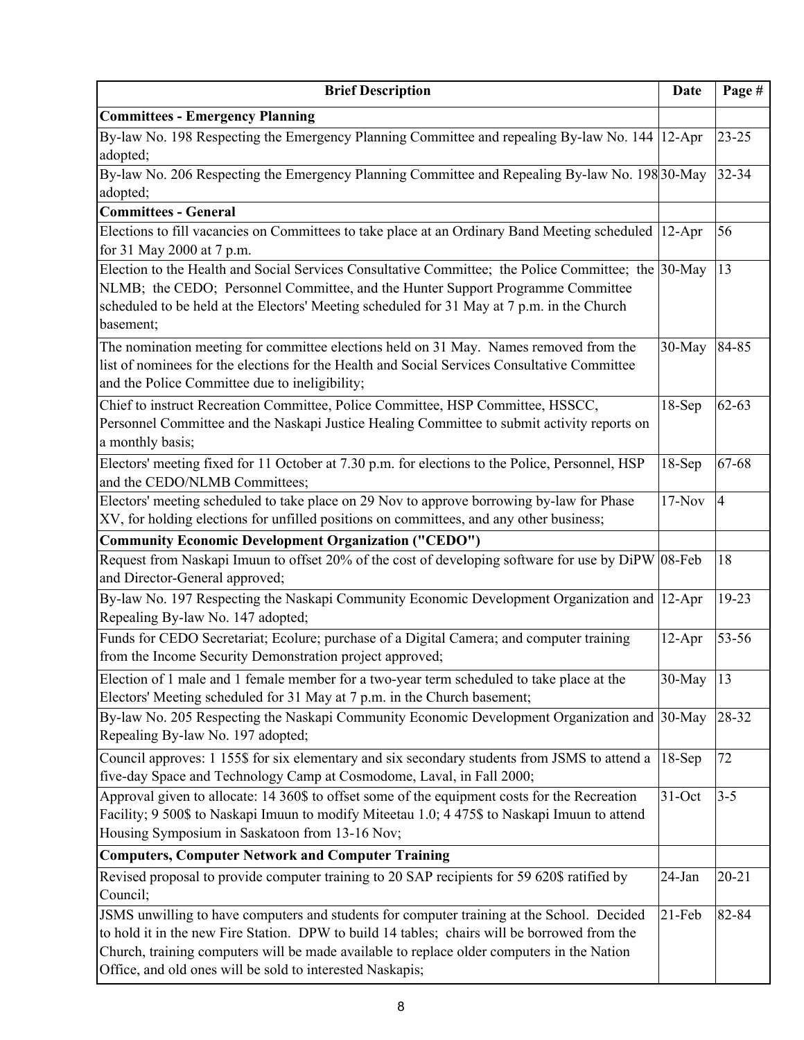| Brief Description | Date | Page # |
|---|---|---|
| **Committees - Emergency Planning** | | |
| By-law No. 198 Respecting the Emergency Planning Committee and repealing By-law No. 144 adopted; | 12-Apr | 23-25 |
| By-law No. 206 Respecting the Emergency Planning Committee and Repealing By-law No. 198 adopted; | 30-May | 32-34 |
| **Committees - General** | | |
| Elections to fill vacancies on Committees to take place at an Ordinary Band Meeting scheduled for 31 May 2000 at 7 p.m. | 12-Apr | 56 |
| Election to the Health and Social Services Consultative Committee; the Police Committee; the NLMB; the CEDO; Personnel Committee, and the Hunter Support Programme Committee scheduled to be held at the Electors' Meeting scheduled for 31 May at 7 p.m. in the Church basement; | 30-May | 13 |
| The nomination meeting for committee elections held on 31 May. Names removed from the list of nominees for the elections for the Health and Social Services Consultative Committee and the Police Committee due to ineligibility; | 30-May | 84-85 |
| Chief to instruct Recreation Committee, Police Committee, HSP Committee, HSSCC, Personnel Committee and the Naskapi Justice Healing Committee to submit activity reports on a monthly basis; | 18-Sep | 62-63 |
| Electors' meeting fixed for 11 October at 7.30 p.m. for elections to the Police, Personnel, HSP and the CEDO/NLMB Committees; | 18-Sep | 67-68 |
| Electors' meeting scheduled to take place on 29 Nov to approve borrowing by-law for Phase XV, for holding elections for unfilled positions on committees, and any other business; | 17-Nov | 4 |
| **Community Economic Development Organization ("CEDO")** | | |
| Request from Naskapi Imuun to offset 20% of the cost of developing software for use by DiPW and Director-General approved; | 08-Feb | 18 |
| By-law No. 197 Respecting the Naskapi Community Economic Development Organization and Repealing By-law No. 147 adopted; | 12-Apr | 19-23 |
| Funds for CEDO Secretariat; Ecolure; purchase of a Digital Camera; and computer training from the Income Security Demonstration project approved; | 12-Apr | 53-56 |
| Election of 1 male and 1 female member for a two-year term scheduled to take place at the Electors' Meeting scheduled for 31 May at 7 p.m. in the Church basement; | 30-May | 13 |
| By-law No. 205 Respecting the Naskapi Community Economic Development Organization and Repealing By-law No. 197 adopted; | 30-May | 28-32 |
| Council approves: 1 155$ for six elementary and six secondary students from JSMS to attend a five-day Space and Technology Camp at Cosmodome, Laval, in Fall 2000; | 18-Sep | 72 |
| Approval given to allocate: 14 360$ to offset some of the equipment costs for the Recreation Facility; 9 500$ to Naskapi Imuun to modify Miteetau 1.0; 4 475$ to Naskapi Imuun to attend Housing Symposium in Saskatoon from 13-16 Nov; | 31-Oct | 3-5 |
| **Computers, Computer Network and Computer Training** | | |
| Revised proposal to provide computer training to 20 SAP recipients for 59 620$ ratified by Council; | 24-Jan | 20-21 |
| JSMS unwilling to have computers and students for computer training at the School. Decided to hold it in the new Fire Station. DPW to build 14 tables; chairs will be borrowed from the Church, training computers will be made available to replace older computers in the Nation Office, and old ones will be sold to interested Naskapis; | 21-Feb | 82-84 |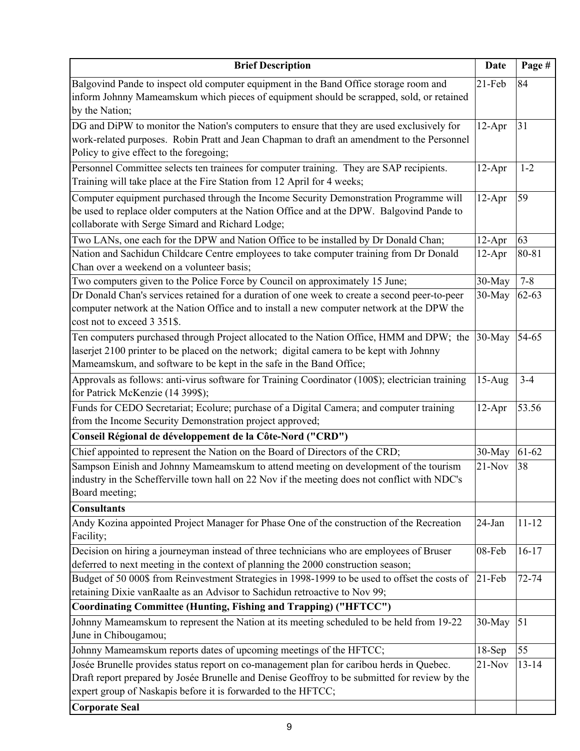| Brief Description | Date | Page # |
|---|---|---|
| Balgovind Pande to inspect old computer equipment in the Band Office storage room and inform Johnny Mameamskum which pieces of equipment should be scrapped, sold, or retained by the Nation; | 21-Feb | 84 |
| DG and DiPW to monitor the Nation's computers to ensure that they are used exclusively for work-related purposes. Robin Pratt and Jean Chapman to draft an amendment to the Personnel Policy to give effect to the foregoing; | 12-Apr | 31 |
| Personnel Committee selects ten trainees for computer training. They are SAP recipients. Training will take place at the Fire Station from 12 April for 4 weeks; | 12-Apr | 1-2 |
| Computer equipment purchased through the Income Security Demonstration Programme will be used to replace older computers at the Nation Office and at the DPW. Balgovind Pande to collaborate with Serge Simard and Richard Lodge; | 12-Apr | 59 |
| Two LANs, one each for the DPW and Nation Office to be installed by Dr Donald Chan; | 12-Apr | 63 |
| Nation and Sachidun Childcare Centre employees to take computer training from Dr Donald Chan over a weekend on a volunteer basis; | 12-Apr | 80-81 |
| Two computers given to the Police Force by Council on approximately 15 June; | 30-May | 7-8 |
| Dr Donald Chan's services retained for a duration of one week to create a second peer-to-peer computer network at the Nation Office and to install a new computer network at the DPW the cost not to exceed 3 351$. | 30-May | 62-63 |
| Ten computers purchased through Project allocated to the Nation Office, HMM and DPW; the laserjet 2100 printer to be placed on the network; digital camera to be kept with Johnny Mameamskum, and software to be kept in the safe in the Band Office; | 30-May | 54-65 |
| Approvals as follows: anti-virus software for Training Coordinator (100$); electrician training for Patrick McKenzie (14 399$); | 15-Aug | 3-4 |
| Funds for CEDO Secretariat; Ecolure; purchase of a Digital Camera; and computer training from the Income Security Demonstration project approved; | 12-Apr | 53.56 |
| **Conseil Régional de développement de la Côte-Nord ("CRD")** | | |
| Chief appointed to represent the Nation on the Board of Directors of the CRD; | 30-May | 61-62 |
| Sampson Einish and Johnny Mameamskum to attend meeting on development of the tourism industry in the Schefferville town hall on 22 Nov if the meeting does not conflict with NDC's Board meeting; | 21-Nov | 38 |
| **Consultants** | | |
| Andy Kozina appointed Project Manager for Phase One of the construction of the Recreation Facility; | 24-Jan | 11-12 |
| Decision on hiring a journeyman instead of three technicians who are employees of Bruser deferred to next meeting in the context of planning the 2000 construction season; | 08-Feb | 16-17 |
| Budget of 50 000$ from Reinvestment Strategies in 1998-1999 to be used to offset the costs of retaining Dixie vanRaalte as an Advisor to Sachidun retroactive to Nov 99; | 21-Feb | 72-74 |
| **Coordinating Committee (Hunting, Fishing and Trapping) ("HFTCC")** | | |
| Johnny Mameamskum to represent the Nation at its meeting scheduled to be held from 19-22 June in Chibougamou; | 30-May | 51 |
| Johnny Mameamskum reports dates of upcoming meetings of the HFTCC; | 18-Sep | 55 |
| Josée Brunelle provides status report on co-management plan for caribou herds in Quebec. Draft report prepared by Josée Brunelle and Denise Geoffroy to be submitted for review by the expert group of Naskapis before it is forwarded to the HFTCC; | 21-Nov | 13-14 |
| **Corporate Seal** | | |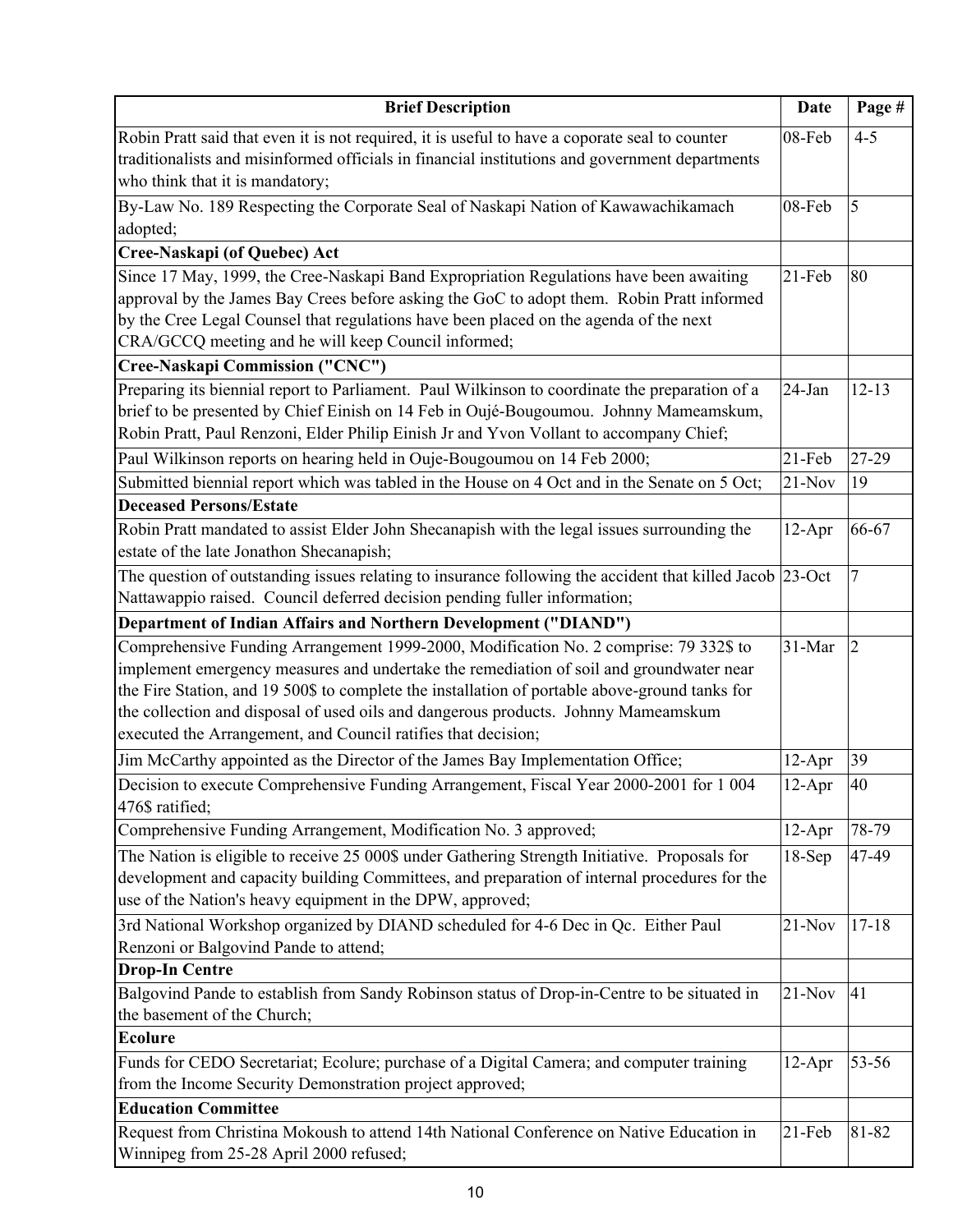| Brief Description | Date | Page # |
| --- | --- | --- |
| Robin Pratt said that even it is not required, it is useful to have a coporate seal to counter traditionalists and misinformed officials in financial institutions and government departments who think that it is mandatory; | 08-Feb | 4-5 |
| By-Law No. 189 Respecting the Corporate Seal of Naskapi Nation of Kawawachikamach adopted; | 08-Feb | 5 |
| **Cree-Naskapi (of Quebec) Act** | | |
| Since 17 May, 1999, the Cree-Naskapi Band Expropriation Regulations have been awaiting approval by the James Bay Crees before asking the GoC to adopt them. Robin Pratt informed by the Cree Legal Counsel that regulations have been placed on the agenda of the next CRA/GCCQ meeting and he will keep Council informed; | 21-Feb | 80 |
| **Cree-Naskapi Commission ("CNC")** | | |
| Preparing its biennial report to Parliament. Paul Wilkinson to coordinate the preparation of a brief to be presented by Chief Einish on 14 Feb in Oujé-Bougoumou. Johnny Mameamskum, Robin Pratt, Paul Renzoni, Elder Philip Einish Jr and Yvon Vollant to accompany Chief; | 24-Jan | 12-13 |
| Paul Wilkinson reports on hearing held in Ouje-Bougoumou on 14 Feb 2000; | 21-Feb | 27-29 |
| Submitted biennial report which was tabled in the House on 4 Oct and in the Senate on 5 Oct; | 21-Nov | 19 |
| **Deceased Persons/Estate** | | |
| Robin Pratt mandated to assist Elder John Shecanapish with the legal issues surrounding the estate of the late Jonathon Shecanapish; | 12-Apr | 66-67 |
| The question of outstanding issues relating to insurance following the accident that killed Jacob Nattawappio raised. Council deferred decision pending fuller information; | 23-Oct | 7 |
| **Department of Indian Affairs and Northern Development ("DIAND")** | | |
| Comprehensive Funding Arrangement 1999-2000, Modification No. 2 comprise: 79 332$ to implement emergency measures and undertake the remediation of soil and groundwater near the Fire Station, and 19 500$ to complete the installation of portable above-ground tanks for the collection and disposal of used oils and dangerous products. Johnny Mameamskum executed the Arrangement, and Council ratifies that decision; | 31-Mar | 2 |
| Jim McCarthy appointed as the Director of the James Bay Implementation Office; | 12-Apr | 39 |
| Decision to execute Comprehensive Funding Arrangement, Fiscal Year 2000-2001 for 1 004 476$ ratified; | 12-Apr | 40 |
| Comprehensive Funding Arrangement, Modification No. 3 approved; | 12-Apr | 78-79 |
| The Nation is eligible to receive 25 000$ under Gathering Strength Initiative. Proposals for development and capacity building Committees, and preparation of internal procedures for the use of the Nation's heavy equipment in the DPW, approved; | 18-Sep | 47-49 |
| 3rd National Workshop organized by DIAND scheduled for 4-6 Dec in Qc. Either Paul Renzoni or Balgovind Pande to attend; | 21-Nov | 17-18 |
| **Drop-In Centre** | | |
| Balgovind Pande to establish from Sandy Robinson status of Drop-in-Centre to be situated in the basement of the Church; | 21-Nov | 41 |
| **Ecolure** | | |
| Funds for CEDO Secretariat; Ecolure; purchase of a Digital Camera; and computer training from the Income Security Demonstration project approved; | 12-Apr | 53-56 |
| **Education Committee** | | |
| Request from Christina Mokoush to attend 14th National Conference on Native Education in Winnipeg from 25-28 April 2000 refused; | 21-Feb | 81-82 |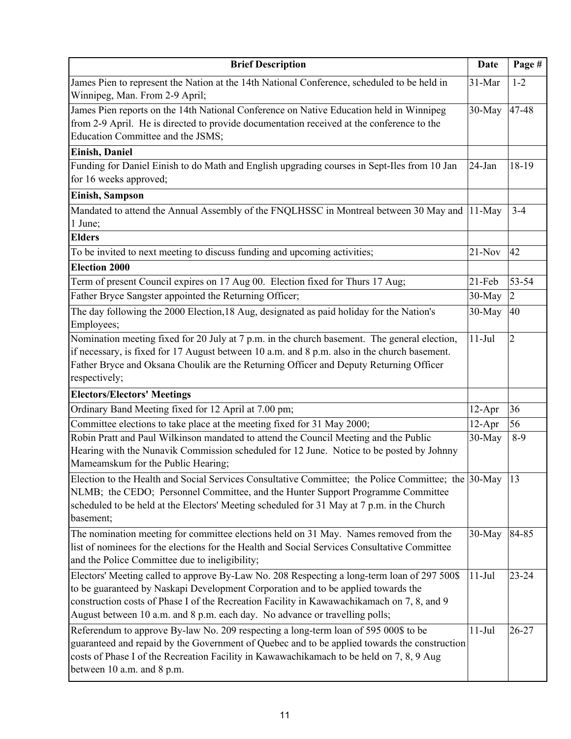| Brief Description | Date | Page # |
|---|---|---|
| James Pien to represent the Nation at the 14th National Conference, scheduled to be held in Winnipeg, Man. From 2-9 April; | 31-Mar | 1-2 |
| James Pien reports on the 14th National Conference on Native Education held in Winnipeg from 2-9 April. He is directed to provide documentation received at the conference to the Education Committee and the JSMS; | 30-May | 47-48 |
| **Einish, Daniel** | | |
| Funding for Daniel Einish to do Math and English upgrading courses in Sept-Iles from 10 Jan for 16 weeks approved; | 24-Jan | 18-19 |
| **Einish, Sampson** | | |
| Mandated to attend the Annual Assembly of the FNQLHSSC in Montreal between 30 May and 1 June; | 11-May | 3-4 |
| **Elders** | | |
| To be invited to next meeting to discuss funding and upcoming activities; | 21-Nov | 42 |
| **Election 2000** | | |
| Term of present Council expires on 17 Aug 00. Election fixed for Thurs 17 Aug; | 21-Feb | 53-54 |
| Father Bryce Sangster appointed the Returning Officer; | 30-May | 2 |
| The day following the 2000 Election,18 Aug, designated as paid holiday for the Nation's Employees; | 30-May | 40 |
| Nomination meeting fixed for 20 July at 7 p.m. in the church basement. The general election, if necessary, is fixed for 17 August between 10 a.m. and 8 p.m. also in the church basement. Father Bryce and Oksana Choulik are the Returning Officer and Deputy Returning Officer respectively; | 11-Jul | 2 |
| **Electors/Electors' Meetings** | | |
| Ordinary Band Meeting fixed for 12 April at 7.00 pm; | 12-Apr | 36 |
| Committee elections to take place at the meeting fixed for 31 May 2000; | 12-Apr | 56 |
| Robin Pratt and Paul Wilkinson mandated to attend the Council Meeting and the Public Hearing with the Nunavik Commission scheduled for 12 June. Notice to be posted by Johnny Mameamskum for the Public Hearing; | 30-May | 8-9 |
| Election to the Health and Social Services Consultative Committee; the Police Committee; the NLMB; the CEDO; Personnel Committee, and the Hunter Support Programme Committee scheduled to be held at the Electors' Meeting scheduled for 31 May at 7 p.m. in the Church basement; | 30-May | 13 |
| The nomination meeting for committee elections held on 31 May. Names removed from the list of nominees for the elections for the Health and Social Services Consultative Committee and the Police Committee due to ineligibility; | 30-May | 84-85 |
| Electors' Meeting called to approve By-Law No. 208 Respecting a long-term loan of 297 500$ to be guaranteed by Naskapi Development Corporation and to be applied towards the construction costs of Phase I of the Recreation Facility in Kawawachikamach on 7, 8, and 9 August between 10 a.m. and 8 p.m. each day. No advance or travelling polls; | 11-Jul | 23-24 |
| Referendum to approve By-law No. 209 respecting a long-term loan of 595 000$ to be guaranteed and repaid by the Government of Quebec and to be applied towards the construction costs of Phase I of the Recreation Facility in Kawawachikamach to be held on 7, 8, 9 Aug between 10 a.m. and 8 p.m. | 11-Jul | 26-27 |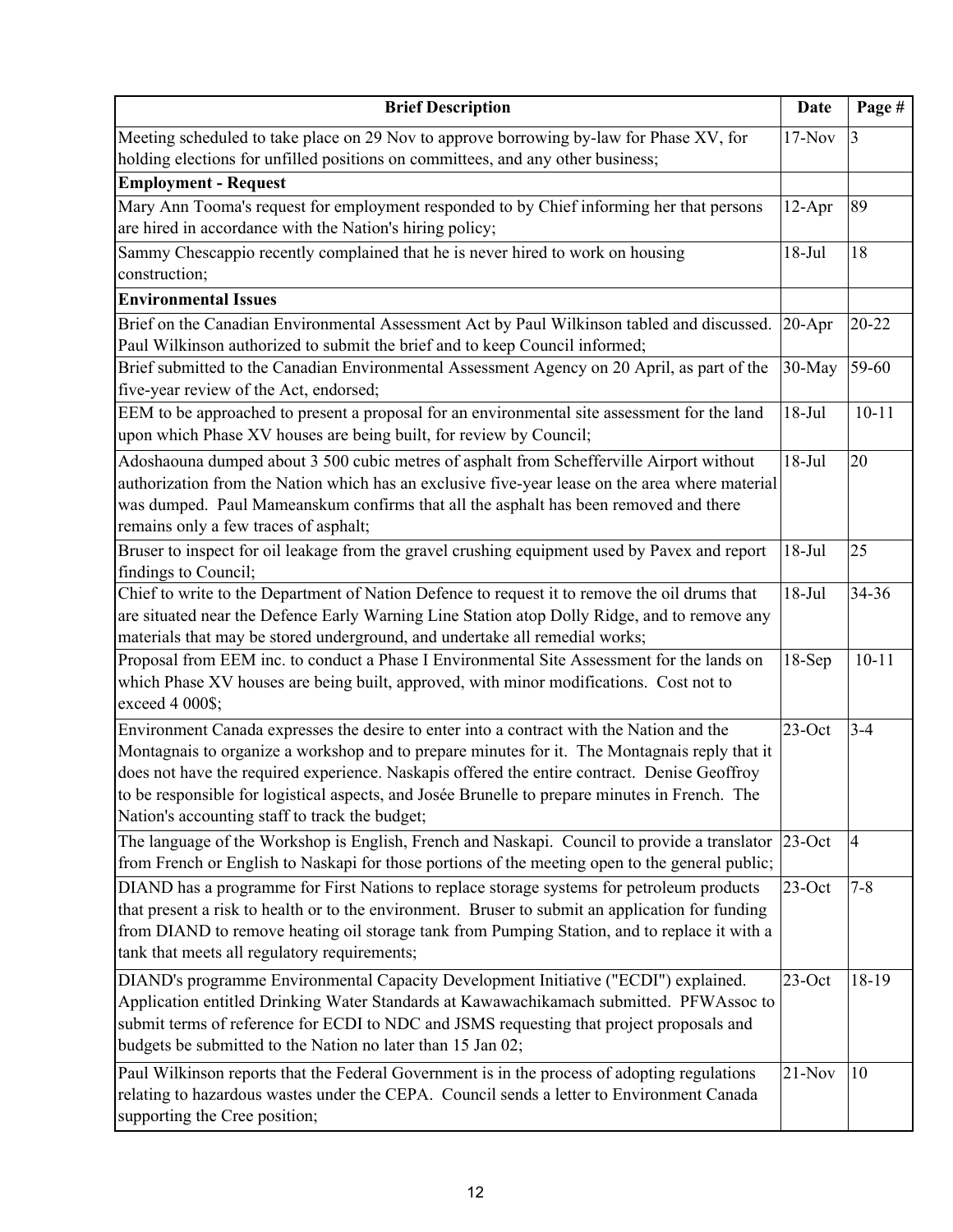| Brief Description | Date | Page # |
|---|---|---|
| Meeting scheduled to take place on 29 Nov to approve borrowing by-law for Phase XV, for holding elections for unfilled positions on committees, and any other business; | 17-Nov | 3 |
| **Employment - Request** | | |
| Mary Ann Tooma's request for employment responded to by Chief informing her that persons are hired in accordance with the Nation's hiring policy; | 12-Apr | 89 |
| Sammy Chescappio recently complained that he is never hired to work on housing construction; | 18-Jul | 18 |
| **Environmental Issues** | | |
| Brief on the Canadian Environmental Assessment Act by Paul Wilkinson tabled and discussed. Paul Wilkinson authorized to submit the brief and to keep Council informed; | 20-Apr | 20-22 |
| Brief submitted to the Canadian Environmental Assessment Agency on 20 April, as part of the five-year review of the Act, endorsed; | 30-May | 59-60 |
| EEM to be approached to present a proposal for an environmental site assessment for the land upon which Phase XV houses are being built, for review by Council; | 18-Jul | 10-11 |
| Adoshaouna dumped about 3 500 cubic metres of asphalt from Schefferville Airport without authorization from the Nation which has an exclusive five-year lease on the area where material was dumped. Paul Mameanskum confirms that all the asphalt has been removed and there remains only a few traces of asphalt; | 18-Jul | 20 |
| Bruser to inspect for oil leakage from the gravel crushing equipment used by Pavex and report findings to Council; | 18-Jul | 25 |
| Chief to write to the Department of Nation Defence to request it to remove the oil drums that are situated near the Defence Early Warning Line Station atop Dolly Ridge, and to remove any materials that may be stored underground, and undertake all remedial works; | 18-Jul | 34-36 |
| Proposal from EEM inc. to conduct a Phase I Environmental Site Assessment for the lands on which Phase XV houses are being built, approved, with minor modifications. Cost not to exceed 4 000$; | 18-Sep | 10-11 |
| Environment Canada expresses the desire to enter into a contract with the Nation and the Montagnais to organize a workshop and to prepare minutes for it. The Montagnais reply that it does not have the required experience. Naskapis offered the entire contract. Denise Geoffroy to be responsible for logistical aspects, and Josée Brunelle to prepare minutes in French. The Nation's accounting staff to track the budget; | 23-Oct | 3-4 |
| The language of the Workshop is English, French and Naskapi. Council to provide a translator from French or English to Naskapi for those portions of the meeting open to the general public; | 23-Oct | 4 |
| DIAND has a programme for First Nations to replace storage systems for petroleum products that present a risk to health or to the environment. Bruser to submit an application for funding from DIAND to remove heating oil storage tank from Pumping Station, and to replace it with a tank that meets all regulatory requirements; | 23-Oct | 7-8 |
| DIAND's programme Environmental Capacity Development Initiative ("ECDI") explained. Application entitled Drinking Water Standards at Kawawachikamach submitted. PFWAssoc to submit terms of reference for ECDI to NDC and JSMS requesting that project proposals and budgets be submitted to the Nation no later than 15 Jan 02; | 23-Oct | 18-19 |
| Paul Wilkinson reports that the Federal Government is in the process of adopting regulations relating to hazardous wastes under the CEPA. Council sends a letter to Environment Canada supporting the Cree position; | 21-Nov | 10 |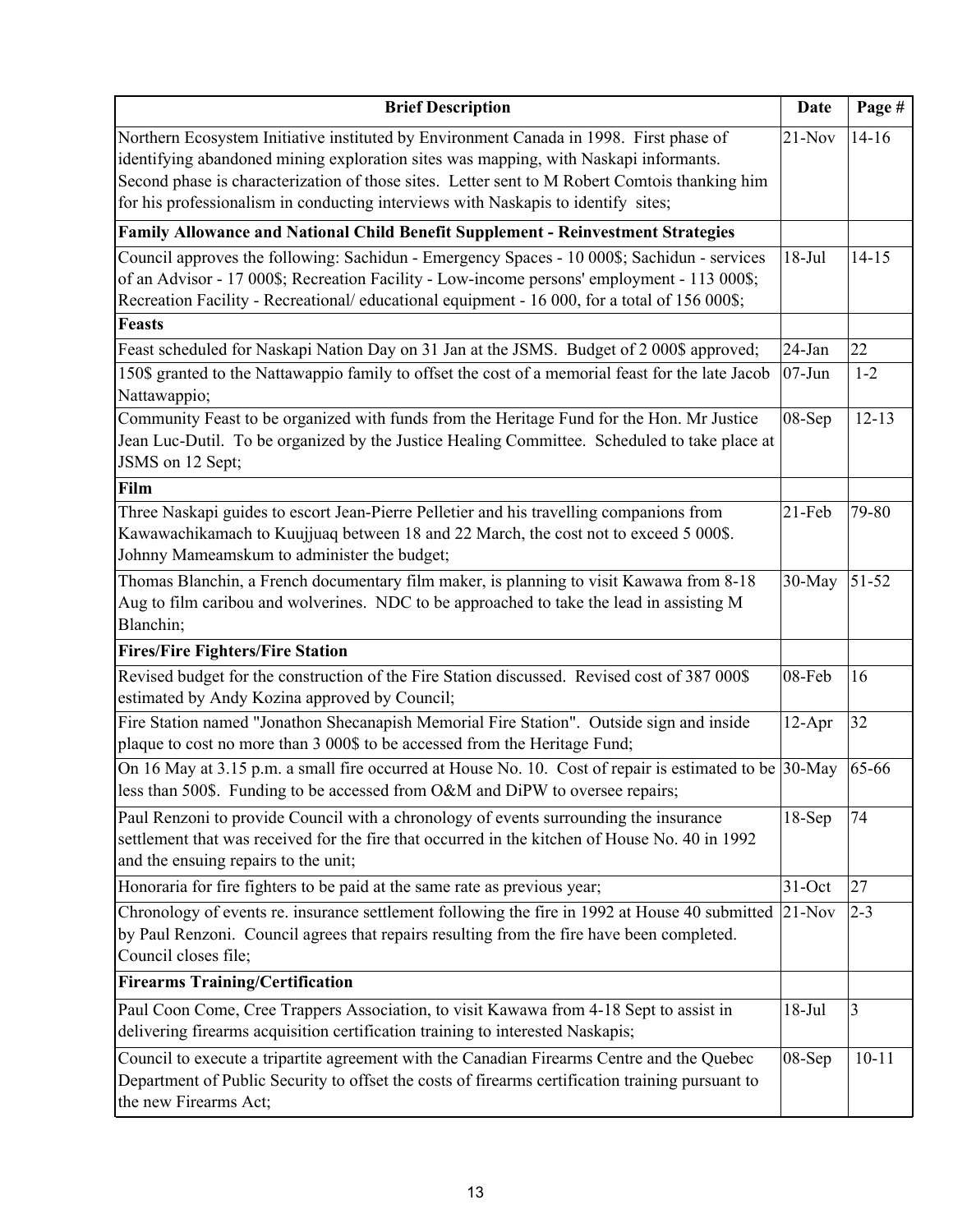| Brief Description | Date | Page # |
|---|---|---|
| Northern Ecosystem Initiative instituted by Environment Canada in 1998. First phase of identifying abandoned mining exploration sites was mapping, with Naskapi informants. Second phase is characterization of those sites. Letter sent to M Robert Comtois thanking him for his professionalism in conducting interviews with Naskapis to identify sites; | 21-Nov | 14-16 |
| **Family Allowance and National Child Benefit Supplement - Reinvestment Strategies** | | |
| Council approves the following: Sachidun - Emergency Spaces - 10 000$; Sachidun - services of an Advisor - 17 000$; Recreation Facility - Low-income persons' employment - 113 000$; Recreation Facility - Recreational/ educational equipment - 16 000, for a total of 156 000$; | 18-Jul | 14-15 |
| **Feasts** | | |
| Feast scheduled for Naskapi Nation Day on 31 Jan at the JSMS. Budget of 2 000$ approved; | 24-Jan | 22 |
| 150$ granted to the Nattawappio family to offset the cost of a memorial feast for the late Jacob Nattawappio; | 07-Jun | 1-2 |
| Community Feast to be organized with funds from the Heritage Fund for the Hon. Mr Justice Jean Luc-Dutil. To be organized by the Justice Healing Committee. Scheduled to take place at JSMS on 12 Sept; | 08-Sep | 12-13 |
| **Film** | | |
| Three Naskapi guides to escort Jean-Pierre Pelletier and his travelling companions from Kawawachikamach to Kuujjuaq between 18 and 22 March, the cost not to exceed 5 000$. Johnny Mameamskum to administer the budget; | 21-Feb | 79-80 |
| Thomas Blanchin, a French documentary film maker, is planning to visit Kawawa from 8-18 Aug to film caribou and wolverines. NDC to be approached to take the lead in assisting M Blanchin; | 30-May | 51-52 |
| **Fires/Fire Fighters/Fire Station** | | |
| Revised budget for the construction of the Fire Station discussed. Revised cost of 387 000$ estimated by Andy Kozina approved by Council; | 08-Feb | 16 |
| Fire Station named "Jonathon Shecanapish Memorial Fire Station". Outside sign and inside plaque to cost no more than 3 000$ to be accessed from the Heritage Fund; | 12-Apr | 32 |
| On 16 May at 3.15 p.m. a small fire occurred at House No. 10. Cost of repair is estimated to be less than 500$. Funding to be accessed from O&M and DiPW to oversee repairs; | 30-May | 65-66 |
| Paul Renzoni to provide Council with a chronology of events surrounding the insurance settlement that was received for the fire that occurred in the kitchen of House No. 40 in 1992 and the ensuing repairs to the unit; | 18-Sep | 74 |
| Honoraria for fire fighters to be paid at the same rate as previous year; | 31-Oct | 27 |
| Chronology of events re. insurance settlement following the fire in 1992 at House 40 submitted by Paul Renzoni. Council agrees that repairs resulting from the fire have been completed. Council closes file; | 21-Nov | 2-3 |
| **Firearms Training/Certification** | | |
| Paul Coon Come, Cree Trappers Association, to visit Kawawa from 4-18 Sept to assist in delivering firearms acquisition certification training to interested Naskapis; | 18-Jul | 3 |
| Council to execute a tripartite agreement with the Canadian Firearms Centre and the Quebec Department of Public Security to offset the costs of firearms certification training pursuant to the new Firearms Act; | 08-Sep | 10-11 |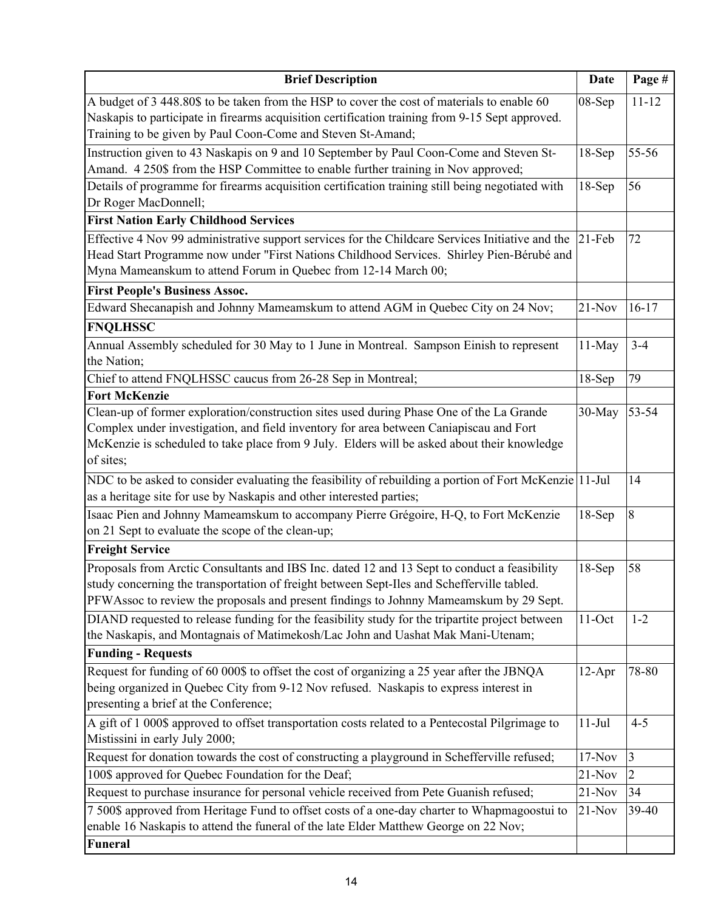| Brief Description | Date | Page # |
| --- | --- | --- |
| A budget of 3 448.80$ to be taken from the HSP to cover the cost of materials to enable 60 Naskapis to participate in firearms acquisition certification training from 9-15 Sept approved. Training to be given by Paul Coon-Come and Steven St-Amand; | 08-Sep | 11-12 |
| Instruction given to 43 Naskapis on 9 and 10 September by Paul Coon-Come and Steven St-Amand. 4 250$ from the HSP Committee to enable further training in Nov approved; | 18-Sep | 55-56 |
| Details of programme for firearms acquisition certification training still being negotiated with Dr Roger MacDonnell; | 18-Sep | 56 |
| **First Nation Early Childhood Services** | | |
| Effective 4 Nov 99 administrative support services for the Childcare Services Initiative and the Head Start Programme now under "First Nations Childhood Services. Shirley Pien-Bérubé and Myna Mameanskum to attend Forum in Quebec from 12-14 March 00; | 21-Feb | 72 |
| **First People's Business Assoc.** | | |
| Edward Shecanapish and Johnny Mameamskum to attend AGM in Quebec City on 24 Nov; | 21-Nov | 16-17 |
| **FNQLHSSC** | | |
| Annual Assembly scheduled for 30 May to 1 June in Montreal. Sampson Einish to represent the Nation; | 11-May | 3-4 |
| Chief to attend FNQLHSSC caucus from 26-28 Sep in Montreal; | 18-Sep | 79 |
| **Fort McKenzie** | | |
| Clean-up of former exploration/construction sites used during Phase One of the La Grande Complex under investigation, and field inventory for area between Caniapiscau and Fort McKenzie is scheduled to take place from 9 July. Elders will be asked about their knowledge of sites; | 30-May | 53-54 |
| NDC to be asked to consider evaluating the feasibility of rebuilding a portion of Fort McKenzie as a heritage site for use by Naskapis and other interested parties; | 11-Jul | 14 |
| Isaac Pien and Johnny Mameamskum to accompany Pierre Grégoire, H-Q, to Fort McKenzie on 21 Sept to evaluate the scope of the clean-up; | 18-Sep | 8 |
| **Freight Service** | | |
| Proposals from Arctic Consultants and IBS Inc. dated 12 and 13 Sept to conduct a feasibility study concerning the transportation of freight between Sept-Iles and Schefferville tabled. PFWAssoc to review the proposals and present findings to Johnny Mameamskum by 29 Sept. | 18-Sep | 58 |
| DIAND requested to release funding for the feasibility study for the tripartite project between the Naskapis, and Montagnais of Matimekosh/Lac John and Uashat Mak Mani-Utenam; | 11-Oct | 1-2 |
| **Funding - Requests** | | |
| Request for funding of 60 000$ to offset the cost of organizing a 25 year after the JBNQA being organized in Quebec City from 9-12 Nov refused. Naskapis to express interest in presenting a brief at the Conference; | 12-Apr | 78-80 |
| A gift of 1 000$ approved to offset transportation costs related to a Pentecostal Pilgrimage to Mistissini in early July 2000; | 11-Jul | 4-5 |
| Request for donation towards the cost of constructing a playground in Schefferville refused; | 17-Nov | 3 |
| 100$ approved for Quebec Foundation for the Deaf; | 21-Nov | 2 |
| Request to purchase insurance for personal vehicle received from Pete Guanish refused; | 21-Nov | 34 |
| 7 500$ approved from Heritage Fund to offset costs of a one-day charter to Whapmagoostui to enable 16 Naskapis to attend the funeral of the late Elder Matthew George on 22 Nov; | 21-Nov | 39-40 |
| **Funeral** | | |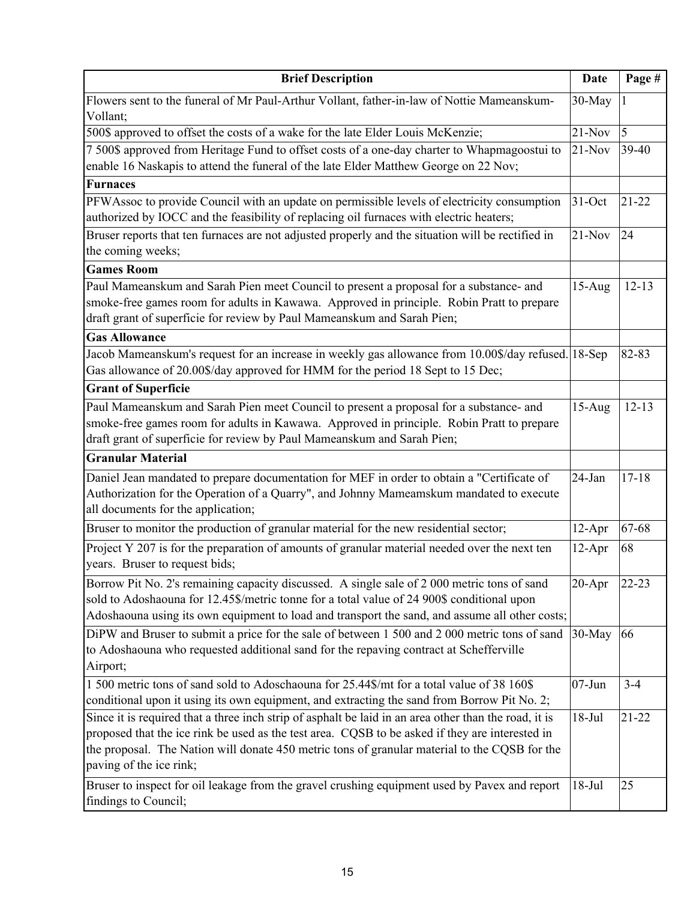| Brief Description | Date | Page # |
|---|---|---|
| Flowers sent to the funeral of Mr Paul-Arthur Vollant, father-in-law of Nottie Mameanskum-Vollant; | 30-May | 1 |
| 500$ approved to offset the costs of a wake for the late Elder Louis McKenzie; | 21-Nov | 5 |
| 7 500$ approved from Heritage Fund to offset costs of a one-day charter to Whapmagoostui to enable 16 Naskapis to attend the funeral of the late Elder Matthew George on 22 Nov; | 21-Nov | 39-40 |
| **Furnaces** | | |
| PFWAssoc to provide Council with an update on permissible levels of electricity consumption authorized by IOCC and the feasibility of replacing oil furnaces with electric heaters; | 31-Oct | 21-22 |
| Bruser reports that ten furnaces are not adjusted properly and the situation will be rectified in the coming weeks; | 21-Nov | 24 |
| **Games Room** | | |
| Paul Mameanskum and Sarah Pien meet Council to present a proposal for a substance- and smoke-free games room for adults in Kawawa. Approved in principle. Robin Pratt to prepare draft grant of superficie for review by Paul Mameanskum and Sarah Pien; | 15-Aug | 12-13 |
| **Gas Allowance** | | |
| Jacob Mameanskum's request for an increase in weekly gas allowance from 10.00$/day refused. Gas allowance of 20.00$/day approved for HMM for the period 18 Sept to 15 Dec; | 18-Sep | 82-83 |
| **Grant of Superficie** | | |
| Paul Mameanskum and Sarah Pien meet Council to present a proposal for a substance- and smoke-free games room for adults in Kawawa. Approved in principle. Robin Pratt to prepare draft grant of superficie for review by Paul Mameanskum and Sarah Pien; | 15-Aug | 12-13 |
| **Granular Material** | | |
| Daniel Jean mandated to prepare documentation for MEF in order to obtain a "Certificate of Authorization for the Operation of a Quarry", and Johnny Mameamskum mandated to execute all documents for the application; | 24-Jan | 17-18 |
| Bruser to monitor the production of granular material for the new residential sector; | 12-Apr | 67-68 |
| Project Y 207 is for the preparation of amounts of granular material needed over the next ten years. Bruser to request bids; | 12-Apr | 68 |
| Borrow Pit No. 2's remaining capacity discussed. A single sale of 2 000 metric tons of sand sold to Adoshaouna for 12.45$/metric tonne for a total value of 24 900$ conditional upon Adoshaouna using its own equipment to load and transport the sand, and assume all other costs; | 20-Apr | 22-23 |
| DiPW and Bruser to submit a price for the sale of between 1 500 and 2 000 metric tons of sand to Adoshaouna who requested additional sand for the repaving contract at Schefferville Airport; | 30-May | 66 |
| 1 500 metric tons of sand sold to Adoschaouna for 25.44$/mt for a total value of 38 160$ conditional upon it using its own equipment, and extracting the sand from Borrow Pit No. 2; | 07-Jun | 3-4 |
| Since it is required that a three inch strip of asphalt be laid in an area other than the road, it is proposed that the ice rink be used as the test area. CQSB to be asked if they are interested in the proposal. The Nation will donate 450 metric tons of granular material to the CQSB for the paving of the ice rink; | 18-Jul | 21-22 |
| Bruser to inspect for oil leakage from the gravel crushing equipment used by Pavex and report findings to Council; | 18-Jul | 25 |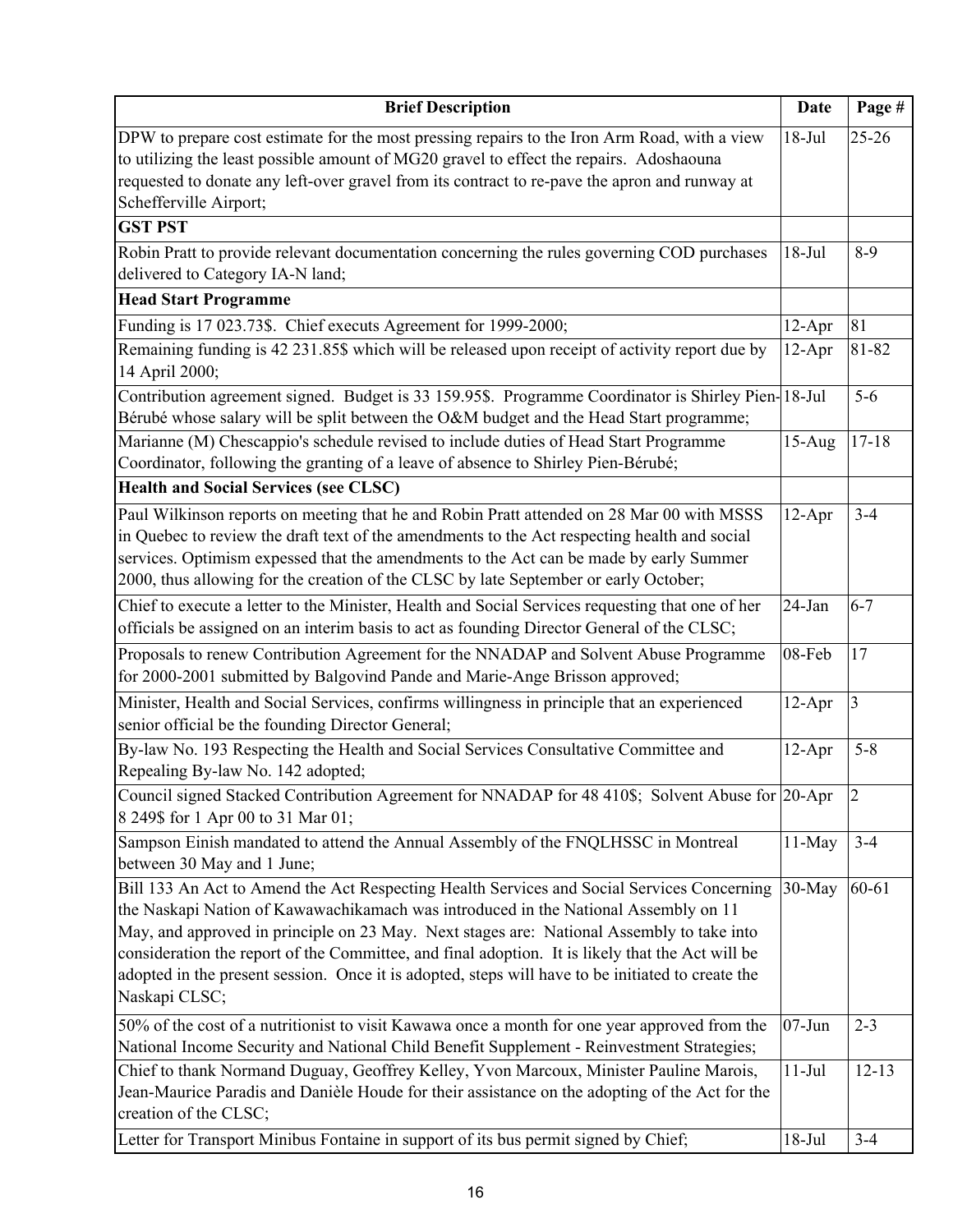| Brief Description | Date | Page # |
|---|---|---|
| DPW to prepare cost estimate for the most pressing repairs to the Iron Arm Road, with a view to utilizing the least possible amount of MG20 gravel to effect the repairs. Adoshaouna requested to donate any left-over gravel from its contract to re-pave the apron and runway at Schefferville Airport; | 18-Jul | 25-26 |
| **GST PST** | | |
| Robin Pratt to provide relevant documentation concerning the rules governing COD purchases delivered to Category IA-N land; | 18-Jul | 8-9 |
| **Head Start Programme** | | |
| Funding is 17 023.73$. Chief executs Agreement for 1999-2000; | 12-Apr | 81 |
| Remaining funding is 42 231.85$ which will be released upon receipt of activity report due by 14 April 2000; | 12-Apr | 81-82 |
| Contribution agreement signed. Budget is 33 159.95$. Programme Coordinator is Shirley Pien-Bérubé whose salary will be split between the O&M budget and the Head Start programme; | 18-Jul | 5-6 |
| Marianne (M) Chescappio's schedule revised to include duties of Head Start Programme Coordinator, following the granting of a leave of absence to Shirley Pien-Bérubé; | 15-Aug | 17-18 |
| **Health and Social Services (see CLSC)** | | |
| Paul Wilkinson reports on meeting that he and Robin Pratt attended on 28 Mar 00 with MSSS in Quebec to review the draft text of the amendments to the Act respecting health and social services. Optimism expessed that the amendments to the Act can be made by early Summer 2000, thus allowing for the creation of the CLSC by late September or early October; | 12-Apr | 3-4 |
| Chief to execute a letter to the Minister, Health and Social Services requesting that one of her officials be assigned on an interim basis to act as founding Director General of the CLSC; | 24-Jan | 6-7 |
| Proposals to renew Contribution Agreement for the NNADAP and Solvent Abuse Programme for 2000-2001 submitted by Balgovind Pande and Marie-Ange Brisson approved; | 08-Feb | 17 |
| Minister, Health and Social Services, confirms willingness in principle that an experienced senior official be the founding Director General; | 12-Apr | 3 |
| By-law No. 193 Respecting the Health and Social Services Consultative Committee and Repealing By-law No. 142 adopted; | 12-Apr | 5-8 |
| Council signed Stacked Contribution Agreement for NNADAP for 48 410$; Solvent Abuse for 8 249$ for 1 Apr 00 to 31 Mar 01; | 20-Apr | 2 |
| Sampson Einish mandated to attend the Annual Assembly of the FNQLHSSC in Montreal between 30 May and 1 June; | 11-May | 3-4 |
| Bill 133 An Act to Amend the Act Respecting Health Services and Social Services Concerning the Naskapi Nation of Kawawachikamach was introduced in the National Assembly on 11 May, and approved in principle on 23 May. Next stages are: National Assembly to take into consideration the report of the Committee, and final adoption. It is likely that the Act will be adopted in the present session. Once it is adopted, steps will have to be initiated to create the Naskapi CLSC; | 30-May | 60-61 |
| 50% of the cost of a nutritionist to visit Kawawa once a month for one year approved from the National Income Security and National Child Benefit Supplement - Reinvestment Strategies; | 07-Jun | 2-3 |
| Chief to thank Normand Duguay, Geoffrey Kelley, Yvon Marcoux, Minister Pauline Marois, Jean-Maurice Paradis and Danièle Houde for their assistance on the adopting of the Act for the creation of the CLSC; | 11-Jul | 12-13 |
| Letter for Transport Minibus Fontaine in support of its bus permit signed by Chief; | 18-Jul | 3-4 |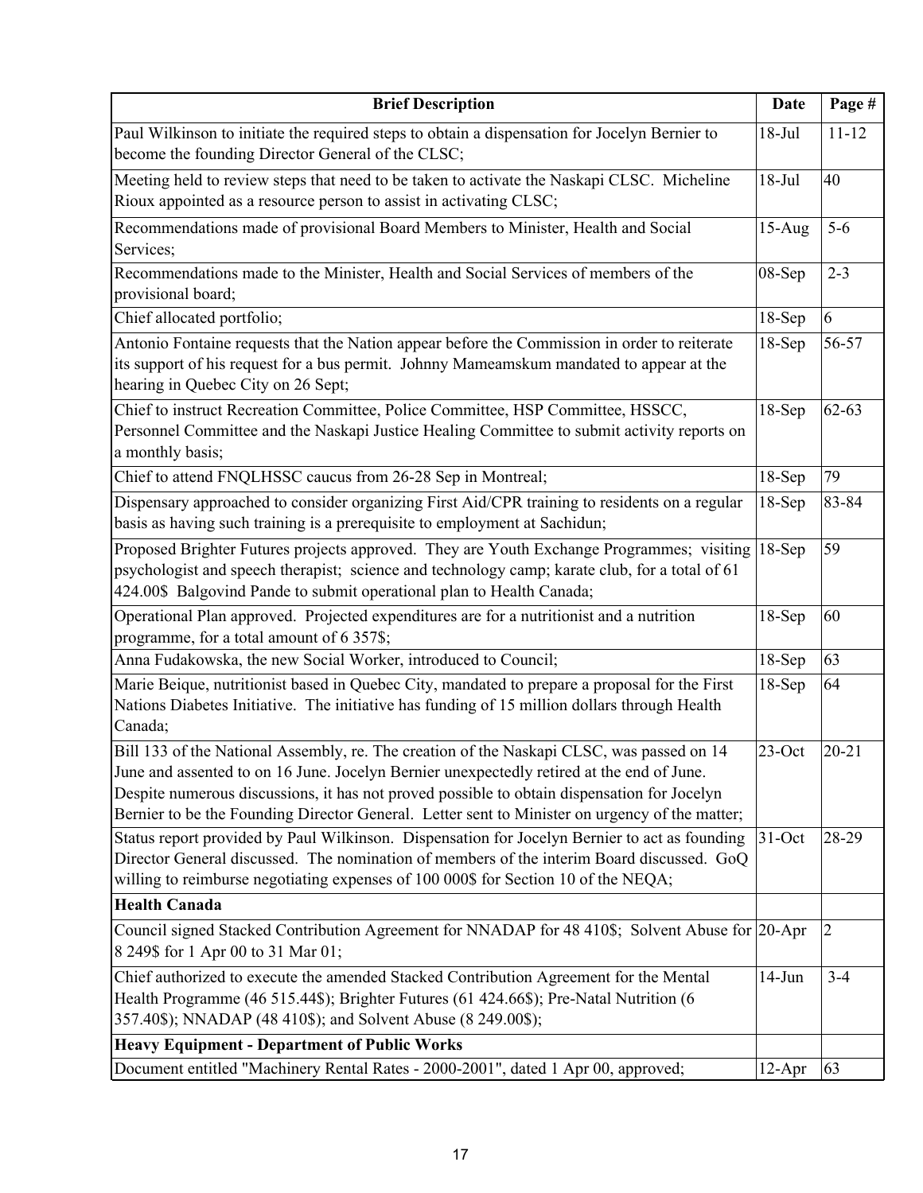| Brief Description | Date | Page # |
|---|---|---|
| Paul Wilkinson to initiate the required steps to obtain a dispensation for Jocelyn Bernier to become the founding Director General of the CLSC; | 18-Jul | 11-12 |
| Meeting held to review steps that need to be taken to activate the Naskapi CLSC. Micheline Rioux appointed as a resource person to assist in activating CLSC; | 18-Jul | 40 |
| Recommendations made of provisional Board Members to Minister, Health and Social Services; | 15-Aug | 5-6 |
| Recommendations made to the Minister, Health and Social Services of members of the provisional board; | 08-Sep | 2-3 |
| Chief allocated portfolio; | 18-Sep | 6 |
| Antonio Fontaine requests that the Nation appear before the Commission in order to reiterate its support of his request for a bus permit. Johnny Mameamskum mandated to appear at the hearing in Quebec City on 26 Sept; | 18-Sep | 56-57 |
| Chief to instruct Recreation Committee, Police Committee, HSP Committee, HSSCC, Personnel Committee and the Naskapi Justice Healing Committee to submit activity reports on a monthly basis; | 18-Sep | 62-63 |
| Chief to attend FNQLHSSC caucus from 26-28 Sep in Montreal; | 18-Sep | 79 |
| Dispensary approached to consider organizing First Aid/CPR training to residents on a regular basis as having such training is a prerequisite to employment at Sachidun; | 18-Sep | 83-84 |
| Proposed Brighter Futures projects approved. They are Youth Exchange Programmes; visiting psychologist and speech therapist; science and technology camp; karate club, for a total of 61 424.00$ Balgovind Pande to submit operational plan to Health Canada; | 18-Sep | 59 |
| Operational Plan approved. Projected expenditures are for a nutritionist and a nutrition programme, for a total amount of 6 357$; | 18-Sep | 60 |
| Anna Fudakowska, the new Social Worker, introduced to Council; | 18-Sep | 63 |
| Marie Beique, nutritionist based in Quebec City, mandated to prepare a proposal for the First Nations Diabetes Initiative. The initiative has funding of 15 million dollars through Health Canada; | 18-Sep | 64 |
| Bill 133 of the National Assembly, re. The creation of the Naskapi CLSC, was passed on 14 June and assented to on 16 June. Jocelyn Bernier unexpectedly retired at the end of June. Despite numerous discussions, it has not proved possible to obtain dispensation for Jocelyn Bernier to be the Founding Director General. Letter sent to Minister on urgency of the matter; | 23-Oct | 20-21 |
| Status report provided by Paul Wilkinson. Dispensation for Jocelyn Bernier to act as founding Director General discussed. The nomination of members of the interim Board discussed. GoQ willing to reimburse negotiating expenses of 100 000$ for Section 10 of the NEQA; | 31-Oct | 28-29 |
| **Health Canada** | | |
| Council signed Stacked Contribution Agreement for NNADAP for 48 410$; Solvent Abuse for 8 249$ for 1 Apr 00 to 31 Mar 01; | 20-Apr | 2 |
| Chief authorized to execute the amended Stacked Contribution Agreement for the Mental Health Programme (46 515.44$); Brighter Futures (61 424.66$); Pre-Natal Nutrition (6 357.40$); NNADAP (48 410$); and Solvent Abuse (8 249.00$); | 14-Jun | 3-4 |
| **Heavy Equipment - Department of Public Works** | | |
| Document entitled "Machinery Rental Rates - 2000-2001", dated 1 Apr 00, approved; | 12-Apr | 63 |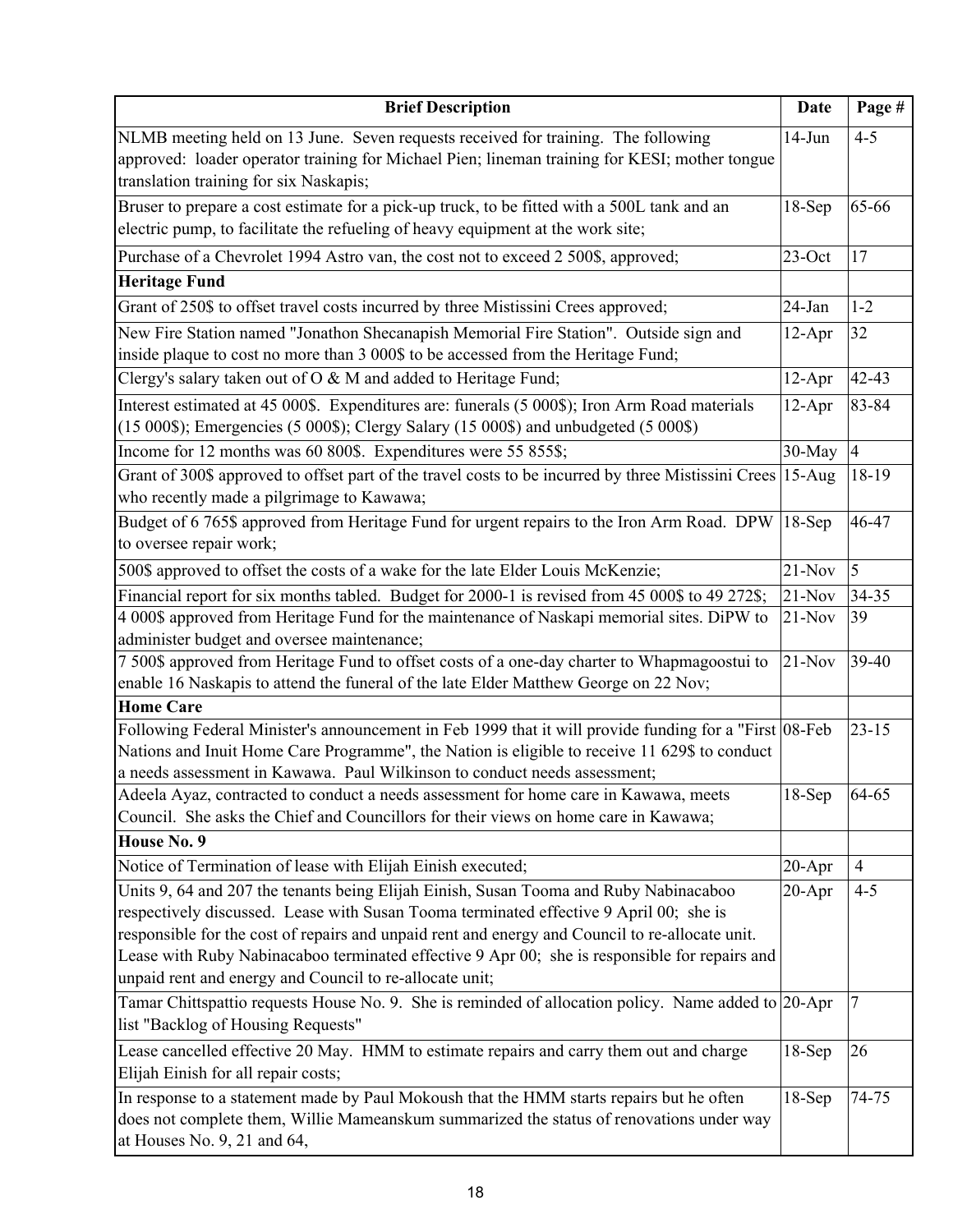| Brief Description | Date | Page # |
|---|---|---|
| NLMB meeting held on 13 June. Seven requests received for training. The following approved: loader operator training for Michael Pien; lineman training for KESI; mother tongue translation training for six Naskapis; | 14-Jun | 4-5 |
| Bruser to prepare a cost estimate for a pick-up truck, to be fitted with a 500L tank and an electric pump, to facilitate the refueling of heavy equipment at the work site; | 18-Sep | 65-66 |
| Purchase of a Chevrolet 1994 Astro van, the cost not to exceed 2 500$, approved; | 23-Oct | 17 |
| **Heritage Fund** | | |
| Grant of 250$ to offset travel costs incurred by three Mistissini Crees approved; | 24-Jan | 1-2 |
| New Fire Station named "Jonathon Shecanapish Memorial Fire Station". Outside sign and inside plaque to cost no more than 3 000$ to be accessed from the Heritage Fund; | 12-Apr | 32 |
| Clergy's salary taken out of O & M and added to Heritage Fund; | 12-Apr | 42-43 |
| Interest estimated at 45 000$. Expenditures are: funerals (5 000$); Iron Arm Road materials (15 000$); Emergencies (5 000$); Clergy Salary (15 000$) and unbudgeted (5 000$) | 12-Apr | 83-84 |
| Income for 12 months was 60 800$. Expenditures were 55 855$; | 30-May | 4 |
| Grant of 300$ approved to offset part of the travel costs to be incurred by three Mistissini Crees who recently made a pilgrimage to Kawawa; | 15-Aug | 18-19 |
| Budget of 6 765$ approved from Heritage Fund for urgent repairs to the Iron Arm Road. DPW to oversee repair work; | 18-Sep | 46-47 |
| 500$ approved to offset the costs of a wake for the late Elder Louis McKenzie; | 21-Nov | 5 |
| Financial report for six months tabled. Budget for 2000-1 is revised from 45 000$ to 49 272$; | 21-Nov | 34-35 |
| 4 000$ approved from Heritage Fund for the maintenance of Naskapi memorial sites. DiPW to administer budget and oversee maintenance; | 21-Nov | 39 |
| 7 500$ approved from Heritage Fund to offset costs of a one-day charter to Whapmagoostui to enable 16 Naskapis to attend the funeral of the late Elder Matthew George on 22 Nov; | 21-Nov | 39-40 |
| **Home Care** | | |
| Following Federal Minister's announcement in Feb 1999 that it will provide funding for a "First Nations and Inuit Home Care Programme", the Nation is eligible to receive 11 629$ to conduct a needs assessment in Kawawa. Paul Wilkinson to conduct needs assessment; | 08-Feb | 23-15 |
| Adeela Ayaz, contracted to conduct a needs assessment for home care in Kawawa, meets Council. She asks the Chief and Councillors for their views on home care in Kawawa; | 18-Sep | 64-65 |
| **House No. 9** | | |
| Notice of Termination of lease with Elijah Einish executed; | 20-Apr | 4 |
| Units 9, 64 and 207 the tenants being Elijah Einish, Susan Tooma and Ruby Nabinacaboo respectively discussed. Lease with Susan Tooma terminated effective 9 April 00; she is responsible for the cost of repairs and unpaid rent and energy and Council to re-allocate unit. Lease with Ruby Nabinacaboo terminated effective 9 Apr 00; she is responsible for repairs and unpaid rent and energy and Council to re-allocate unit; | 20-Apr | 4-5 |
| Tamar Chittspattio requests House No. 9. She is reminded of allocation policy. Name added to list "Backlog of Housing Requests" | 20-Apr | 7 |
| Lease cancelled effective 20 May. HMM to estimate repairs and carry them out and charge Elijah Einish for all repair costs; | 18-Sep | 26 |
| In response to a statement made by Paul Mokoush that the HMM starts repairs but he often does not complete them, Willie Mameanskum summarized the status of renovations under way at Houses No. 9, 21 and 64, | 18-Sep | 74-75 |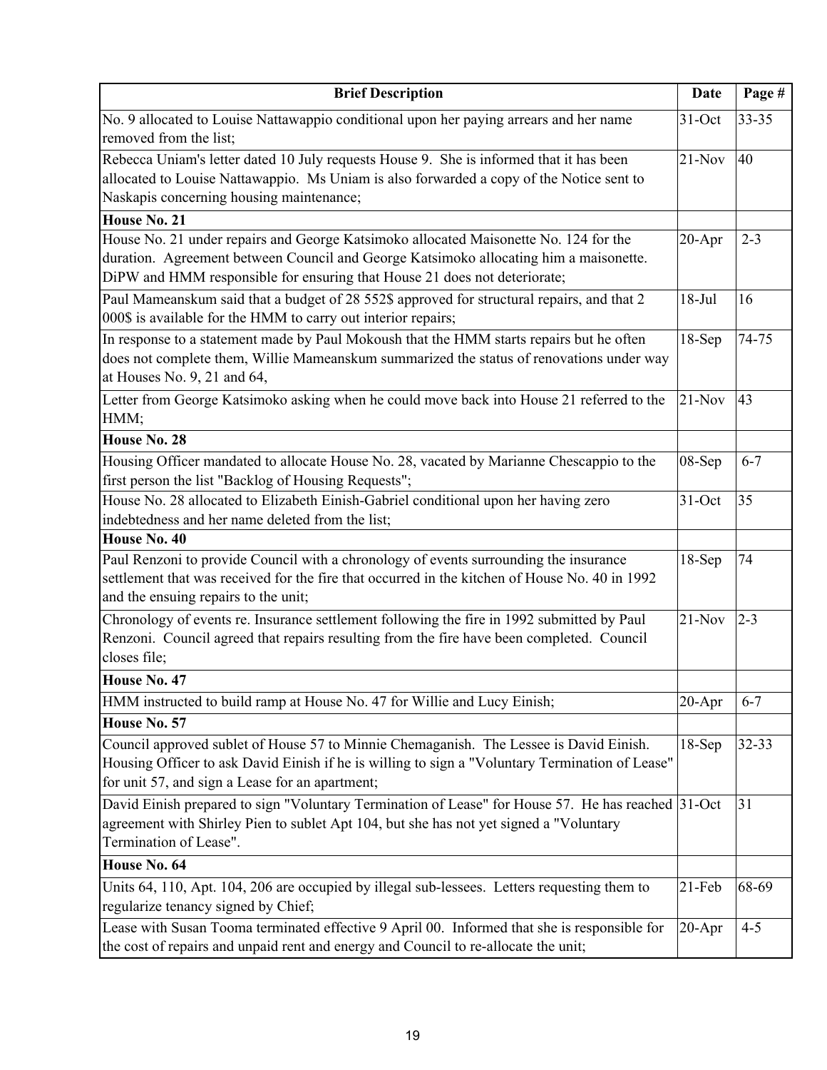| Brief Description | Date | Page # |
| --- | --- | --- |
| No. 9 allocated to Louise Nattawappio conditional upon her paying arrears and her name removed from the list; | 31-Oct | 33-35 |
| Rebecca Uniam's letter dated 10 July requests House 9. She is informed that it has been allocated to Louise Nattawappio. Ms Uniam is also forwarded a copy of the Notice sent to Naskapis concerning housing maintenance; | 21-Nov | 40 |
| **House No. 21** | | |
| House No. 21 under repairs and George Katsimoko allocated Maisonette No. 124 for the duration. Agreement between Council and George Katsimoko allocating him a maisonette. DiPW and HMM responsible for ensuring that House 21 does not deteriorate; | 20-Apr | 2-3 |
| Paul Mameanskum said that a budget of 28 552$ approved for structural repairs, and that 2 000$ is available for the HMM to carry out interior repairs; | 18-Jul | 16 |
| In response to a statement made by Paul Mokoush that the HMM starts repairs but he often does not complete them, Willie Mameanskum summarized the status of renovations under way at Houses No. 9, 21 and 64, | 18-Sep | 74-75 |
| Letter from George Katsimoko asking when he could move back into House 21 referred to the HMM; | 21-Nov | 43 |
| **House No. 28** | | |
| Housing Officer mandated to allocate House No. 28, vacated by Marianne Chescappio to the first person the list "Backlog of Housing Requests"; | 08-Sep | 6-7 |
| House No. 28 allocated to Elizabeth Einish-Gabriel conditional upon her having zero indebtedness and her name deleted from the list; | 31-Oct | 35 |
| **House No. 40** | | |
| Paul Renzoni to provide Council with a chronology of events surrounding the insurance settlement that was received for the fire that occurred in the kitchen of House No. 40 in 1992 and the ensuing repairs to the unit; | 18-Sep | 74 |
| Chronology of events re. Insurance settlement following the fire in 1992 submitted by Paul Renzoni. Council agreed that repairs resulting from the fire have been completed. Council closes file; | 21-Nov | 2-3 |
| **House No. 47** | | |
| HMM instructed to build ramp at House No. 47 for Willie and Lucy Einish; | 20-Apr | 6-7 |
| **House No. 57** | | |
| Council approved sublet of House 57 to Minnie Chemaganish. The Lessee is David Einish. Housing Officer to ask David Einish if he is willing to sign a "Voluntary Termination of Lease" for unit 57, and sign a Lease for an apartment; | 18-Sep | 32-33 |
| David Einish prepared to sign "Voluntary Termination of Lease" for House 57. He has reached agreement with Shirley Pien to sublet Apt 104, but she has not yet signed a "Voluntary Termination of Lease". | 31-Oct | 31 |
| **House No. 64** | | |
| Units 64, 110, Apt. 104, 206 are occupied by illegal sub-lessees. Letters requesting them to regularize tenancy signed by Chief; | 21-Feb | 68-69 |
| Lease with Susan Tooma terminated effective 9 April 00. Informed that she is responsible for the cost of repairs and unpaid rent and energy and Council to re-allocate the unit; | 20-Apr | 4-5 |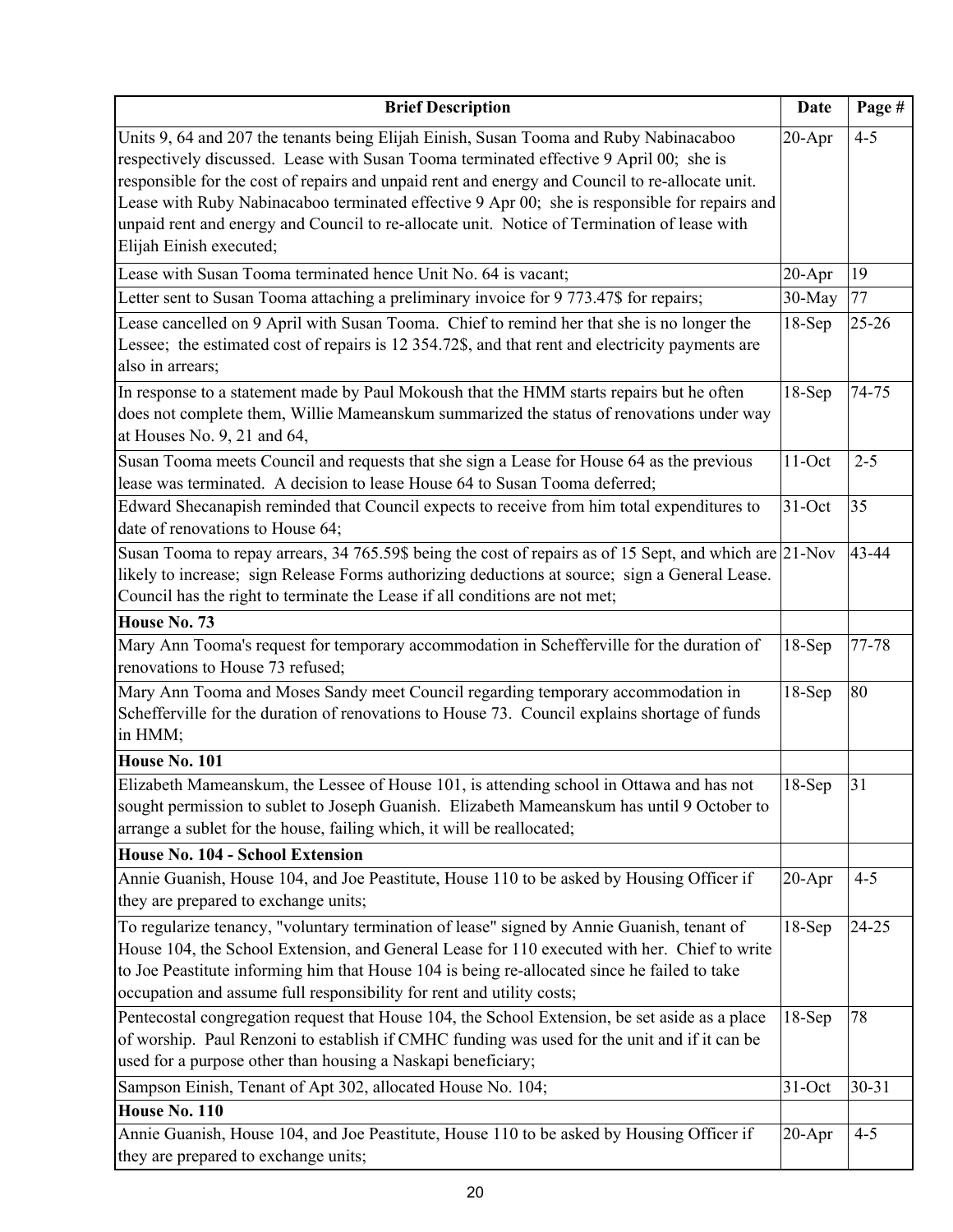| Brief Description | Date | Page # |
| --- | --- | --- |
| Units 9, 64 and 207 the tenants being Elijah Einish, Susan Tooma and Ruby Nabinacaboo respectively discussed. Lease with Susan Tooma terminated effective 9 April 00; she is responsible for the cost of repairs and unpaid rent and energy and Council to re-allocate unit. Lease with Ruby Nabinacaboo terminated effective 9 Apr 00; she is responsible for repairs and unpaid rent and energy and Council to re-allocate unit. Notice of Termination of lease with Elijah Einish executed; | 20-Apr | 4-5 |
| Lease with Susan Tooma terminated hence Unit No. 64 is vacant; | 20-Apr | 19 |
| Letter sent to Susan Tooma attaching a preliminary invoice for 9 773.47$ for repairs; | 30-May | 77 |
| Lease cancelled on 9 April with Susan Tooma. Chief to remind her that she is no longer the Lessee; the estimated cost of repairs is 12 354.72$, and that rent and electricity payments are also in arrears; | 18-Sep | 25-26 |
| In response to a statement made by Paul Mokoush that the HMM starts repairs but he often does not complete them, Willie Mameanskum summarized the status of renovations under way at Houses No. 9, 21 and 64, | 18-Sep | 74-75 |
| Susan Tooma meets Council and requests that she sign a Lease for House 64 as the previous lease was terminated. A decision to lease House 64 to Susan Tooma deferred; | 11-Oct | 2-5 |
| Edward Shecanapish reminded that Council expects to receive from him total expenditures to date of renovations to House 64; | 31-Oct | 35 |
| Susan Tooma to repay arrears, 34 765.59$ being the cost of repairs as of 15 Sept, and which are likely to increase; sign Release Forms authorizing deductions at source; sign a General Lease. Council has the right to terminate the Lease if all conditions are not met; | 21-Nov | 43-44 |
| **House No. 73** | | |
| Mary Ann Tooma's request for temporary accommodation in Schefferville for the duration of renovations to House 73 refused; | 18-Sep | 77-78 |
| Mary Ann Tooma and Moses Sandy meet Council regarding temporary accommodation in Schefferville for the duration of renovations to House 73. Council explains shortage of funds in HMM; | 18-Sep | 80 |
| **House No. 101** | | |
| Elizabeth Mameanskum, the Lessee of House 101, is attending school in Ottawa and has not sought permission to sublet to Joseph Guanish. Elizabeth Mameanskum has until 9 October to arrange a sublet for the house, failing which, it will be reallocated; | 18-Sep | 31 |
| **House No. 104 - School Extension** | | |
| Annie Guanish, House 104, and Joe Peastitute, House 110 to be asked by Housing Officer if they are prepared to exchange units; | 20-Apr | 4-5 |
| To regularize tenancy, "voluntary termination of lease" signed by Annie Guanish, tenant of House 104, the School Extension, and General Lease for 110 executed with her. Chief to write to Joe Peastitute informing him that House 104 is being re-allocated since he failed to take occupation and assume full responsibility for rent and utility costs; | 18-Sep | 24-25 |
| Pentecostal congregation request that House 104, the School Extension, be set aside as a place of worship. Paul Renzoni to establish if CMHC funding was used for the unit and if it can be used for a purpose other than housing a Naskapi beneficiary; | 18-Sep | 78 |
| Sampson Einish, Tenant of Apt 302, allocated House No. 104; | 31-Oct | 30-31 |
| **House No. 110** | | |
| Annie Guanish, House 104, and Joe Peastitute, House 110 to be asked by Housing Officer if they are prepared to exchange units; | 20-Apr | 4-5 |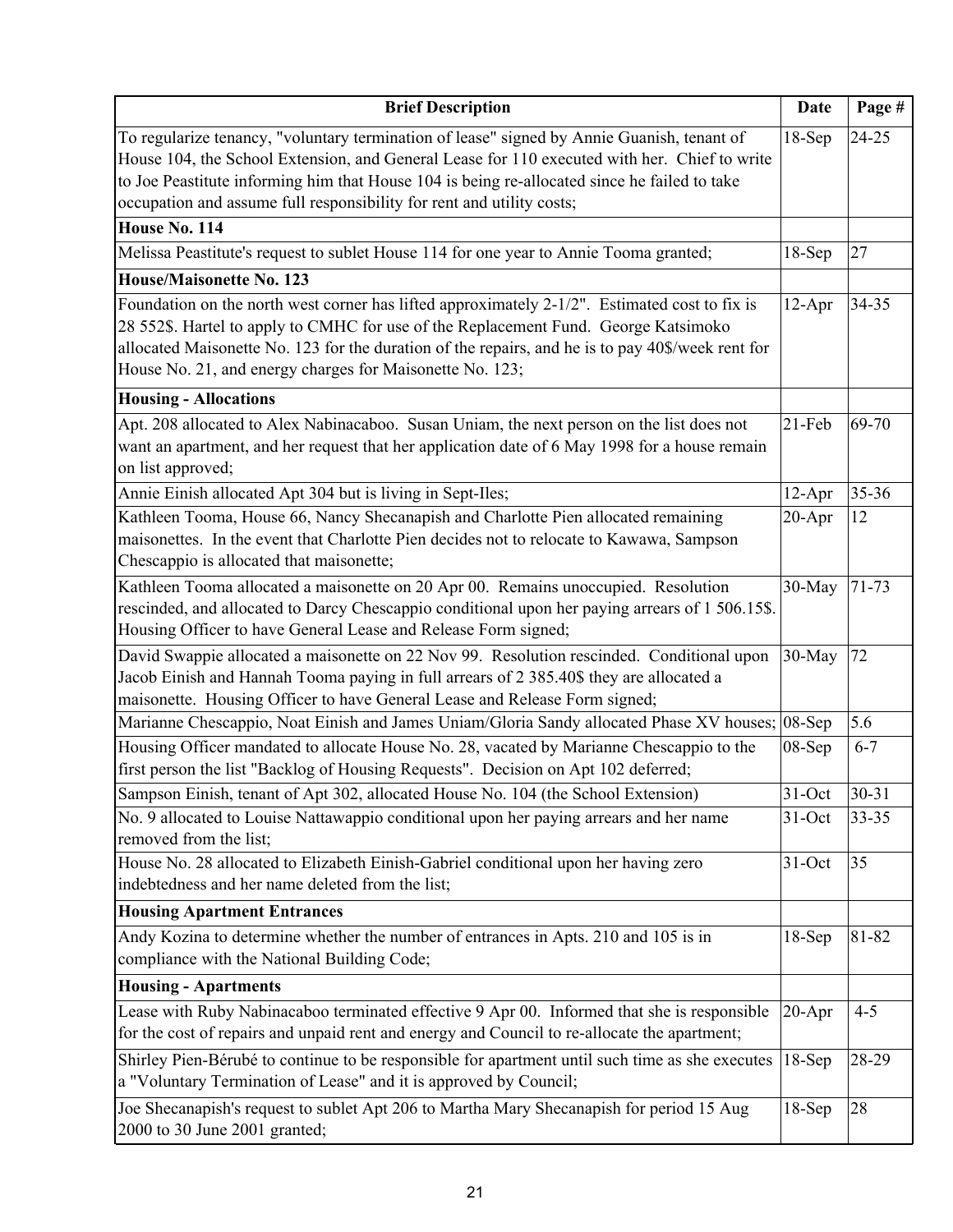| Brief Description | Date | Page # |
| --- | --- | --- |
| To regularize tenancy, "voluntary termination of lease" signed by Annie Guanish, tenant of House 104, the School Extension, and General Lease for 110 executed with her. Chief to write to Joe Peastitute informing him that House 104 is being re-allocated since he failed to take occupation and assume full responsibility for rent and utility costs; | 18-Sep | 24-25 |
| **House No. 114** | | |
| Melissa Peastitute's request to sublet House 114 for one year to Annie Tooma granted; | 18-Sep | 27 |
| **House/Maisonette No. 123** | | |
| Foundation on the north west corner has lifted approximately 2-1/2". Estimated cost to fix is 28 552$. Hartel to apply to CMHC for use of the Replacement Fund. George Katsimoko allocated Maisonette No. 123 for the duration of the repairs, and he is to pay 40$/week rent for House No. 21, and energy charges for Maisonette No. 123; | 12-Apr | 34-35 |
| **Housing - Allocations** | | |
| Apt. 208 allocated to Alex Nabinacaboo. Susan Uniam, the next person on the list does not want an apartment, and her request that her application date of 6 May 1998 for a house remain on list approved; | 21-Feb | 69-70 |
| Annie Einish allocated Apt 304 but is living in Sept-Iles; | 12-Apr | 35-36 |
| Kathleen Tooma, House 66, Nancy Shecanapish and Charlotte Pien allocated remaining maisonettes. In the event that Charlotte Pien decides not to relocate to Kawawa, Sampson Chescappio is allocated that maisonette; | 20-Apr | 12 |
| Kathleen Tooma allocated a maisonette on 20 Apr 00. Remains unoccupied. Resolution rescinded, and allocated to Darcy Chescappio conditional upon her paying arrears of 1 506.15$. Housing Officer to have General Lease and Release Form signed; | 30-May | 71-73 |
| David Swappie allocated a maisonette on 22 Nov 99. Resolution rescinded. Conditional upon Jacob Einish and Hannah Tooma paying in full arrears of 2 385.40$ they are allocated a maisonette. Housing Officer to have General Lease and Release Form signed; | 30-May | 72 |
| Marianne Chescappio, Noat Einish and James Uniam/Gloria Sandy allocated Phase XV houses; | 08-Sep | 5.6 |
| Housing Officer mandated to allocate House No. 28, vacated by Marianne Chescappio to the first person the list "Backlog of Housing Requests". Decision on Apt 102 deferred; | 08-Sep | 6-7 |
| Sampson Einish, tenant of Apt 302, allocated House No. 104 (the School Extension) | 31-Oct | 30-31 |
| No. 9 allocated to Louise Nattawappio conditional upon her paying arrears and her name removed from the list; | 31-Oct | 33-35 |
| House No. 28 allocated to Elizabeth Einish-Gabriel conditional upon her having zero indebtedness and her name deleted from the list; | 31-Oct | 35 |
| **Housing Apartment Entrances** | | |
| Andy Kozina to determine whether the number of entrances in Apts. 210 and 105 is in compliance with the National Building Code; | 18-Sep | 81-82 |
| **Housing - Apartments** | | |
| Lease with Ruby Nabinacaboo terminated effective 9 Apr 00. Informed that she is responsible for the cost of repairs and unpaid rent and energy and Council to re-allocate the apartment; | 20-Apr | 4-5 |
| Shirley Pien-Bérubé to continue to be responsible for apartment until such time as she executes a "Voluntary Termination of Lease" and it is approved by Council; | 18-Sep | 28-29 |
| Joe Shecanapish's request to sublet Apt 206 to Martha Mary Shecanapish for period 15 Aug 2000 to 30 June 2001 granted; | 18-Sep | 28 |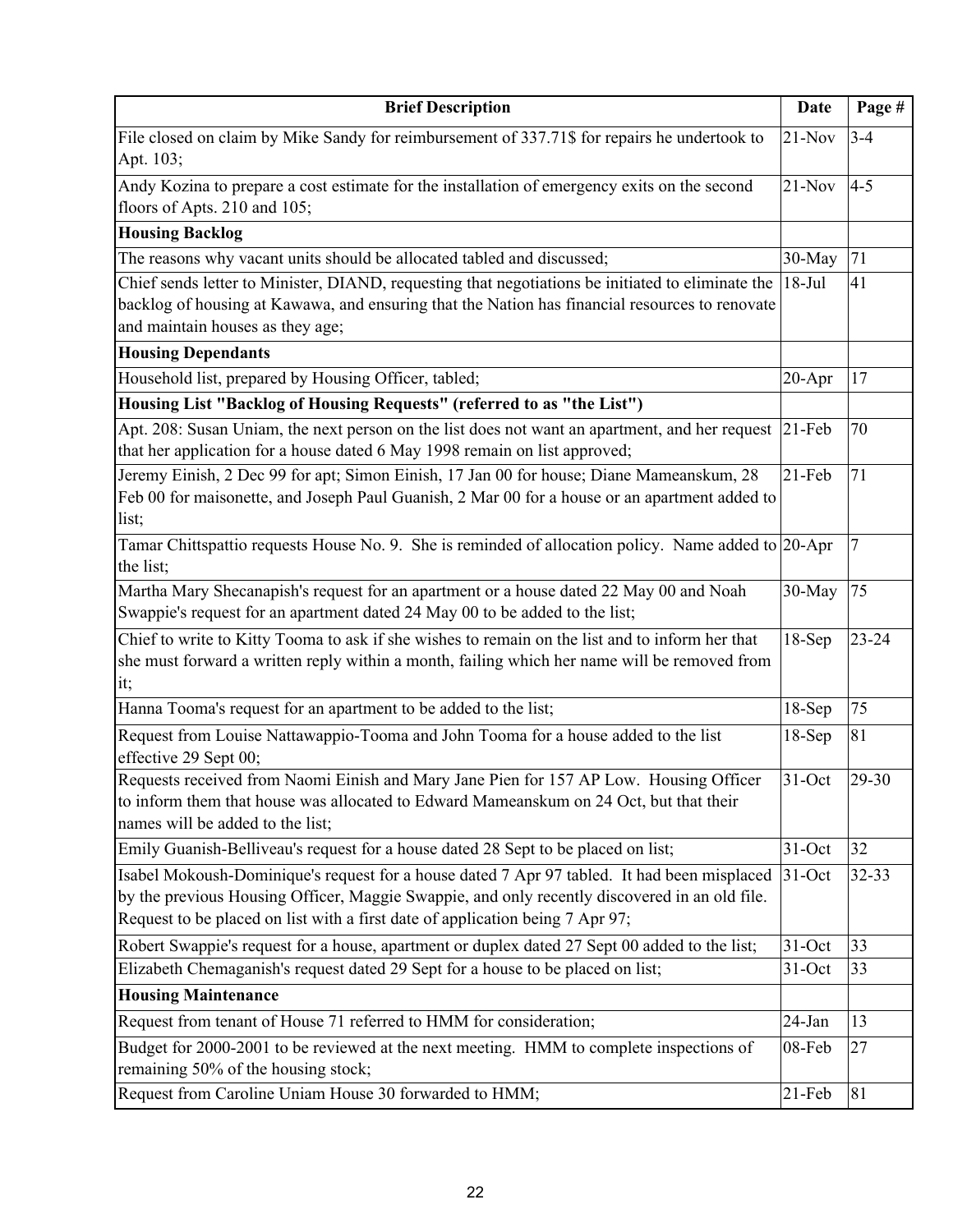| Brief Description | Date | Page # |
|---|---|---|
| File closed on claim by Mike Sandy for reimbursement of 337.71$ for repairs he undertook to Apt. 103; | 21-Nov | 3-4 |
| Andy Kozina to prepare a cost estimate for the installation of emergency exits on the second floors of Apts. 210 and 105; | 21-Nov | 4-5 |
| **Housing Backlog** | | |
| The reasons why vacant units should be allocated tabled and discussed; | 30-May | 71 |
| Chief sends letter to Minister, DIAND, requesting that negotiations be initiated to eliminate the backlog of housing at Kawawa, and ensuring that the Nation has financial resources to renovate and maintain houses as they age; | 18-Jul | 41 |
| **Housing Dependants** | | |
| Household list, prepared by Housing Officer, tabled; | 20-Apr | 17 |
| **Housing List "Backlog of Housing Requests" (referred to as "the List")** | | |
| Apt. 208: Susan Uniam, the next person on the list does not want an apartment, and her request that her application for a house dated 6 May 1998 remain on list approved; | 21-Feb | 70 |
| Jeremy Einish, 2 Dec 99 for apt; Simon Einish, 17 Jan 00 for house; Diane Mameanskum, 28 Feb 00 for maisonette, and Joseph Paul Guanish, 2 Mar 00 for a house or an apartment added to list; | 21-Feb | 71 |
| Tamar Chittspattio requests House No. 9. She is reminded of allocation policy. Name added to the list; | 20-Apr | 7 |
| Martha Mary Shecanapish's request for an apartment or a house dated 22 May 00 and Noah Swappie's request for an apartment dated 24 May 00 to be added to the list; | 30-May | 75 |
| Chief to write to Kitty Tooma to ask if she wishes to remain on the list and to inform her that she must forward a written reply within a month, failing which her name will be removed from it; | 18-Sep | 23-24 |
| Hanna Tooma's request for an apartment to be added to the list; | 18-Sep | 75 |
| Request from Louise Nattawappio-Tooma and John Tooma for a house added to the list effective 29 Sept 00; | 18-Sep | 81 |
| Requests received from Naomi Einish and Mary Jane Pien for 157 AP Low. Housing Officer to inform them that house was allocated to Edward Mameanskum on 24 Oct, but that their names will be added to the list; | 31-Oct | 29-30 |
| Emily Guanish-Belliveau's request for a house dated 28 Sept to be placed on list; | 31-Oct | 32 |
| Isabel Mokoush-Dominique's request for a house dated 7 Apr 97 tabled. It had been misplaced by the previous Housing Officer, Maggie Swappie, and only recently discovered in an old file. Request to be placed on list with a first date of application being 7 Apr 97; | 31-Oct | 32-33 |
| Robert Swappie's request for a house, apartment or duplex dated 27 Sept 00 added to the list; | 31-Oct | 33 |
| Elizabeth Chemaganish's request dated 29 Sept for a house to be placed on list; | 31-Oct | 33 |
| **Housing Maintenance** | | |
| Request from tenant of House 71 referred to HMM for consideration; | 24-Jan | 13 |
| Budget for 2000-2001 to be reviewed at the next meeting. HMM to complete inspections of remaining 50% of the housing stock; | 08-Feb | 27 |
| Request from Caroline Uniam House 30 forwarded to HMM; | 21-Feb | 81 |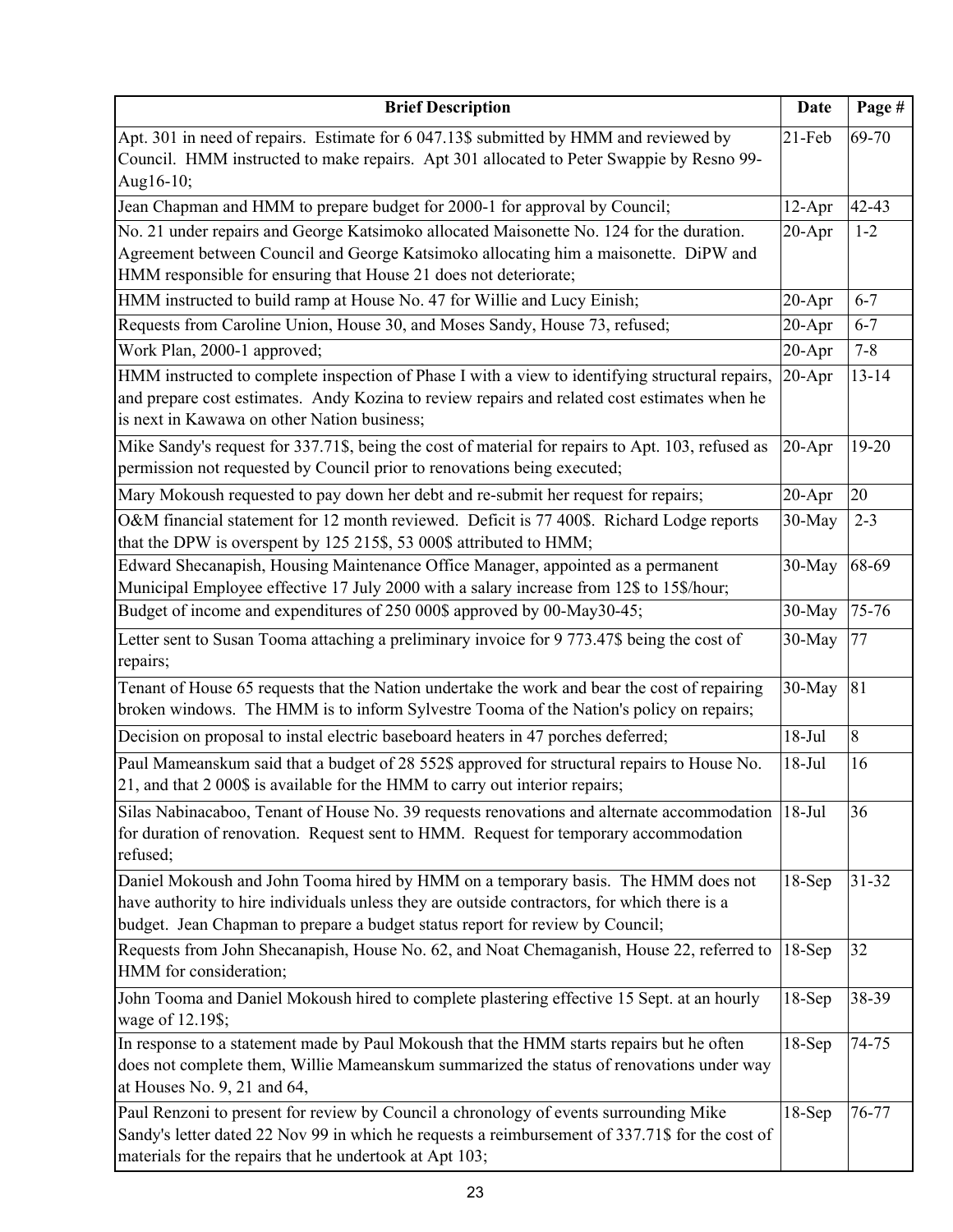| Brief Description | Date | Page # |
| --- | --- | --- |
| Apt. 301 in need of repairs. Estimate for 6 047.13$ submitted by HMM and reviewed by Council. HMM instructed to make repairs. Apt 301 allocated to Peter Swappie by Resno 99-Aug16-10; | 21-Feb | 69-70 |
| Jean Chapman and HMM to prepare budget for 2000-1 for approval by Council; | 12-Apr | 42-43 |
| No. 21 under repairs and George Katsimoko allocated Maisonette No. 124 for the duration. Agreement between Council and George Katsimoko allocating him a maisonette. DiPW and HMM responsible for ensuring that House 21 does not deteriorate; | 20-Apr | 1-2 |
| HMM instructed to build ramp at House No. 47 for Willie and Lucy Einish; | 20-Apr | 6-7 |
| Requests from Caroline Union, House 30, and Moses Sandy, House 73, refused; | 20-Apr | 6-7 |
| Work Plan, 2000-1 approved; | 20-Apr | 7-8 |
| HMM instructed to complete inspection of Phase I with a view to identifying structural repairs, and prepare cost estimates. Andy Kozina to review repairs and related cost estimates when he is next in Kawawa on other Nation business; | 20-Apr | 13-14 |
| Mike Sandy's request for 337.71$, being the cost of material for repairs to Apt. 103, refused as permission not requested by Council prior to renovations being executed; | 20-Apr | 19-20 |
| Mary Mokoush requested to pay down her debt and re-submit her request for repairs; | 20-Apr | 20 |
| O&M financial statement for 12 month reviewed. Deficit is 77 400$. Richard Lodge reports that the DPW is overspent by 125 215$, 53 000$ attributed to HMM; | 30-May | 2-3 |
| Edward Shecanapish, Housing Maintenance Office Manager, appointed as a permanent Municipal Employee effective 17 July 2000 with a salary increase from 12$ to 15$/hour; | 30-May | 68-69 |
| Budget of income and expenditures of 250 000$ approved by 00-May30-45; | 30-May | 75-76 |
| Letter sent to Susan Tooma attaching a preliminary invoice for 9 773.47$ being the cost of repairs; | 30-May | 77 |
| Tenant of House 65 requests that the Nation undertake the work and bear the cost of repairing broken windows. The HMM is to inform Sylvestre Tooma of the Nation's policy on repairs; | 30-May | 81 |
| Decision on proposal to instal electric baseboard heaters in 47 porches deferred; | 18-Jul | 8 |
| Paul Mameanskum said that a budget of 28 552$ approved for structural repairs to House No. 21, and that 2 000$ is available for the HMM to carry out interior repairs; | 18-Jul | 16 |
| Silas Nabinacaboo, Tenant of House No. 39 requests renovations and alternate accommodation for duration of renovation. Request sent to HMM. Request for temporary accommodation refused; | 18-Jul | 36 |
| Daniel Mokoush and John Tooma hired by HMM on a temporary basis. The HMM does not have authority to hire individuals unless they are outside contractors, for which there is a budget. Jean Chapman to prepare a budget status report for review by Council; | 18-Sep | 31-32 |
| Requests from John Shecanapish, House No. 62, and Noat Chemaganish, House 22, referred to HMM for consideration; | 18-Sep | 32 |
| John Tooma and Daniel Mokoush hired to complete plastering effective 15 Sept. at an hourly wage of 12.19$; | 18-Sep | 38-39 |
| In response to a statement made by Paul Mokoush that the HMM starts repairs but he often does not complete them, Willie Mameanskum summarized the status of renovations under way at Houses No. 9, 21 and 64, | 18-Sep | 74-75 |
| Paul Renzoni to present for review by Council a chronology of events surrounding Mike Sandy's letter dated 22 Nov 99 in which he requests a reimbursement of 337.71$ for the cost of materials for the repairs that he undertook at Apt 103; | 18-Sep | 76-77 |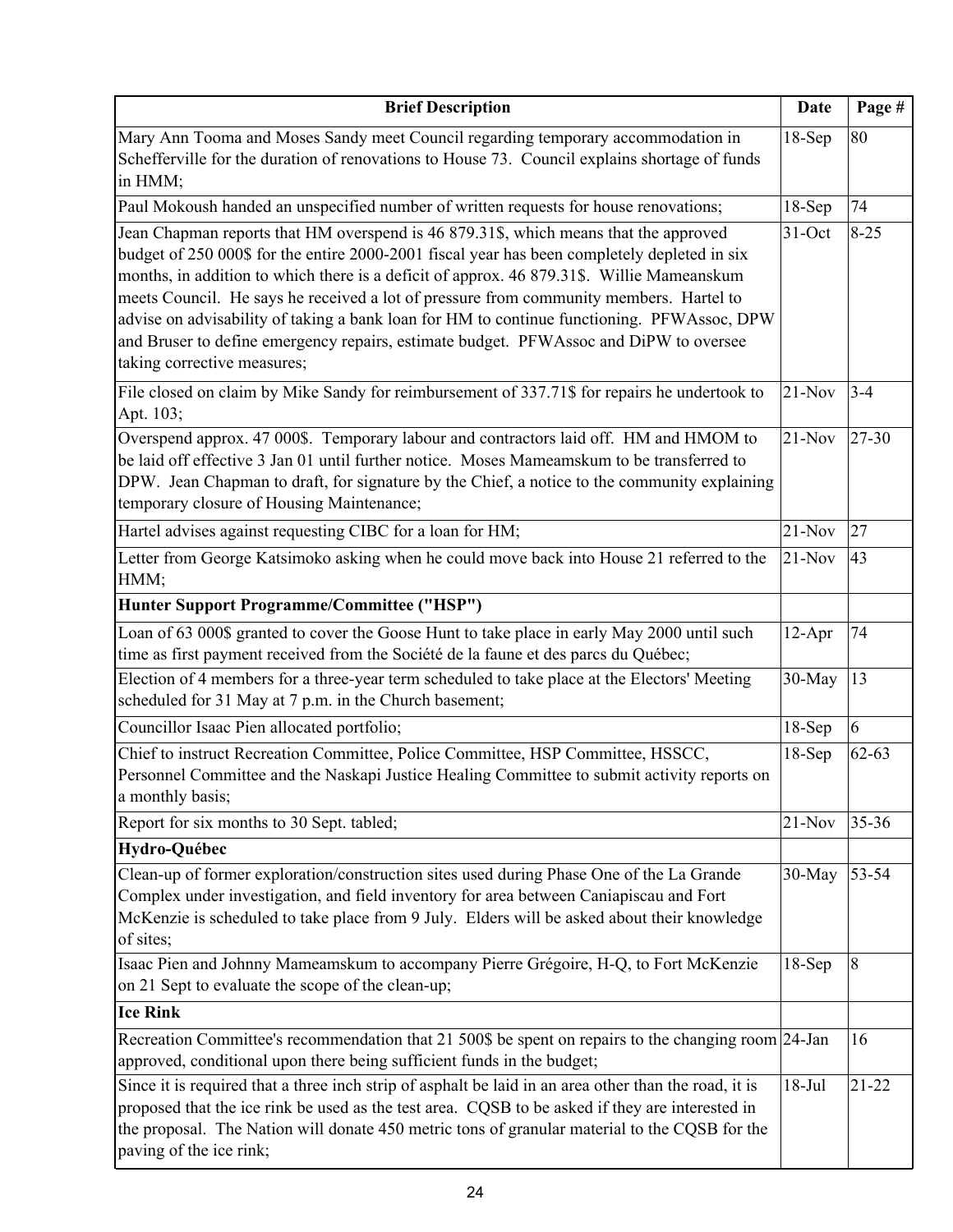| Brief Description | Date | Page # |
|---|---|---|
| Mary Ann Tooma and Moses Sandy meet Council regarding temporary accommodation in Schefferville for the duration of renovations to House 73. Council explains shortage of funds in HMM; | 18-Sep | 80 |
| Paul Mokoush handed an unspecified number of written requests for house renovations; | 18-Sep | 74 |
| Jean Chapman reports that HM overspend is 46 879.31$, which means that the approved budget of 250 000$ for the entire 2000-2001 fiscal year has been completely depleted in six months, in addition to which there is a deficit of approx. 46 879.31$. Willie Mameanskum meets Council. He says he received a lot of pressure from community members. Hartel to advise on advisability of taking a bank loan for HM to continue functioning. PFWAssoc, DPW and Bruser to define emergency repairs, estimate budget. PFWAssoc and DiPW to oversee taking corrective measures; | 31-Oct | 8-25 |
| File closed on claim by Mike Sandy for reimbursement of 337.71$ for repairs he undertook to Apt. 103; | 21-Nov | 3-4 |
| Overspend approx. 47 000$. Temporary labour and contractors laid off. HM and HMOM to be laid off effective 3 Jan 01 until further notice. Moses Mameamskum to be transferred to DPW. Jean Chapman to draft, for signature by the Chief, a notice to the community explaining temporary closure of Housing Maintenance; | 21-Nov | 27-30 |
| Hartel advises against requesting CIBC for a loan for HM; | 21-Nov | 27 |
| Letter from George Katsimoko asking when he could move back into House 21 referred to the HMM; | 21-Nov | 43 |
| **Hunter Support Programme/Committee ("HSP")** | | |
| Loan of 63 000$ granted to cover the Goose Hunt to take place in early May 2000 until such time as first payment received from the Société de la faune et des parcs du Québec; | 12-Apr | 74 |
| Election of 4 members for a three-year term scheduled to take place at the Electors' Meeting scheduled for 31 May at 7 p.m. in the Church basement; | 30-May | 13 |
| Councillor Isaac Pien allocated portfolio; | 18-Sep | 6 |
| Chief to instruct Recreation Committee, Police Committee, HSP Committee, HSSCC, Personnel Committee and the Naskapi Justice Healing Committee to submit activity reports on a monthly basis; | 18-Sep | 62-63 |
| Report for six months to 30 Sept. tabled; | 21-Nov | 35-36 |
| **Hydro-Québec** | | |
| Clean-up of former exploration/construction sites used during Phase One of the La Grande Complex under investigation, and field inventory for area between Caniapiscau and Fort McKenzie is scheduled to take place from 9 July. Elders will be asked about their knowledge of sites; | 30-May | 53-54 |
| Isaac Pien and Johnny Mameamskum to accompany Pierre Grégoire, H-Q, to Fort McKenzie on 21 Sept to evaluate the scope of the clean-up; | 18-Sep | 8 |
| **Ice Rink** | | |
| Recreation Committee's recommendation that 21 500$ be spent on repairs to the changing room approved, conditional upon there being sufficient funds in the budget; | 24-Jan | 16 |
| Since it is required that a three inch strip of asphalt be laid in an area other than the road, it is proposed that the ice rink be used as the test area. CQSB to be asked if they are interested in the proposal. The Nation will donate 450 metric tons of granular material to the CQSB for the paving of the ice rink; | 18-Jul | 21-22 |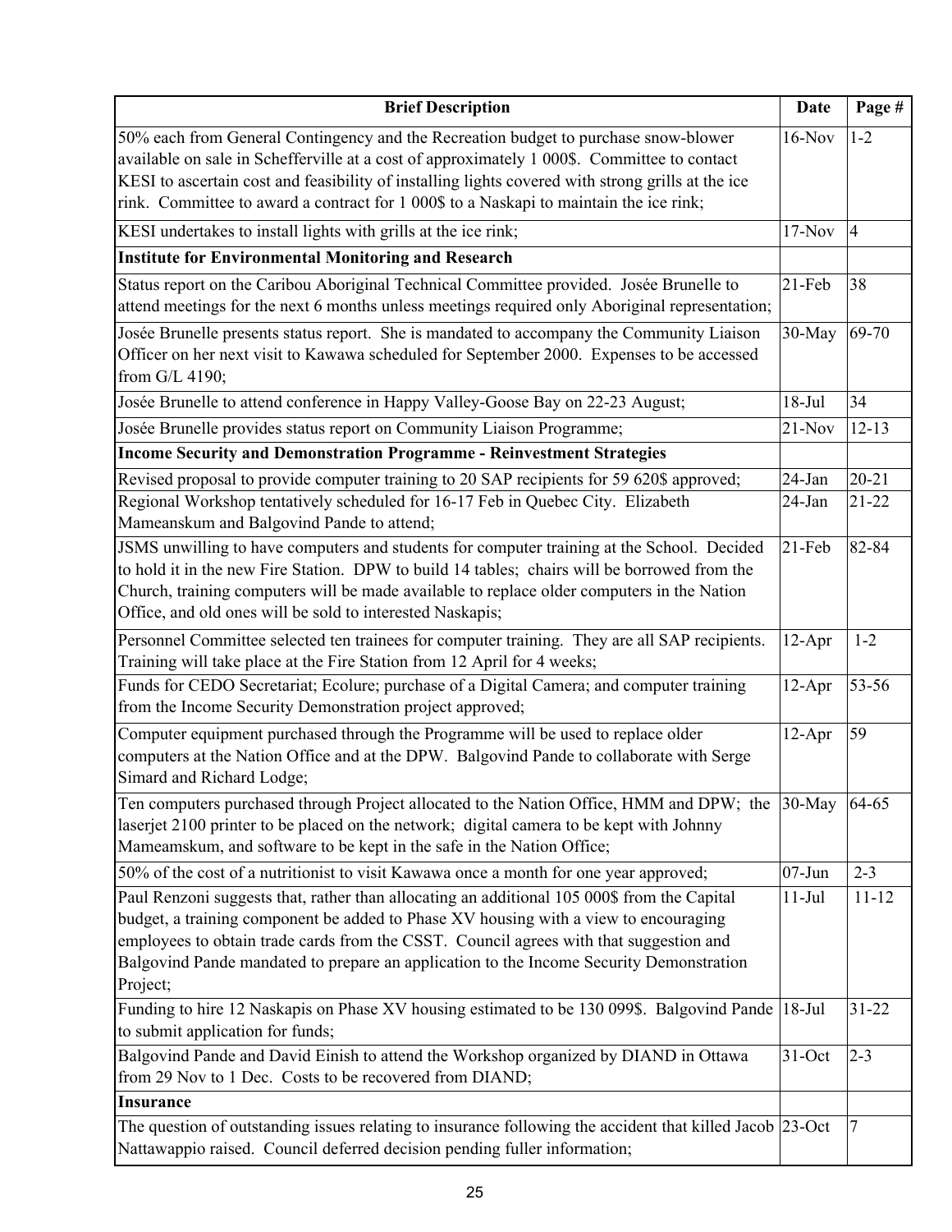| Brief Description | Date | Page # |
|---|---|---|
| 50% each from General Contingency and the Recreation budget to purchase snow-blower available on sale in Schefferville at a cost of approximately 1 000$. Committee to contact KESI to ascertain cost and feasibility of installing lights covered with strong grills at the ice rink. Committee to award a contract for 1 000$ to a Naskapi to maintain the ice rink; | 16-Nov | 1-2 |
| KESI undertakes to install lights with grills at the ice rink; | 17-Nov | 4 |
| **Institute for Environmental Monitoring and Research** | | |
| Status report on the Caribou Aboriginal Technical Committee provided. Josée Brunelle to attend meetings for the next 6 months unless meetings required only Aboriginal representation; | 21-Feb | 38 |
| Josée Brunelle presents status report. She is mandated to accompany the Community Liaison Officer on her next visit to Kawawa scheduled for September 2000. Expenses to be accessed from G/L 4190; | 30-May | 69-70 |
| Josée Brunelle to attend conference in Happy Valley-Goose Bay on 22-23 August; | 18-Jul | 34 |
| Josée Brunelle provides status report on Community Liaison Programme; | 21-Nov | 12-13 |
| **Income Security and Demonstration Programme - Reinvestment Strategies** | | |
| Revised proposal to provide computer training to 20 SAP recipients for 59 620$ approved; | 24-Jan | 20-21 |
| Regional Workshop tentatively scheduled for 16-17 Feb in Quebec City. Elizabeth Mameanskum and Balgovind Pande to attend; | 24-Jan | 21-22 |
| JSMS unwilling to have computers and students for computer training at the School. Decided to hold it in the new Fire Station. DPW to build 14 tables; chairs will be borrowed from the Church, training computers will be made available to replace older computers in the Nation Office, and old ones will be sold to interested Naskapis; | 21-Feb | 82-84 |
| Personnel Committee selected ten trainees for computer training. They are all SAP recipients. Training will take place at the Fire Station from 12 April for 4 weeks; | 12-Apr | 1-2 |
| Funds for CEDO Secretariat; Ecolure; purchase of a Digital Camera; and computer training from the Income Security Demonstration project approved; | 12-Apr | 53-56 |
| Computer equipment purchased through the Programme will be used to replace older computers at the Nation Office and at the DPW. Balgovind Pande to collaborate with Serge Simard and Richard Lodge; | 12-Apr | 59 |
| Ten computers purchased through Project allocated to the Nation Office, HMM and DPW; the laserjet 2100 printer to be placed on the network; digital camera to be kept with Johnny Mameamskum, and software to be kept in the safe in the Nation Office; | 30-May | 64-65 |
| 50% of the cost of a nutritionist to visit Kawawa once a month for one year approved; | 07-Jun | 2-3 |
| Paul Renzoni suggests that, rather than allocating an additional 105 000$ from the Capital budget, a training component be added to Phase XV housing with a view to encouraging employees to obtain trade cards from the CSST. Council agrees with that suggestion and Balgovind Pande mandated to prepare an application to the Income Security Demonstration Project; | 11-Jul | 11-12 |
| Funding to hire 12 Naskapis on Phase XV housing estimated to be 130 099$. Balgovind Pande to submit application for funds; | 18-Jul | 31-22 |
| Balgovind Pande and David Einish to attend the Workshop organized by DIAND in Ottawa from 29 Nov to 1 Dec. Costs to be recovered from DIAND; | 31-Oct | 2-3 |
| **Insurance** | | |
| The question of outstanding issues relating to insurance following the accident that killed Jacob Nattawappio raised. Council deferred decision pending fuller information; | 23-Oct | 7 |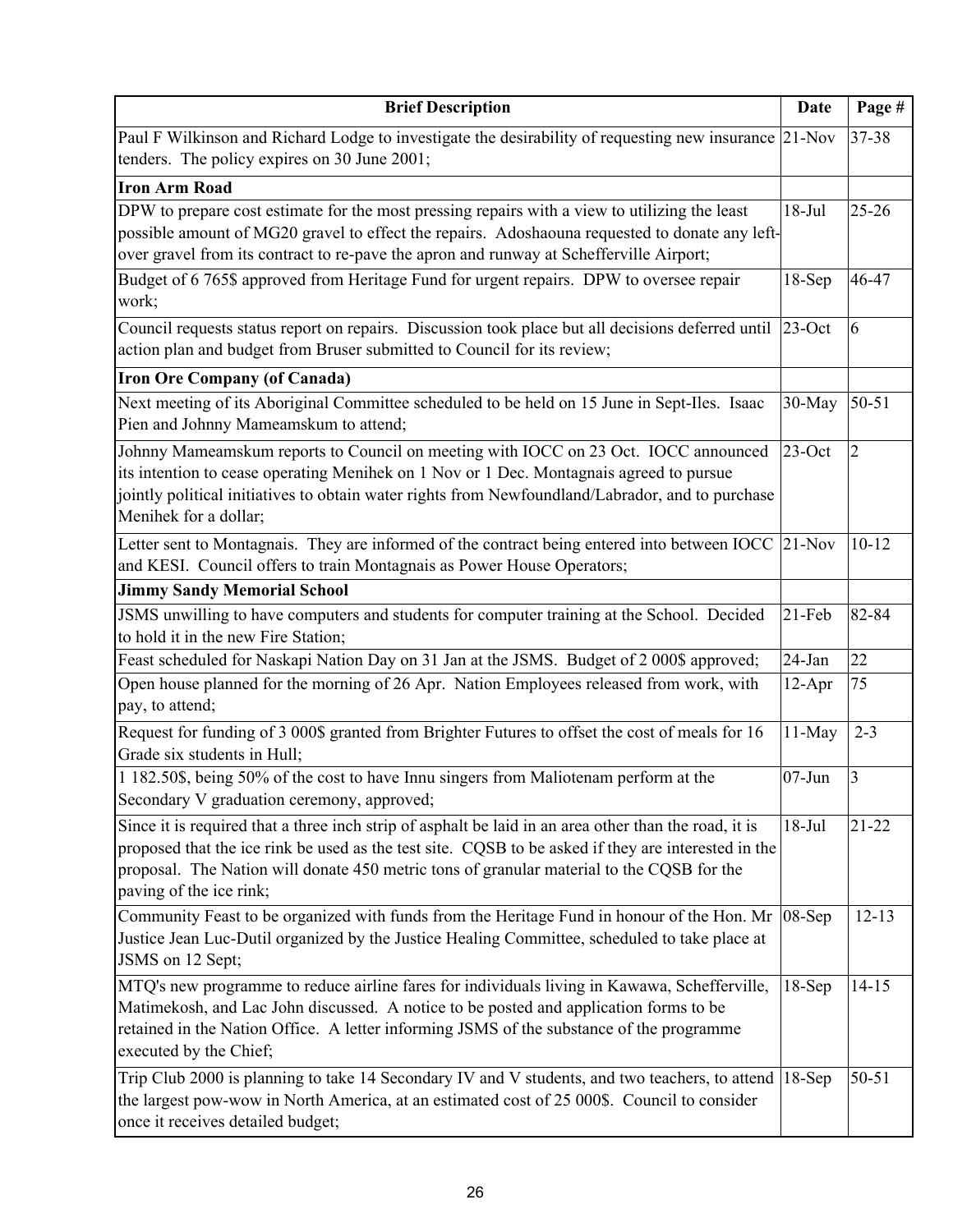| Brief Description | Date | Page # |
|---|---|---|
| Paul F Wilkinson and Richard Lodge to investigate the desirability of requesting new insurance tenders. The policy expires on 30 June 2001; | 21-Nov | 37-38 |
| **Iron Arm Road** | | |
| DPW to prepare cost estimate for the most pressing repairs with a view to utilizing the least possible amount of MG20 gravel to effect the repairs. Adoshaouna requested to donate any left-over gravel from its contract to re-pave the apron and runway at Schefferville Airport; | 18-Jul | 25-26 |
| Budget of 6 765$ approved from Heritage Fund for urgent repairs. DPW to oversee repair work; | 18-Sep | 46-47 |
| Council requests status report on repairs. Discussion took place but all decisions deferred until action plan and budget from Bruser submitted to Council for its review; | 23-Oct | 6 |
| **Iron Ore Company (of Canada)** | | |
| Next meeting of its Aboriginal Committee scheduled to be held on 15 June in Sept-Iles. Isaac Pien and Johnny Mameamskum to attend; | 30-May | 50-51 |
| Johnny Mameamskum reports to Council on meeting with IOCC on 23 Oct. IOCC announced its intention to cease operating Menihek on 1 Nov or 1 Dec. Montagnais agreed to pursue jointly political initiatives to obtain water rights from Newfoundland/Labrador, and to purchase Menihek for a dollar; | 23-Oct | 2 |
| Letter sent to Montagnais. They are informed of the contract being entered into between IOCC and KESI. Council offers to train Montagnais as Power House Operators; | 21-Nov | 10-12 |
| **Jimmy Sandy Memorial School** | | |
| JSMS unwilling to have computers and students for computer training at the School. Decided to hold it in the new Fire Station; | 21-Feb | 82-84 |
| Feast scheduled for Naskapi Nation Day on 31 Jan at the JSMS. Budget of 2 000$ approved; | 24-Jan | 22 |
| Open house planned for the morning of 26 Apr. Nation Employees released from work, with pay, to attend; | 12-Apr | 75 |
| Request for funding of 3 000$ granted from Brighter Futures to offset the cost of meals for 16 Grade six students in Hull; | 11-May | 2-3 |
| 1 182.50$, being 50% of the cost to have Innu singers from Maliotenam perform at the Secondary V graduation ceremony, approved; | 07-Jun | 3 |
| Since it is required that a three inch strip of asphalt be laid in an area other than the road, it is proposed that the ice rink be used as the test site. CQSB to be asked if they are interested in the proposal. The Nation will donate 450 metric tons of granular material to the CQSB for the paving of the ice rink; | 18-Jul | 21-22 |
| Community Feast to be organized with funds from the Heritage Fund in honour of the Hon. Mr Justice Jean Luc-Dutil organized by the Justice Healing Committee, scheduled to take place at JSMS on 12 Sept; | 08-Sep | 12-13 |
| MTQ's new programme to reduce airline fares for individuals living in Kawawa, Schefferville, Matimekosh, and Lac John discussed. A notice to be posted and application forms to be retained in the Nation Office. A letter informing JSMS of the substance of the programme executed by the Chief; | 18-Sep | 14-15 |
| Trip Club 2000 is planning to take 14 Secondary IV and V students, and two teachers, to attend the largest pow-wow in North America, at an estimated cost of 25 000$. Council to consider once it receives detailed budget; | 18-Sep | 50-51 |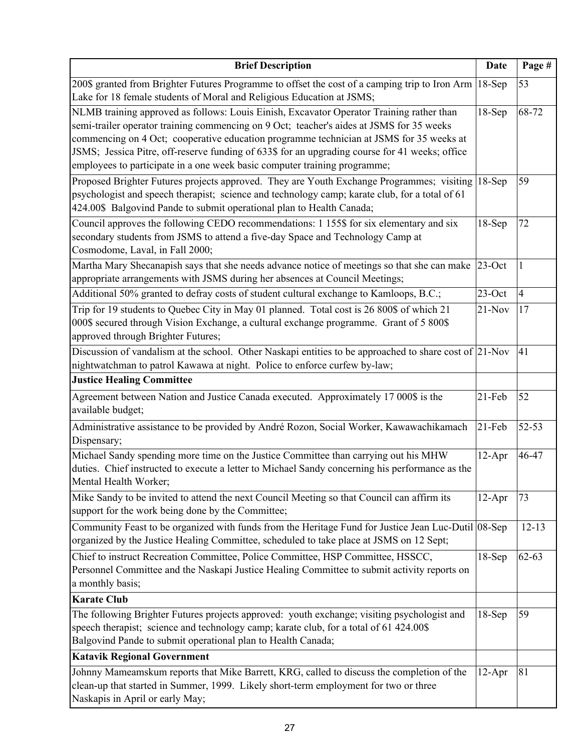| Brief Description | Date | Page # |
| --- | --- | --- |
| 200$ granted from Brighter Futures Programme to offset the cost of a camping trip to Iron Arm Lake for 18 female students of Moral and Religious Education at JSMS; | 18-Sep | 53 |
| NLMB training approved as follows: Louis Einish, Excavator Operator Training rather than semi-trailer operator training commencing on 9 Oct; teacher's aides at JSMS for 35 weeks commencing on 4 Oct; cooperative education programme technician at JSMS for 35 weeks at JSMS; Jessica Pitre, off-reserve funding of 633$ for an upgrading course for 41 weeks; office employees to participate in a one week basic computer training programme; | 18-Sep | 68-72 |
| Proposed Brighter Futures projects approved. They are Youth Exchange Programmes; visiting psychologist and speech therapist; science and technology camp; karate club, for a total of 61 424.00$ Balgovind Pande to submit operational plan to Health Canada; | 18-Sep | 59 |
| Council approves the following CEDO recommendations: 1 155$ for six elementary and six secondary students from JSMS to attend a five-day Space and Technology Camp at Cosmodome, Laval, in Fall 2000; | 18-Sep | 72 |
| Martha Mary Shecanapish says that she needs advance notice of meetings so that she can make appropriate arrangements with JSMS during her absences at Council Meetings; | 23-Oct | 1 |
| Additional 50% granted to defray costs of student cultural exchange to Kamloops, B.C.; | 23-Oct | 4 |
| Trip for 19 students to Quebec City in May 01 planned. Total cost is 26 800$ of which 21 000$ secured through Vision Exchange, a cultural exchange programme. Grant of 5 800$ approved through Brighter Futures; | 21-Nov | 17 |
| Discussion of vandalism at the school. Other Naskapi entities to be approached to share cost of nightwatchman to patrol Kawawa at night. Police to enforce curfew by-law; | 21-Nov | 41 |
| **Justice Healing Committee** | | |
| Agreement between Nation and Justice Canada executed. Approximately 17 000$ is the available budget; | 21-Feb | 52 |
| Administrative assistance to be provided by André Rozon, Social Worker, Kawawachikamach Dispensary; | 21-Feb | 52-53 |
| Michael Sandy spending more time on the Justice Committee than carrying out his MHW duties. Chief instructed to execute a letter to Michael Sandy concerning his performance as the Mental Health Worker; | 12-Apr | 46-47 |
| Mike Sandy to be invited to attend the next Council Meeting so that Council can affirm its support for the work being done by the Committee; | 12-Apr | 73 |
| Community Feast to be organized with funds from the Heritage Fund for Justice Jean Luc-Dutil organized by the Justice Healing Committee, scheduled to take place at JSMS on 12 Sept; | 08-Sep | 12-13 |
| Chief to instruct Recreation Committee, Police Committee, HSP Committee, HSSCC, Personnel Committee and the Naskapi Justice Healing Committee to submit activity reports on a monthly basis; | 18-Sep | 62-63 |
| **Karate Club** | | |
| The following Brighter Futures projects approved: youth exchange; visiting psychologist and speech therapist; science and technology camp; karate club, for a total of 61 424.00$ Balgovind Pande to submit operational plan to Health Canada; | 18-Sep | 59 |
| **Katavik Regional Government** | | |
| Johnny Mameamskum reports that Mike Barrett, KRG, called to discuss the completion of the clean-up that started in Summer, 1999. Likely short-term employment for two or three Naskapis in April or early May; | 12-Apr | 81 |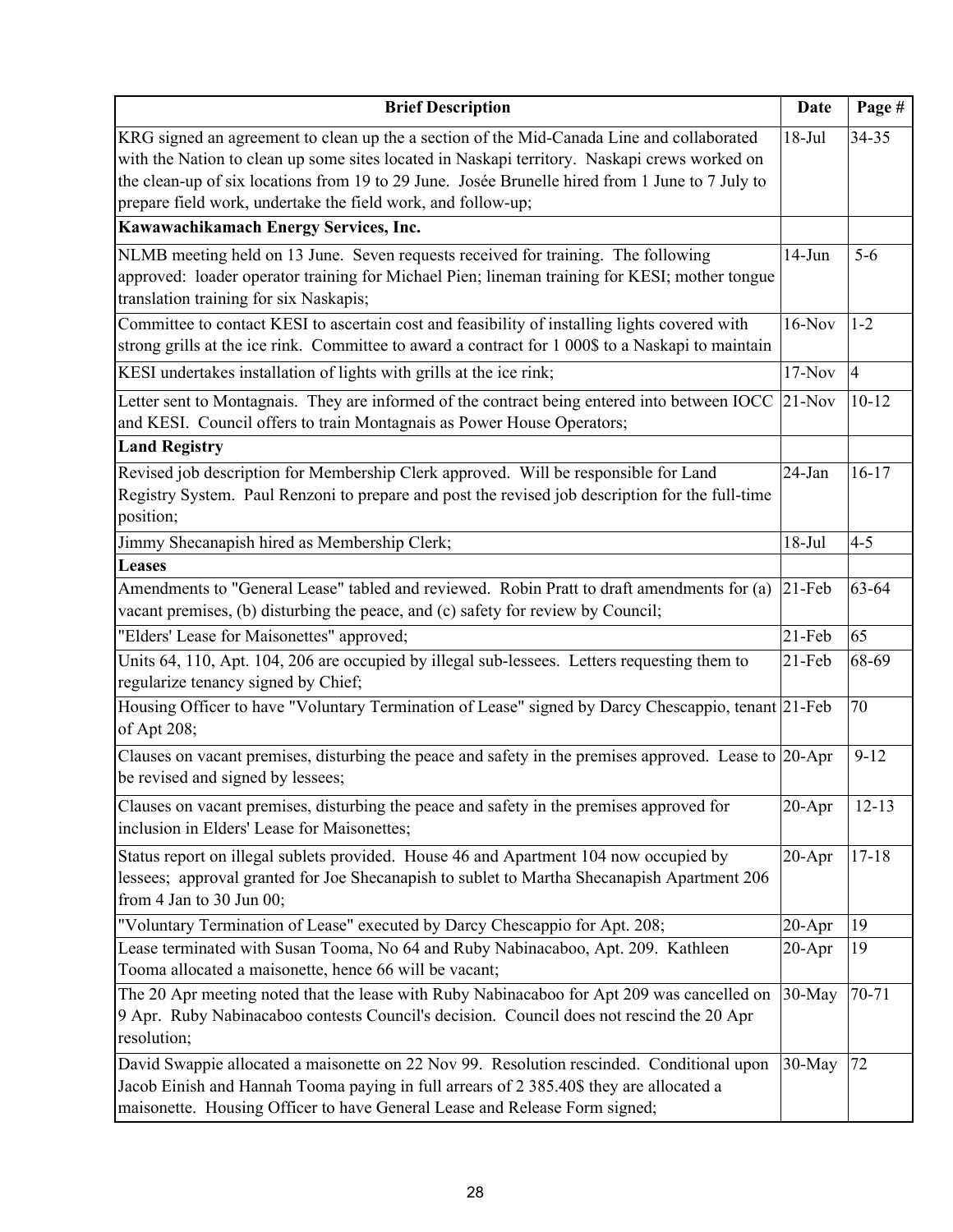| Brief Description | Date | Page # |
| --- | --- | --- |
| KRG signed an agreement to clean up the a section of the Mid-Canada Line and collaborated with the Nation to clean up some sites located in Naskapi territory. Naskapi crews worked on the clean-up of six locations from 19 to 29 June. Josée Brunelle hired from 1 June to 7 July to prepare field work, undertake the field work, and follow-up; | 18-Jul | 34-35 |
| **Kawawachikamach Energy Services, Inc.** | | |
| NLMB meeting held on 13 June. Seven requests received for training. The following approved: loader operator training for Michael Pien; lineman training for KESI; mother tongue translation training for six Naskapis; | 14-Jun | 5-6 |
| Committee to contact KESI to ascertain cost and feasibility of installing lights covered with strong grills at the ice rink. Committee to award a contract for 1 000$ to a Naskapi to maintain | 16-Nov | 1-2 |
| KESI undertakes installation of lights with grills at the ice rink; | 17-Nov | 4 |
| Letter sent to Montagnais. They are informed of the contract being entered into between IOCC and KESI. Council offers to train Montagnais as Power House Operators; | 21-Nov | 10-12 |
| **Land Registry** | | |
| Revised job description for Membership Clerk approved. Will be responsible for Land Registry System. Paul Renzoni to prepare and post the revised job description for the full-time position; | 24-Jan | 16-17 |
| Jimmy Shecanapish hired as Membership Clerk; | 18-Jul | 4-5 |
| **Leases** | | |
| Amendments to "General Lease" tabled and reviewed. Robin Pratt to draft amendments for (a) vacant premises, (b) disturbing the peace, and (c) safety for review by Council; | 21-Feb | 63-64 |
| "Elders' Lease for Maisonettes" approved; | 21-Feb | 65 |
| Units 64, 110, Apt. 104, 206 are occupied by illegal sub-lessees. Letters requesting them to regularize tenancy signed by Chief; | 21-Feb | 68-69 |
| Housing Officer to have "Voluntary Termination of Lease" signed by Darcy Chescappio, tenant of Apt 208; | 21-Feb | 70 |
| Clauses on vacant premises, disturbing the peace and safety in the premises approved. Lease to be revised and signed by lessees; | 20-Apr | 9-12 |
| Clauses on vacant premises, disturbing the peace and safety in the premises approved for inclusion in Elders' Lease for Maisonettes; | 20-Apr | 12-13 |
| Status report on illegal sublets provided. House 46 and Apartment 104 now occupied by lessees; approval granted for Joe Shecanapish to sublet to Martha Shecanapish Apartment 206 from 4 Jan to 30 Jun 00; | 20-Apr | 17-18 |
| "Voluntary Termination of Lease" executed by Darcy Chescappio for Apt. 208; | 20-Apr | 19 |
| Lease terminated with Susan Tooma, No 64 and Ruby Nabinacaboo, Apt. 209. Kathleen Tooma allocated a maisonette, hence 66 will be vacant; | 20-Apr | 19 |
| The 20 Apr meeting noted that the lease with Ruby Nabinacaboo for Apt 209 was cancelled on 9 Apr. Ruby Nabinacaboo contests Council's decision. Council does not rescind the 20 Apr resolution; | 30-May | 70-71 |
| David Swappie allocated a maisonette on 22 Nov 99. Resolution rescinded. Conditional upon Jacob Einish and Hannah Tooma paying in full arrears of 2 385.40$ they are allocated a maisonette. Housing Officer to have General Lease and Release Form signed; | 30-May | 72 |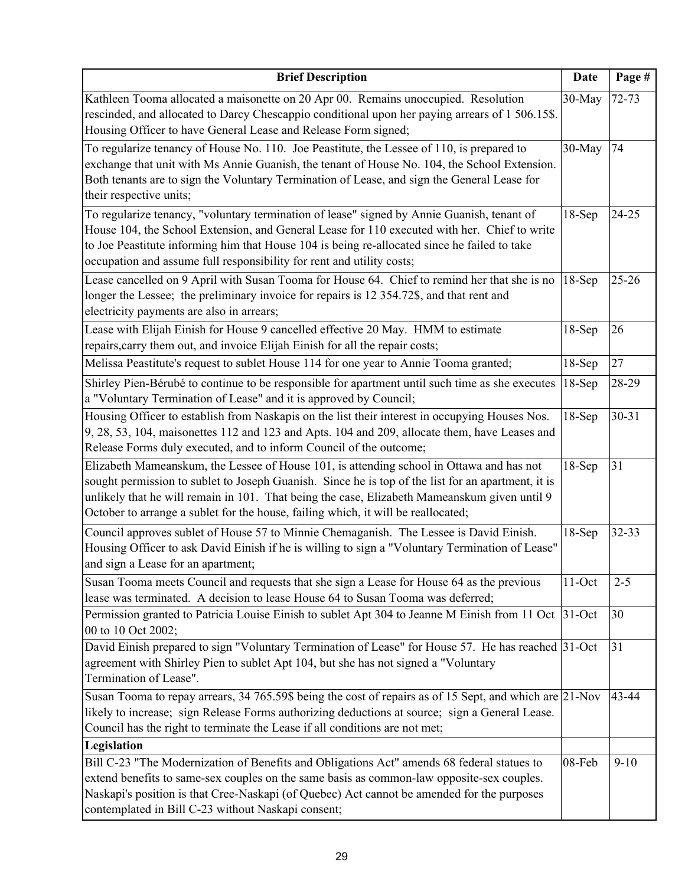| Brief Description | Date | Page # |
|---|---|---|
| Kathleen Tooma allocated a maisonette on 20 Apr 00. Remains unoccupied. Resolution rescinded, and allocated to Darcy Chescappio conditional upon her paying arrears of 1 506.15$. Housing Officer to have General Lease and Release Form signed; | 30-May | 72-73 |
| To regularize tenancy of House No. 110. Joe Peastitute, the Lessee of 110, is prepared to exchange that unit with Ms Annie Guanish, the tenant of House No. 104, the School Extension. Both tenants are to sign the Voluntary Termination of Lease, and sign the General Lease for their respective units; | 30-May | 74 |
| To regularize tenancy, "voluntary termination of lease" signed by Annie Guanish, tenant of House 104, the School Extension, and General Lease for 110 executed with her. Chief to write to Joe Peastitute informing him that House 104 is being re-allocated since he failed to take occupation and assume full responsibility for rent and utility costs; | 18-Sep | 24-25 |
| Lease cancelled on 9 April with Susan Tooma for House 64. Chief to remind her that she is no longer the Lessee; the preliminary invoice for repairs is 12 354.72$, and that rent and electricity payments are also in arrears; | 18-Sep | 25-26 |
| Lease with Elijah Einish for House 9 cancelled effective 20 May. HMM to estimate repairs,carry them out, and invoice Elijah Einish for all the repair costs; | 18-Sep | 26 |
| Melissa Peastitute's request to sublet House 114 for one year to Annie Tooma granted; | 18-Sep | 27 |
| Shirley Pien-Bérubé to continue to be responsible for apartment until such time as she executes a "Voluntary Termination of Lease" and it is approved by Council; | 18-Sep | 28-29 |
| Housing Officer to establish from Naskapis on the list their interest in occupying Houses Nos. 9, 28, 53, 104, maisonettes 112 and 123 and Apts. 104 and 209, allocate them, have Leases and Release Forms duly executed, and to inform Council of the outcome; | 18-Sep | 30-31 |
| Elizabeth Mameanskum, the Lessee of House 101, is attending school in Ottawa and has not sought permission to sublet to Joseph Guanish. Since he is top of the list for an apartment, it is unlikely that he will remain in 101. That being the case, Elizabeth Mameanskum given until 9 October to arrange a sublet for the house, failing which, it will be reallocated; | 18-Sep | 31 |
| Council approves sublet of House 57 to Minnie Chemaganish. The Lessee is David Einish. Housing Officer to ask David Einish if he is willing to sign a "Voluntary Termination of Lease" and sign a Lease for an apartment; | 18-Sep | 32-33 |
| Susan Tooma meets Council and requests that she sign a Lease for House 64 as the previous lease was terminated. A decision to lease House 64 to Susan Tooma was deferred; | 11-Oct | 2-5 |
| Permission granted to Patricia Louise Einish to sublet Apt 304 to Jeanne M Einish from 11 Oct 00 to 10 Oct 2002; | 31-Oct | 30 |
| David Einish prepared to sign "Voluntary Termination of Lease" for House 57. He has reached agreement with Shirley Pien to sublet Apt 104, but she has not signed a "Voluntary Termination of Lease". | 31-Oct | 31 |
| Susan Tooma to repay arrears, 34 765.59$ being the cost of repairs as of 15 Sept, and which are likely to increase; sign Release Forms authorizing deductions at source; sign a General Lease. Council has the right to terminate the Lease if all conditions are not met; | 21-Nov | 43-44 |
| **Legislation** | | |
| Bill C-23 "The Modernization of Benefits and Obligations Act" amends 68 federal statues to extend benefits to same-sex couples on the same basis as common-law opposite-sex couples. Naskapi's position is that Cree-Naskapi (of Quebec) Act cannot be amended for the purposes contemplated in Bill C-23 without Naskapi consent; | 08-Feb | 9-10 |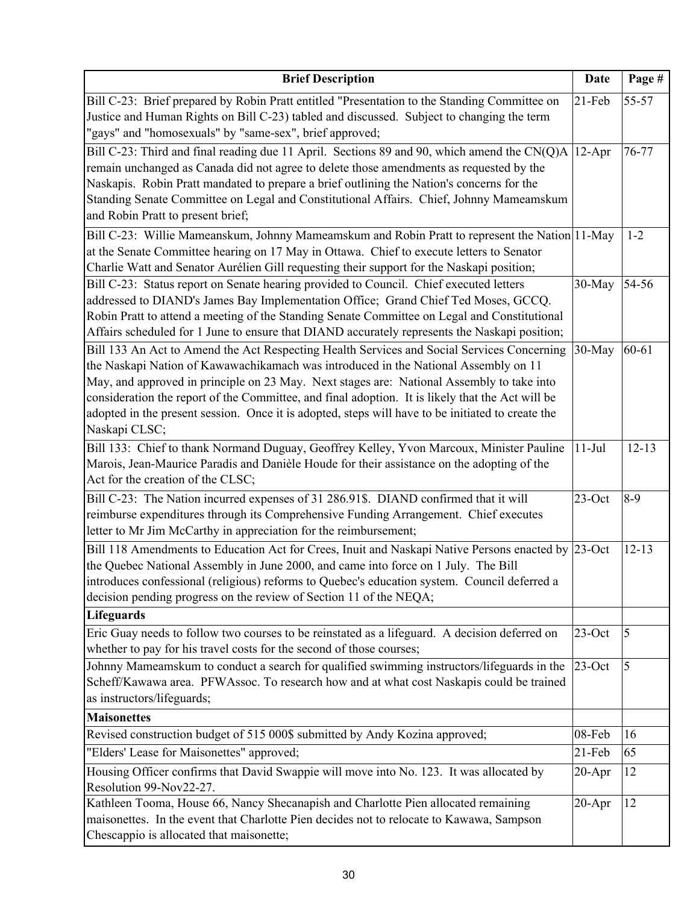| Brief Description | Date | Page # |
|---|---|---|
| Bill C-23: Brief prepared by Robin Pratt entitled "Presentation to the Standing Committee on Justice and Human Rights on Bill C-23) tabled and discussed. Subject to changing the term "gays" and "homosexuals" by "same-sex", brief approved; | 21-Feb | 55-57 |
| Bill C-23: Third and final reading due 11 April. Sections 89 and 90, which amend the CN(Q)A remain unchanged as Canada did not agree to delete those amendments as requested by the Naskapis. Robin Pratt mandated to prepare a brief outlining the Nation's concerns for the Standing Senate Committee on Legal and Constitutional Affairs. Chief, Johnny Mameamskum and Robin Pratt to present brief; | 12-Apr | 76-77 |
| Bill C-23: Willie Mameanskum, Johnny Mameamskum and Robin Pratt to represent the Nation at the Senate Committee hearing on 17 May in Ottawa. Chief to execute letters to Senator Charlie Watt and Senator Aurélien Gill requesting their support for the Naskapi position; | 11-May | 1-2 |
| Bill C-23: Status report on Senate hearing provided to Council. Chief executed letters addressed to DIAND's James Bay Implementation Office; Grand Chief Ted Moses, GCCQ. Robin Pratt to attend a meeting of the Standing Senate Committee on Legal and Constitutional Affairs scheduled for 1 June to ensure that DIAND accurately represents the Naskapi position; | 30-May | 54-56 |
| Bill 133 An Act to Amend the Act Respecting Health Services and Social Services Concerning the Naskapi Nation of Kawawachikamach was introduced in the National Assembly on 11 May, and approved in principle on 23 May. Next stages are: National Assembly to take into consideration the report of the Committee, and final adoption. It is likely that the Act will be adopted in the present session. Once it is adopted, steps will have to be initiated to create the Naskapi CLSC; | 30-May | 60-61 |
| Bill 133: Chief to thank Normand Duguay, Geoffrey Kelley, Yvon Marcoux, Minister Pauline Marois, Jean-Maurice Paradis and Danièle Houde for their assistance on the adopting of the Act for the creation of the CLSC; | 11-Jul | 12-13 |
| Bill C-23: The Nation incurred expenses of 31 286.91$. DIAND confirmed that it will reimburse expenditures through its Comprehensive Funding Arrangement. Chief executes letter to Mr Jim McCarthy in appreciation for the reimbursement; | 23-Oct | 8-9 |
| Bill 118 Amendments to Education Act for Crees, Inuit and Naskapi Native Persons enacted by the Quebec National Assembly in June 2000, and came into force on 1 July. The Bill introduces confessional (religious) reforms to Quebec's education system. Council deferred a decision pending progress on the review of Section 11 of the NEQA; | 23-Oct | 12-13 |
| **Lifeguards** | | |
| Eric Guay needs to follow two courses to be reinstated as a lifeguard. A decision deferred on whether to pay for his travel costs for the second of those courses; | 23-Oct | 5 |
| Johnny Mameamskum to conduct a search for qualified swimming instructors/lifeguards in the Scheff/Kawawa area. PFWAssoc. To research how and at what cost Naskapis could be trained as instructors/lifeguards; | 23-Oct | 5 |
| **Maisonettes** | | |
| Revised construction budget of 515 000$ submitted by Andy Kozina approved; | 08-Feb | 16 |
| "Elders' Lease for Maisonettes" approved; | 21-Feb | 65 |
| Housing Officer confirms that David Swappie will move into No. 123. It was allocated by Resolution 99-Nov22-27. | 20-Apr | 12 |
| Kathleen Tooma, House 66, Nancy Shecanapish and Charlotte Pien allocated remaining maisonettes. In the event that Charlotte Pien decides not to relocate to Kawawa, Sampson Chescappio is allocated that maisonette; | 20-Apr | 12 |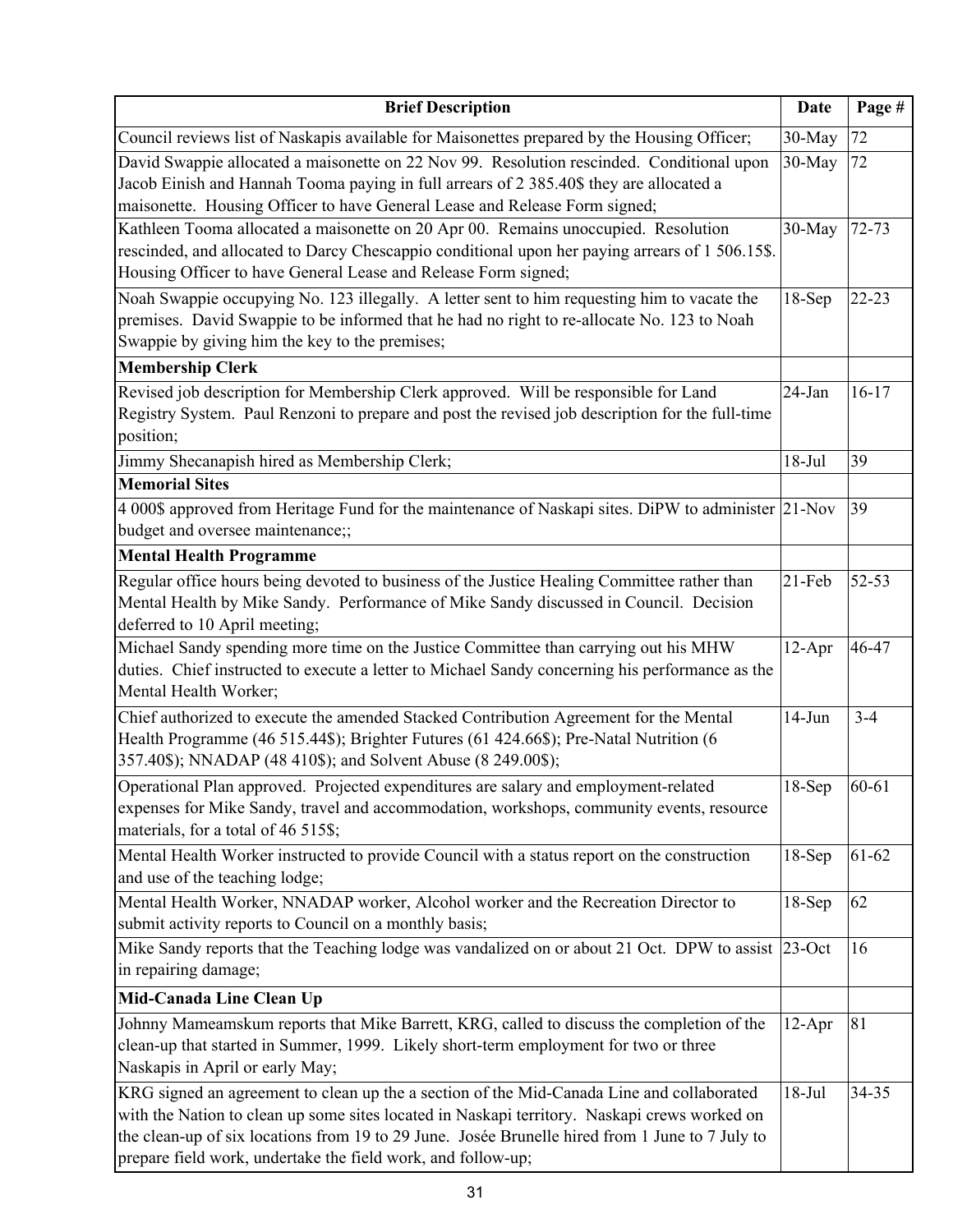| Brief Description | Date | Page # |
|---|---|---|
| Council reviews list of Naskapis available for Maisonettes prepared by the Housing Officer; | 30-May | 72 |
| David Swappie allocated a maisonette on 22 Nov 99. Resolution rescinded. Conditional upon Jacob Einish and Hannah Tooma paying in full arrears of 2 385.40$ they are allocated a maisonette. Housing Officer to have General Lease and Release Form signed; | 30-May | 72 |
| Kathleen Tooma allocated a maisonette on 20 Apr 00. Remains unoccupied. Resolution rescinded, and allocated to Darcy Chescappio conditional upon her paying arrears of 1 506.15$. Housing Officer to have General Lease and Release Form signed; | 30-May | 72-73 |
| Noah Swappie occupying No. 123 illegally. A letter sent to him requesting him to vacate the premises. David Swappie to be informed that he had no right to re-allocate No. 123 to Noah Swappie by giving him the key to the premises; | 18-Sep | 22-23 |
| **Membership Clerk** | | |
| Revised job description for Membership Clerk approved. Will be responsible for Land Registry System. Paul Renzoni to prepare and post the revised job description for the full-time position; | 24-Jan | 16-17 |
| Jimmy Shecanapish hired as Membership Clerk; | 18-Jul | 39 |
| **Memorial Sites** | | |
| 4 000$ approved from Heritage Fund for the maintenance of Naskapi sites. DiPW to administer budget and oversee maintenance;; | 21-Nov | 39 |
| **Mental Health Programme** | | |
| Regular office hours being devoted to business of the Justice Healing Committee rather than Mental Health by Mike Sandy. Performance of Mike Sandy discussed in Council. Decision deferred to 10 April meeting; | 21-Feb | 52-53 |
| Michael Sandy spending more time on the Justice Committee than carrying out his MHW duties. Chief instructed to execute a letter to Michael Sandy concerning his performance as the Mental Health Worker; | 12-Apr | 46-47 |
| Chief authorized to execute the amended Stacked Contribution Agreement for the Mental Health Programme (46 515.44$); Brighter Futures (61 424.66$); Pre-Natal Nutrition (6 357.40$); NNADAP (48 410$); and Solvent Abuse (8 249.00$); | 14-Jun | 3-4 |
| Operational Plan approved. Projected expenditures are salary and employment-related expenses for Mike Sandy, travel and accommodation, workshops, community events, resource materials, for a total of 46 515$; | 18-Sep | 60-61 |
| Mental Health Worker instructed to provide Council with a status report on the construction and use of the teaching lodge; | 18-Sep | 61-62 |
| Mental Health Worker, NNADAP worker, Alcohol worker and the Recreation Director to submit activity reports to Council on a monthly basis; | 18-Sep | 62 |
| Mike Sandy reports that the Teaching lodge was vandalized on or about 21 Oct. DPW to assist in repairing damage; | 23-Oct | 16 |
| **Mid-Canada Line Clean Up** | | |
| Johnny Mameamskum reports that Mike Barrett, KRG, called to discuss the completion of the clean-up that started in Summer, 1999. Likely short-term employment for two or three Naskapis in April or early May; | 12-Apr | 81 |
| KRG signed an agreement to clean up the a section of the Mid-Canada Line and collaborated with the Nation to clean up some sites located in Naskapi territory. Naskapi crews worked on the clean-up of six locations from 19 to 29 June. Josée Brunelle hired from 1 June to 7 July to prepare field work, undertake the field work, and follow-up; | 18-Jul | 34-35 |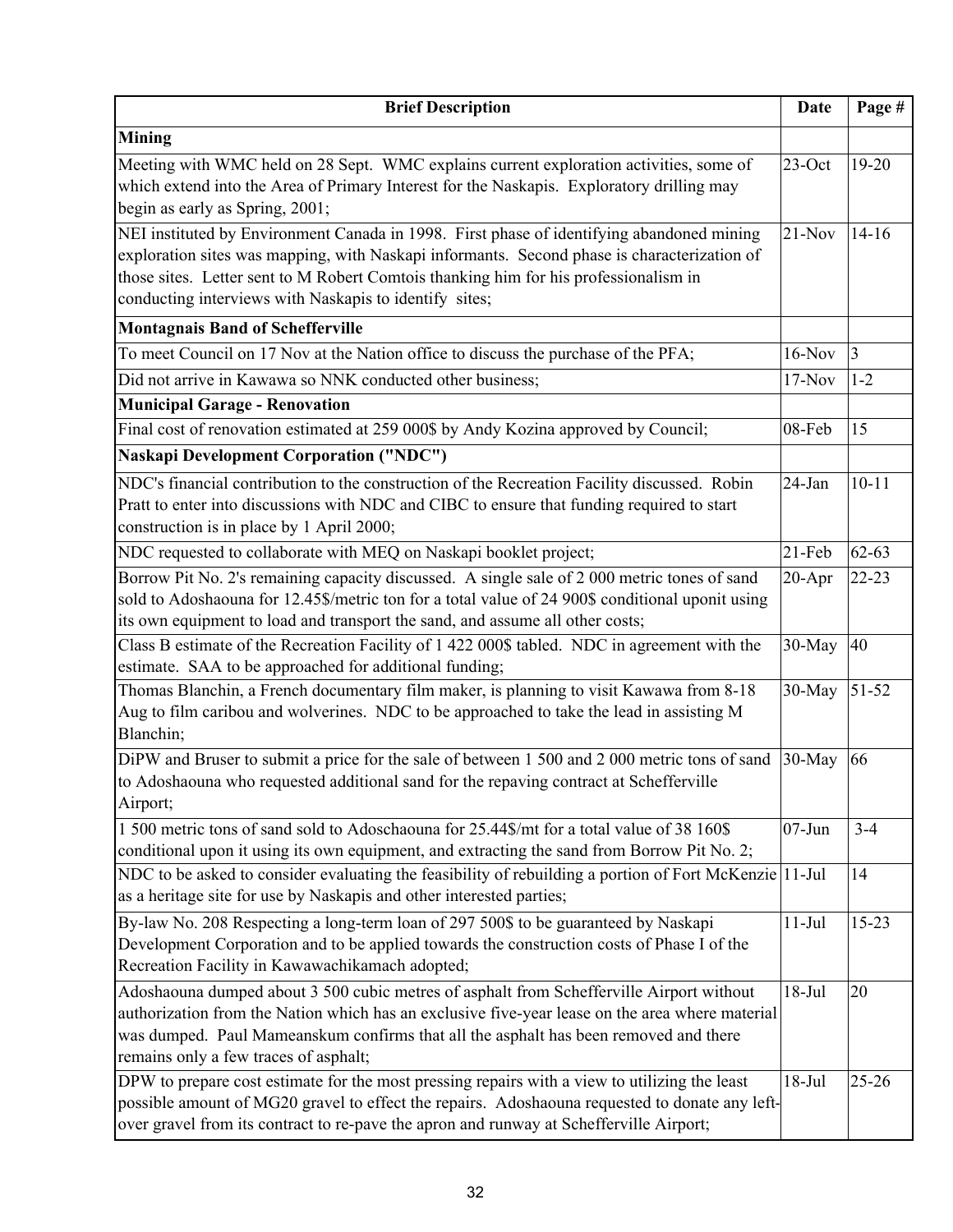| Brief Description | Date | Page # |
|---|---|---|
| **Mining** | | |
| Meeting with WMC held on 28 Sept. WMC explains current exploration activities, some of which extend into the Area of Primary Interest for the Naskapis. Exploratory drilling may begin as early as Spring, 2001; | 23-Oct | 19-20 |
| NEI instituted by Environment Canada in 1998. First phase of identifying abandoned mining exploration sites was mapping, with Naskapi informants. Second phase is characterization of those sites. Letter sent to M Robert Comtois thanking him for his professionalism in conducting interviews with Naskapis to identify sites; | 21-Nov | 14-16 |
| **Montagnais Band of Schefferville** | | |
| To meet Council on 17 Nov at the Nation office to discuss the purchase of the PFA; | 16-Nov | 3 |
| Did not arrive in Kawawa so NNK conducted other business; | 17-Nov | 1-2 |
| **Municipal Garage - Renovation** | | |
| Final cost of renovation estimated at 259 000$ by Andy Kozina approved by Council; | 08-Feb | 15 |
| **Naskapi Development Corporation ("NDC")** | | |
| NDC's financial contribution to the construction of the Recreation Facility discussed. Robin Pratt to enter into discussions with NDC and CIBC to ensure that funding required to start construction is in place by 1 April 2000; | 24-Jan | 10-11 |
| NDC requested to collaborate with MEQ on Naskapi booklet project; | 21-Feb | 62-63 |
| Borrow Pit No. 2's remaining capacity discussed. A single sale of 2 000 metric tones of sand sold to Adoshaouna for 12.45$/metric ton for a total value of 24 900$ conditional uponit using its own equipment to load and transport the sand, and assume all other costs; | 20-Apr | 22-23 |
| Class B estimate of the Recreation Facility of 1 422 000$ tabled. NDC in agreement with the estimate. SAA to be approached for additional funding; | 30-May | 40 |
| Thomas Blanchin, a French documentary film maker, is planning to visit Kawawa from 8-18 Aug to film caribou and wolverines. NDC to be approached to take the lead in assisting M Blanchin; | 30-May | 51-52 |
| DiPW and Bruser to submit a price for the sale of between 1 500 and 2 000 metric tons of sand to Adoshaouna who requested additional sand for the repaving contract at Schefferville Airport; | 30-May | 66 |
| 1 500 metric tons of sand sold to Adoschaouna for 25.44$/mt for a total value of 38 160$ conditional upon it using its own equipment, and extracting the sand from Borrow Pit No. 2; | 07-Jun | 3-4 |
| NDC to be asked to consider evaluating the feasibility of rebuilding a portion of Fort McKenzie as a heritage site for use by Naskapis and other interested parties; | 11-Jul | 14 |
| By-law No. 208 Respecting a long-term loan of 297 500$ to be guaranteed by Naskapi Development Corporation and to be applied towards the construction costs of Phase I of the Recreation Facility in Kawawachikamach adopted; | 11-Jul | 15-23 |
| Adoshaouna dumped about 3 500 cubic metres of asphalt from Schefferville Airport without authorization from the Nation which has an exclusive five-year lease on the area where material was dumped. Paul Mameanskum confirms that all the asphalt has been removed and there remains only a few traces of asphalt; | 18-Jul | 20 |
| DPW to prepare cost estimate for the most pressing repairs with a view to utilizing the least possible amount of MG20 gravel to effect the repairs. Adoshaouna requested to donate any left-over gravel from its contract to re-pave the apron and runway at Schefferville Airport; | 18-Jul | 25-26 |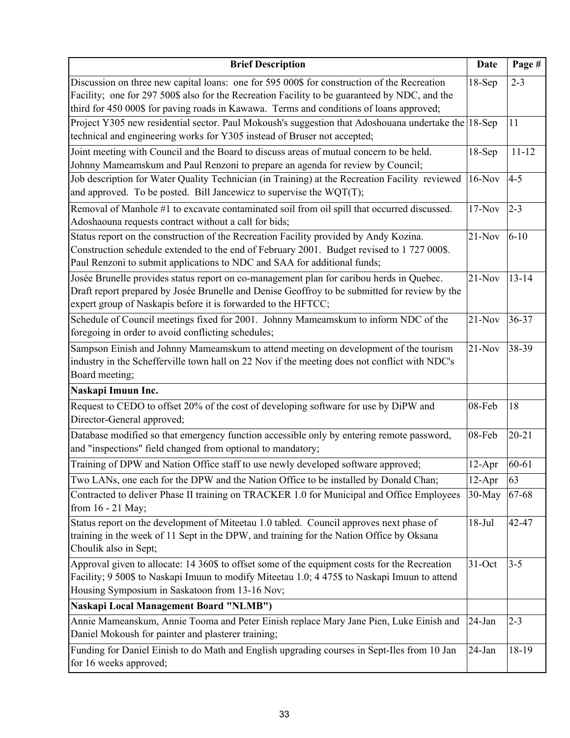| Brief Description | Date | Page # |
|---|---|---|
| Discussion on three new capital loans: one for 595 000$ for construction of the Recreation Facility; one for 297 500$ also for the Recreation Facility to be guaranteed by NDC, and the third for 450 000$ for paving roads in Kawawa. Terms and conditions of loans approved; | 18-Sep | 2-3 |
| Project Y305 new residential sector. Paul Mokoush's suggestion that Adoshouana undertake the technical and engineering works for Y305 instead of Bruser not accepted; | 18-Sep | 11 |
| Joint meeting with Council and the Board to discuss areas of mutual concern to be held. Johnny Mameamskum and Paul Renzoni to prepare an agenda for review by Council; | 18-Sep | 11-12 |
| Job description for Water Quality Technician (in Training) at the Recreation Facility reviewed and approved. To be posted. Bill Jancewicz to supervise the WQT(T); | 16-Nov | 4-5 |
| Removal of Manhole #1 to excavate contaminated soil from oil spill that occurred discussed. Adoshaouna requests contract without a call for bids; | 17-Nov | 2-3 |
| Status report on the construction of the Recreation Facility provided by Andy Kozina. Construction schedule extended to the end of February 2001. Budget revised to 1 727 000$. Paul Renzoni to submit applications to NDC and SAA for additional funds; | 21-Nov | 6-10 |
| Josée Brunelle provides status report on co-management plan for caribou herds in Quebec. Draft report prepared by Josée Brunelle and Denise Geoffroy to be submitted for review by the expert group of Naskapis before it is forwarded to the HFTCC; | 21-Nov | 13-14 |
| Schedule of Council meetings fixed for 2001. Johnny Mameamskum to inform NDC of the foregoing in order to avoid conflicting schedules; | 21-Nov | 36-37 |
| Sampson Einish and Johnny Mameamskum to attend meeting on development of the tourism industry in the Schefferville town hall on 22 Nov if the meeting does not conflict with NDC's Board meeting; | 21-Nov | 38-39 |
| **Naskapi Imuun Inc.** | | |
| Request to CEDO to offset 20% of the cost of developing software for use by DiPW and Director-General approved; | 08-Feb | 18 |
| Database modified so that emergency function accessible only by entering remote password, and "inspections" field changed from optional to mandatory; | 08-Feb | 20-21 |
| Training of DPW and Nation Office staff to use newly developed software approved; | 12-Apr | 60-61 |
| Two LANs, one each for the DPW and the Nation Office to be installed by Donald Chan; | 12-Apr | 63 |
| Contracted to deliver Phase II training on TRACKER 1.0 for Municipal and Office Employees from 16 - 21 May; | 30-May | 67-68 |
| Status report on the development of Miteetau 1.0 tabled. Council approves next phase of training in the week of 11 Sept in the DPW, and training for the Nation Office by Oksana Choulik also in Sept; | 18-Jul | 42-47 |
| Approval given to allocate: 14 360$ to offset some of the equipment costs for the Recreation Facility; 9 500$ to Naskapi Imuun to modify Miteetau 1.0; 4 475$ to Naskapi Imuun to attend Housing Symposium in Saskatoon from 13-16 Nov; | 31-Oct | 3-5 |
| **Naskapi Local Management Board "NLMB")** | | |
| Annie Mameanskum, Annie Tooma and Peter Einish replace Mary Jane Pien, Luke Einish and Daniel Mokoush for painter and plasterer training; | 24-Jan | 2-3 |
| Funding for Daniel Einish to do Math and English upgrading courses in Sept-Iles from 10 Jan for 16 weeks approved; | 24-Jan | 18-19 |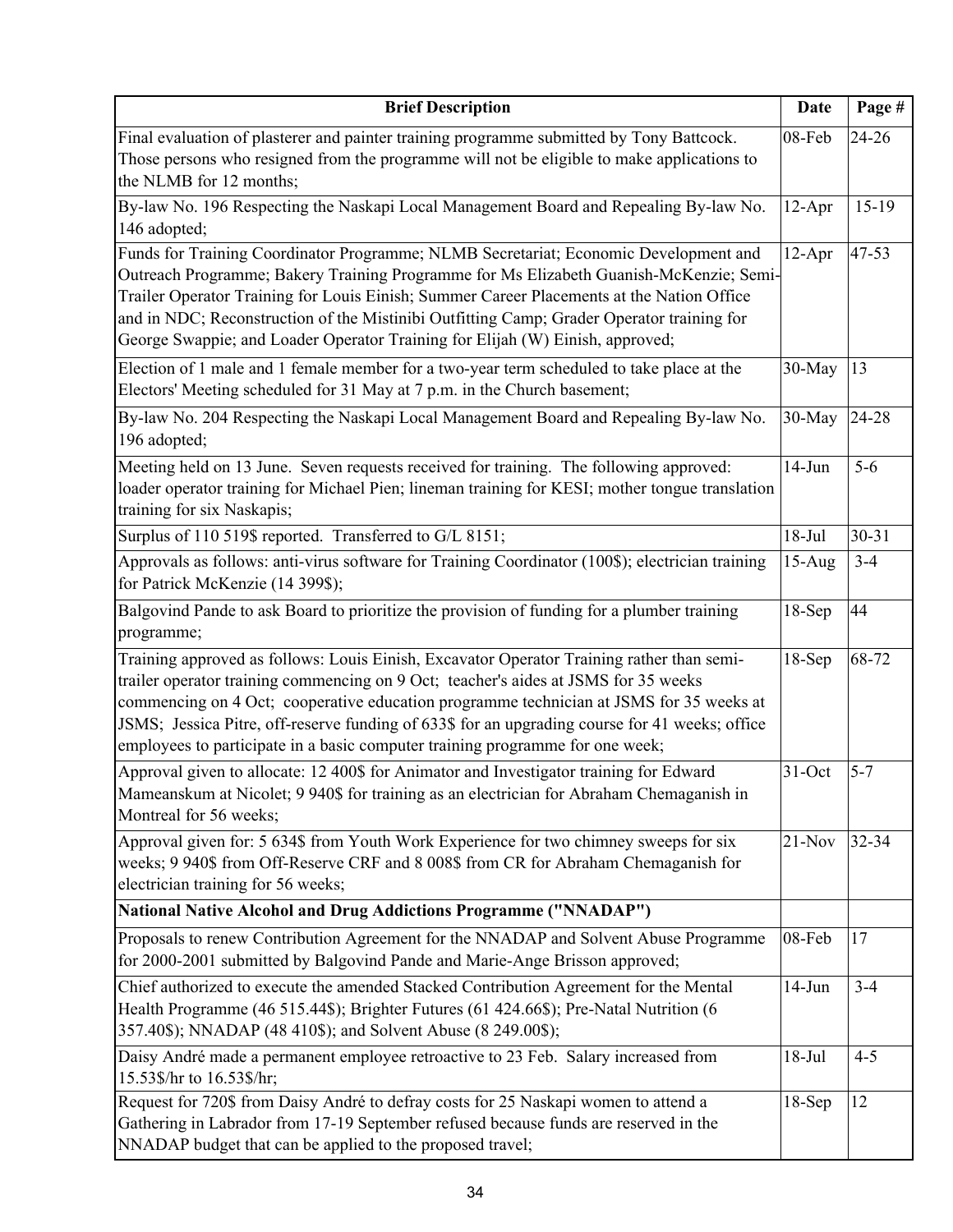| Brief Description | Date | Page # |
|---|---|---|
| Final evaluation of plasterer and painter training programme submitted by Tony Battcock. Those persons who resigned from the programme will not be eligible to make applications to the NLMB for 12 months; | 08-Feb | 24-26 |
| By-law No. 196 Respecting the Naskapi Local Management Board and Repealing By-law No. 146 adopted; | 12-Apr | 15-19 |
| Funds for Training Coordinator Programme; NLMB Secretariat; Economic Development and Outreach Programme; Bakery Training Programme for Ms Elizabeth Guanish-McKenzie; Semi-Trailer Operator Training for Louis Einish; Summer Career Placements at the Nation Office and in NDC; Reconstruction of the Mistinibi Outfitting Camp; Grader Operator training for George Swappie; and Loader Operator Training for Elijah (W) Einish, approved; | 12-Apr | 47-53 |
| Election of 1 male and 1 female member for a two-year term scheduled to take place at the Electors' Meeting scheduled for 31 May at 7 p.m. in the Church basement; | 30-May | 13 |
| By-law No. 204 Respecting the Naskapi Local Management Board and Repealing By-law No. 196 adopted; | 30-May | 24-28 |
| Meeting held on 13 June. Seven requests received for training. The following approved: loader operator training for Michael Pien; lineman training for KESI; mother tongue translation training for six Naskapis; | 14-Jun | 5-6 |
| Surplus of 110 519$ reported. Transferred to G/L 8151; | 18-Jul | 30-31 |
| Approvals as follows: anti-virus software for Training Coordinator (100$); electrician training for Patrick McKenzie (14 399$); | 15-Aug | 3-4 |
| Balgovind Pande to ask Board to prioritize the provision of funding for a plumber training programme; | 18-Sep | 44 |
| Training approved as follows: Louis Einish, Excavator Operator Training rather than semi-trailer operator training commencing on 9 Oct; teacher's aides at JSMS for 35 weeks commencing on 4 Oct; cooperative education programme technician at JSMS for 35 weeks at JSMS; Jessica Pitre, off-reserve funding of 633$ for an upgrading course for 41 weeks; office employees to participate in a basic computer training programme for one week; | 18-Sep | 68-72 |
| Approval given to allocate: 12 400$ for Animator and Investigator training for Edward Mameanskum at Nicolet; 9 940$ for training as an electrician for Abraham Chemaganish in Montreal for 56 weeks; | 31-Oct | 5-7 |
| Approval given for: 5 634$ from Youth Work Experience for two chimney sweeps for six weeks; 9 940$ from Off-Reserve CRF and 8 008$ from CR for Abraham Chemaganish for electrician training for 56 weeks; | 21-Nov | 32-34 |
| **National Native Alcohol and Drug Addictions Programme ("NNADAP")** | | |
| Proposals to renew Contribution Agreement for the NNADAP and Solvent Abuse Programme for 2000-2001 submitted by Balgovind Pande and Marie-Ange Brisson approved; | 08-Feb | 17 |
| Chief authorized to execute the amended Stacked Contribution Agreement for the Mental Health Programme (46 515.44$); Brighter Futures (61 424.66$); Pre-Natal Nutrition (6 357.40$); NNADAP (48 410$); and Solvent Abuse (8 249.00$); | 14-Jun | 3-4 |
| Daisy André made a permanent employee retroactive to 23 Feb. Salary increased from 15.53$/hr to 16.53$/hr; | 18-Jul | 4-5 |
| Request for 720$ from Daisy André to defray costs for 25 Naskapi women to attend a Gathering in Labrador from 17-19 September refused because funds are reserved in the NNADAP budget that can be applied to the proposed travel; | 18-Sep | 12 |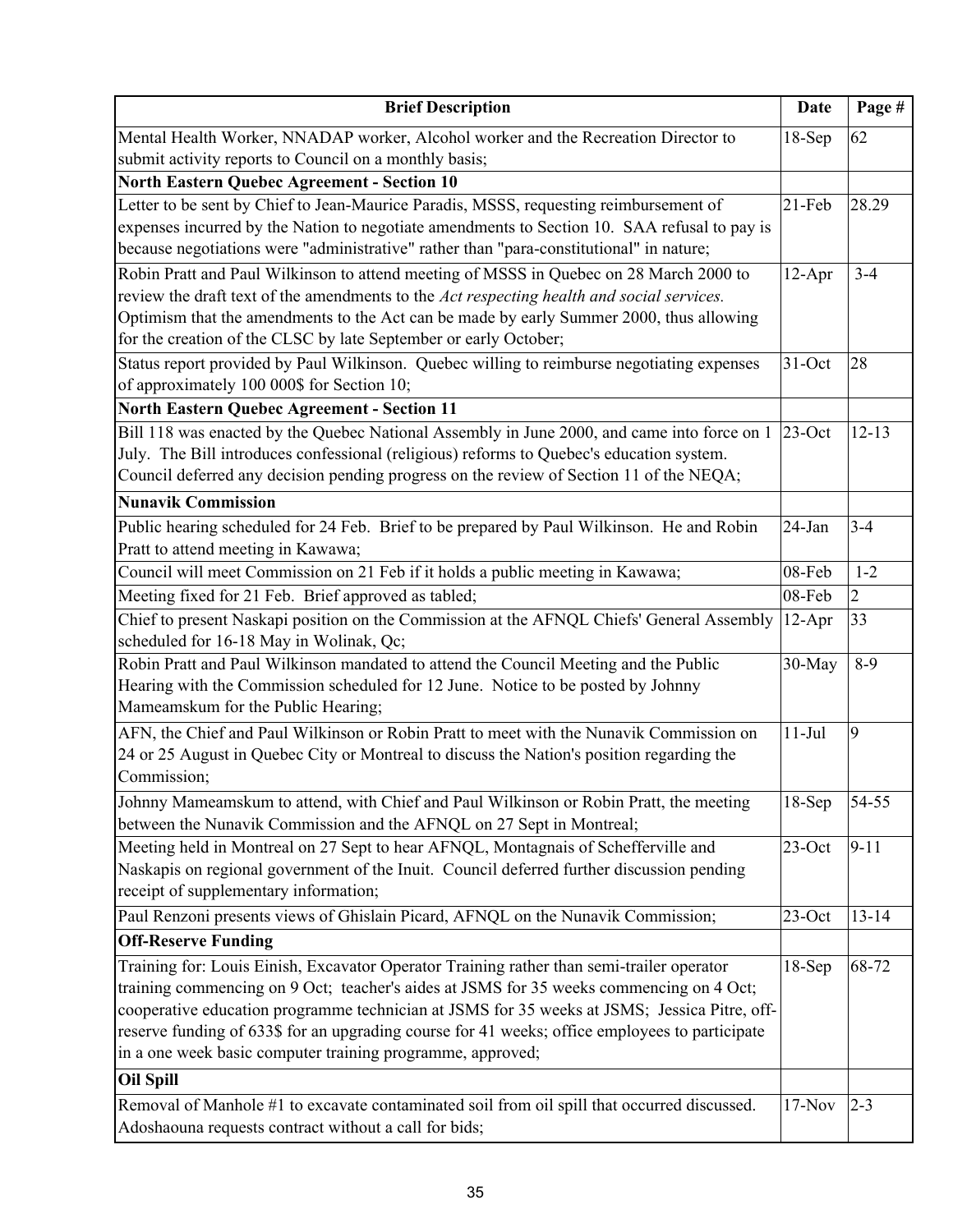| Brief Description | Date | Page # |
|---|---|---|
| Mental Health Worker, NNADAP worker, Alcohol worker and the Recreation Director to submit activity reports to Council on a monthly basis; | 18-Sep | 62 |
| **North Eastern Quebec Agreement - Section 10** | | |
| Letter to be sent by Chief to Jean-Maurice Paradis, MSSS, requesting reimbursement of expenses incurred by the Nation to negotiate amendments to Section 10. SAA refusal to pay is because negotiations were "administrative" rather than "para-constitutional" in nature; | 21-Feb | 28.29 |
| Robin Pratt and Paul Wilkinson to attend meeting of MSSS in Quebec on 28 March 2000 to review the draft text of the amendments to the *Act respecting health and social services.* Optimism that the amendments to the Act can be made by early Summer 2000, thus allowing for the creation of the CLSC by late September or early October; | 12-Apr | 3-4 |
| Status report provided by Paul Wilkinson. Quebec willing to reimburse negotiating expenses of approximately 100 000$ for Section 10; | 31-Oct | 28 |
| **North Eastern Quebec Agreement - Section 11** | | |
| Bill 118 was enacted by the Quebec National Assembly in June 2000, and came into force on 1 July. The Bill introduces confessional (religious) reforms to Quebec's education system. Council deferred any decision pending progress on the review of Section 11 of the NEQA; | 23-Oct | 12-13 |
| **Nunavik Commission** | | |
| Public hearing scheduled for 24 Feb. Brief to be prepared by Paul Wilkinson. He and Robin Pratt to attend meeting in Kawawa; | 24-Jan | 3-4 |
| Council will meet Commission on 21 Feb if it holds a public meeting in Kawawa; | 08-Feb | 1-2 |
| Meeting fixed for 21 Feb. Brief approved as tabled; | 08-Feb | 2 |
| Chief to present Naskapi position on the Commission at the AFNQL Chiefs' General Assembly scheduled for 16-18 May in Wolinak, Qc; | 12-Apr | 33 |
| Robin Pratt and Paul Wilkinson mandated to attend the Council Meeting and the Public Hearing with the Commission scheduled for 12 June. Notice to be posted by Johnny Mameamskum for the Public Hearing; | 30-May | 8-9 |
| AFN, the Chief and Paul Wilkinson or Robin Pratt to meet with the Nunavik Commission on 24 or 25 August in Quebec City or Montreal to discuss the Nation's position regarding the Commission; | 11-Jul | 9 |
| Johnny Mameamskum to attend, with Chief and Paul Wilkinson or Robin Pratt, the meeting between the Nunavik Commission and the AFNQL on 27 Sept in Montreal; | 18-Sep | 54-55 |
| Meeting held in Montreal on 27 Sept to hear AFNQL, Montagnais of Schefferville and Naskapis on regional government of the Inuit. Council deferred further discussion pending receipt of supplementary information; | 23-Oct | 9-11 |
| Paul Renzoni presents views of Ghislain Picard, AFNQL on the Nunavik Commission; | 23-Oct | 13-14 |
| **Off-Reserve Funding** | | |
| Training for: Louis Einish, Excavator Operator Training rather than semi-trailer operator training commencing on 9 Oct; teacher's aides at JSMS for 35 weeks commencing on 4 Oct; cooperative education programme technician at JSMS for 35 weeks at JSMS; Jessica Pitre, off-reserve funding of 633$ for an upgrading course for 41 weeks; office employees to participate in a one week basic computer training programme, approved; | 18-Sep | 68-72 |
| **Oil Spill** | | |
| Removal of Manhole #1 to excavate contaminated soil from oil spill that occurred discussed. Adoshaouna requests contract without a call for bids; | 17-Nov | 2-3 |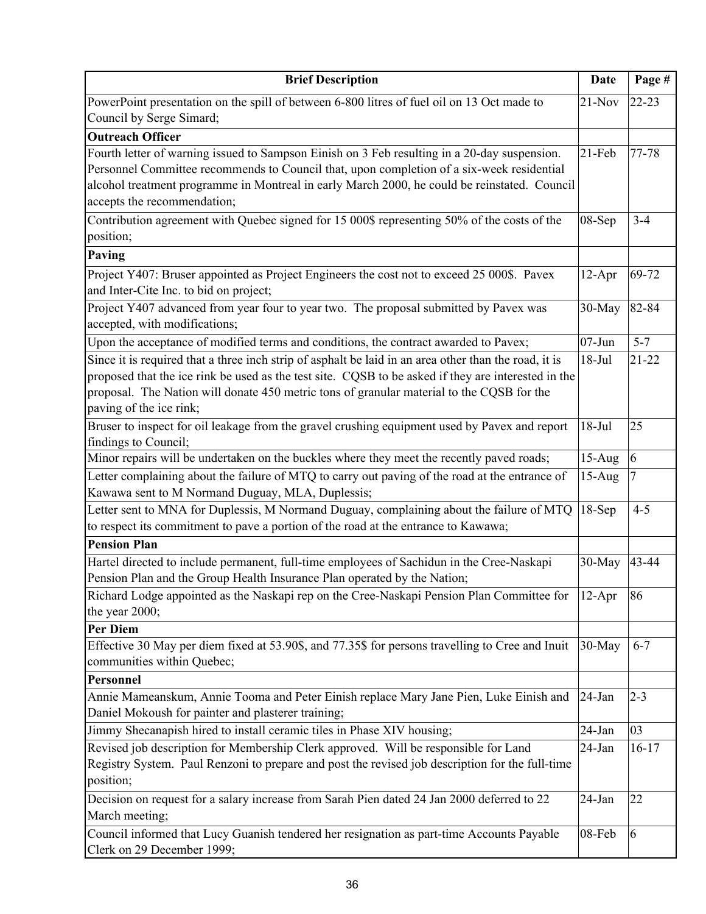| Brief Description | Date | Page # |
|---|---|---|
| PowerPoint presentation on the spill of between 6-800 litres of fuel oil on 13 Oct made to Council by Serge Simard; | 21-Nov | 22-23 |
| **Outreach Officer** | | |
| Fourth letter of warning issued to Sampson Einish on 3 Feb resulting in a 20-day suspension. Personnel Committee recommends to Council that, upon completion of a six-week residential alcohol treatment programme in Montreal in early March 2000, he could be reinstated. Council accepts the recommendation; | 21-Feb | 77-78 |
| Contribution agreement with Quebec signed for 15 000$ representing 50% of the costs of the position; | 08-Sep | 3-4 |
| **Paving** | | |
| Project Y407: Bruser appointed as Project Engineers the cost not to exceed 25 000$. Pavex and Inter-Cite Inc. to bid on project; | 12-Apr | 69-72 |
| Project Y407 advanced from year four to year two. The proposal submitted by Pavex was accepted, with modifications; | 30-May | 82-84 |
| Upon the acceptance of modified terms and conditions, the contract awarded to Pavex; | 07-Jun | 5-7 |
| Since it is required that a three inch strip of asphalt be laid in an area other than the road, it is proposed that the ice rink be used as the test site. CQSB to be asked if they are interested in the proposal. The Nation will donate 450 metric tons of granular material to the CQSB for the paving of the ice rink; | 18-Jul | 21-22 |
| Bruser to inspect for oil leakage from the gravel crushing equipment used by Pavex and report findings to Council; | 18-Jul | 25 |
| Minor repairs will be undertaken on the buckles where they meet the recently paved roads; | 15-Aug | 6 |
| Letter complaining about the failure of MTQ to carry out paving of the road at the entrance of Kawawa sent to M Normand Duguay, MLA, Duplessis; | 15-Aug | 7 |
| Letter sent to MNA for Duplessis, M Normand Duguay, complaining about the failure of MTQ to respect its commitment to pave a portion of the road at the entrance to Kawawa; | 18-Sep | 4-5 |
| **Pension Plan** | | |
| Hartel directed to include permanent, full-time employees of Sachidun in the Cree-Naskapi Pension Plan and the Group Health Insurance Plan operated by the Nation; | 30-May | 43-44 |
| Richard Lodge appointed as the Naskapi rep on the Cree-Naskapi Pension Plan Committee for the year 2000; | 12-Apr | 86 |
| **Per Diem** | | |
| Effective 30 May per diem fixed at 53.90$, and 77.35$ for persons travelling to Cree and Inuit communities within Quebec; | 30-May | 6-7 |
| **Personnel** | | |
| Annie Mameanskum, Annie Tooma and Peter Einish replace Mary Jane Pien, Luke Einish and Daniel Mokoush for painter and plasterer training; | 24-Jan | 2-3 |
| Jimmy Shecanapish hired to install ceramic tiles in Phase XIV housing; | 24-Jan | 03 |
| Revised job description for Membership Clerk approved. Will be responsible for Land Registry System. Paul Renzoni to prepare and post the revised job description for the full-time position; | 24-Jan | 16-17 |
| Decision on request for a salary increase from Sarah Pien dated 24 Jan 2000 deferred to 22 March meeting; | 24-Jan | 22 |
| Council informed that Lucy Guanish tendered her resignation as part-time Accounts Payable Clerk on 29 December 1999; | 08-Feb | 6 |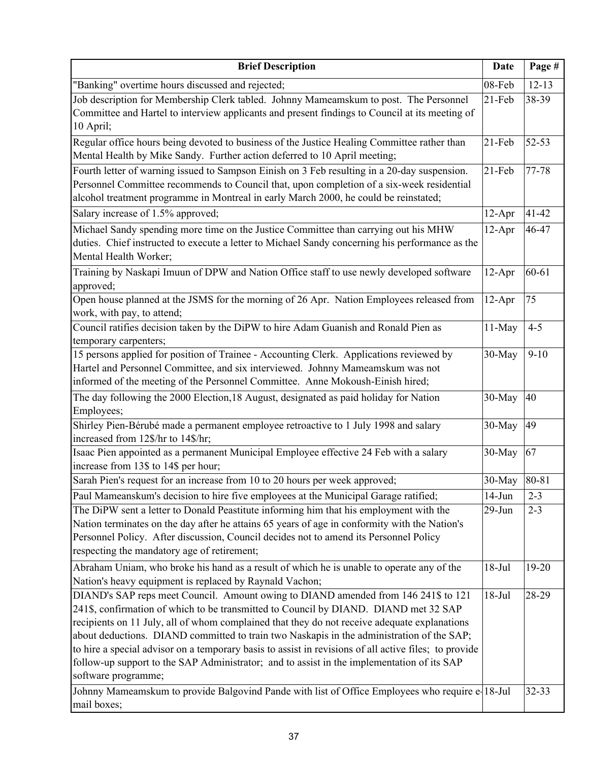| Brief Description | Date | Page # |
|---|---|---|
| "Banking" overtime hours discussed and rejected; | 08-Feb | 12-13 |
| Job description for Membership Clerk tabled. Johnny Mameamskum to post. The Personnel Committee and Hartel to interview applicants and present findings to Council at its meeting of 10 April; | 21-Feb | 38-39 |
| Regular office hours being devoted to business of the Justice Healing Committee rather than Mental Health by Mike Sandy. Further action deferred to 10 April meeting; | 21-Feb | 52-53 |
| Fourth letter of warning issued to Sampson Einish on 3 Feb resulting in a 20-day suspension. Personnel Committee recommends to Council that, upon completion of a six-week residential alcohol treatment programme in Montreal in early March 2000, he could be reinstated; | 21-Feb | 77-78 |
| Salary increase of 1.5% approved; | 12-Apr | 41-42 |
| Michael Sandy spending more time on the Justice Committee than carrying out his MHW duties. Chief instructed to execute a letter to Michael Sandy concerning his performance as the Mental Health Worker; | 12-Apr | 46-47 |
| Training by Naskapi Imuun of DPW and Nation Office staff to use newly developed software approved; | 12-Apr | 60-61 |
| Open house planned at the JSMS for the morning of 26 Apr. Nation Employees released from work, with pay, to attend; | 12-Apr | 75 |
| Council ratifies decision taken by the DiPW to hire Adam Guanish and Ronald Pien as temporary carpenters; | 11-May | 4-5 |
| 15 persons applied for position of Trainee - Accounting Clerk. Applications reviewed by Hartel and Personnel Committee, and six interviewed. Johnny Mameamskum was not informed of the meeting of the Personnel Committee. Anne Mokoush-Einish hired; | 30-May | 9-10 |
| The day following the 2000 Election,18 August, designated as paid holiday for Nation Employees; | 30-May | 40 |
| Shirley Pien-Bérubé made a permanent employee retroactive to 1 July 1998 and salary increased from 12$/hr to 14$/hr; | 30-May | 49 |
| Isaac Pien appointed as a permanent Municipal Employee effective 24 Feb with a salary increase from 13$ to 14$ per hour; | 30-May | 67 |
| Sarah Pien's request for an increase from 10 to 20 hours per week approved; | 30-May | 80-81 |
| Paul Mameanskum's decision to hire five employees at the Municipal Garage ratified; | 14-Jun | 2-3 |
| The DiPW sent a letter to Donald Peastitute informing him that his employment with the Nation terminates on the day after he attains 65 years of age in conformity with the Nation's Personnel Policy. After discussion, Council decides not to amend its Personnel Policy respecting the mandatory age of retirement; | 29-Jun | 2-3 |
| Abraham Uniam, who broke his hand as a result of which he is unable to operate any of the Nation's heavy equipment is replaced by Raynald Vachon; | 18-Jul | 19-20 |
| DIAND's SAP reps meet Council. Amount owing to DIAND amended from 146 241$ to 121 241$, confirmation of which to be transmitted to Council by DIAND. DIAND met 32 SAP recipients on 11 July, all of whom complained that they do not receive adequate explanations about deductions. DIAND committed to train two Naskapis in the administration of the SAP; to hire a special advisor on a temporary basis to assist in revisions of all active files; to provide follow-up support to the SAP Administrator; and to assist in the implementation of its SAP software programme; | 18-Jul | 28-29 |
| Johnny Mameamskum to provide Balgovind Pande with list of Office Employees who require e-mail boxes; | 18-Jul | 32-33 |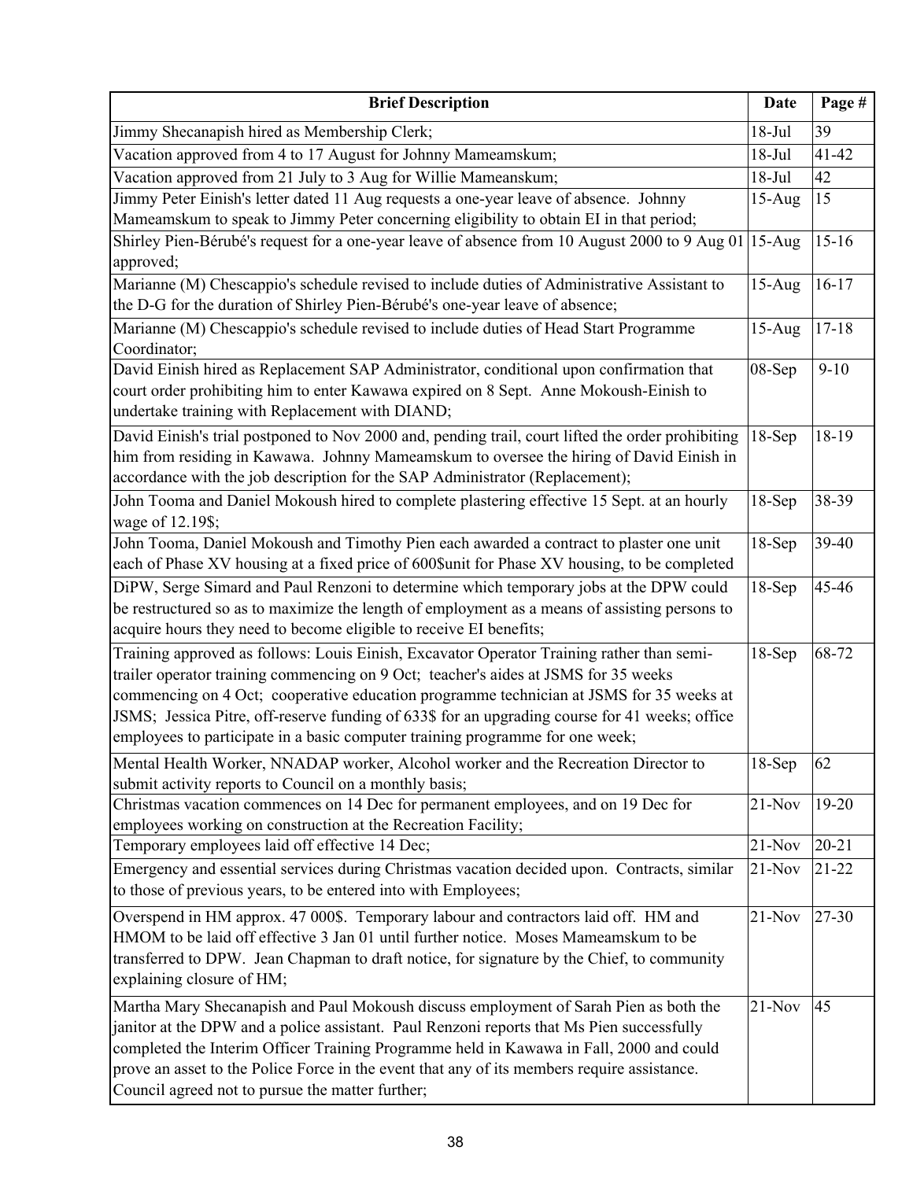| Brief Description | Date | Page # |
|---|---|---|
| Jimmy Shecanapish hired as Membership Clerk; | 18-Jul | 39 |
| Vacation approved from 4 to 17 August for Johnny Mameamskum; | 18-Jul | 41-42 |
| Vacation approved from 21 July to 3 Aug for Willie Mameanskum; | 18-Jul | 42 |
| Jimmy Peter Einish's letter dated 11 Aug requests a one-year leave of absence. Johnny Mameamskum to speak to Jimmy Peter concerning eligibility to obtain EI in that period; | 15-Aug | 15 |
| Shirley Pien-Bérubé's request for a one-year leave of absence from 10 August 2000 to 9 Aug 01 approved; | 15-Aug | 15-16 |
| Marianne (M) Chescappio's schedule revised to include duties of Administrative Assistant to the D-G for the duration of Shirley Pien-Bérubé's one-year leave of absence; | 15-Aug | 16-17 |
| Marianne (M) Chescappio's schedule revised to include duties of Head Start Programme Coordinator; | 15-Aug | 17-18 |
| David Einish hired as Replacement SAP Administrator, conditional upon confirmation that court order prohibiting him to enter Kawawa expired on 8 Sept. Anne Mokoush-Einish to undertake training with Replacement with DIAND; | 08-Sep | 9-10 |
| David Einish's trial postponed to Nov 2000 and, pending trail, court lifted the order prohibiting him from residing in Kawawa. Johnny Mameamskum to oversee the hiring of David Einish in accordance with the job description for the SAP Administrator (Replacement); | 18-Sep | 18-19 |
| John Tooma and Daniel Mokoush hired to complete plastering effective 15 Sept. at an hourly wage of 12.19$; | 18-Sep | 38-39 |
| John Tooma, Daniel Mokoush and Timothy Pien each awarded a contract to plaster one unit each of Phase XV housing at a fixed price of 600$unit for Phase XV housing, to be completed | 18-Sep | 39-40 |
| DiPW, Serge Simard and Paul Renzoni to determine which temporary jobs at the DPW could be restructured so as to maximize the length of employment as a means of assisting persons to acquire hours they need to become eligible to receive EI benefits; | 18-Sep | 45-46 |
| Training approved as follows: Louis Einish, Excavator Operator Training rather than semi-trailer operator training commencing on 9 Oct; teacher's aides at JSMS for 35 weeks commencing on 4 Oct; cooperative education programme technician at JSMS for 35 weeks at JSMS; Jessica Pitre, off-reserve funding of 633$ for an upgrading course for 41 weeks; office employees to participate in a basic computer training programme for one week; | 18-Sep | 68-72 |
| Mental Health Worker, NNADAP worker, Alcohol worker and the Recreation Director to submit activity reports to Council on a monthly basis; | 18-Sep | 62 |
| Christmas vacation commences on 14 Dec for permanent employees, and on 19 Dec for employees working on construction at the Recreation Facility; | 21-Nov | 19-20 |
| Temporary employees laid off effective 14 Dec; | 21-Nov | 20-21 |
| Emergency and essential services during Christmas vacation decided upon. Contracts, similar to those of previous years, to be entered into with Employees; | 21-Nov | 21-22 |
| Overspend in HM approx. 47 000$. Temporary labour and contractors laid off. HM and HMOM to be laid off effective 3 Jan 01 until further notice. Moses Mameamskum to be transferred to DPW. Jean Chapman to draft notice, for signature by the Chief, to community explaining closure of HM; | 21-Nov | 27-30 |
| Martha Mary Shecanapish and Paul Mokoush discuss employment of Sarah Pien as both the janitor at the DPW and a police assistant. Paul Renzoni reports that Ms Pien successfully completed the Interim Officer Training Programme held in Kawawa in Fall, 2000 and could prove an asset to the Police Force in the event that any of its members require assistance. Council agreed not to pursue the matter further; | 21-Nov | 45 |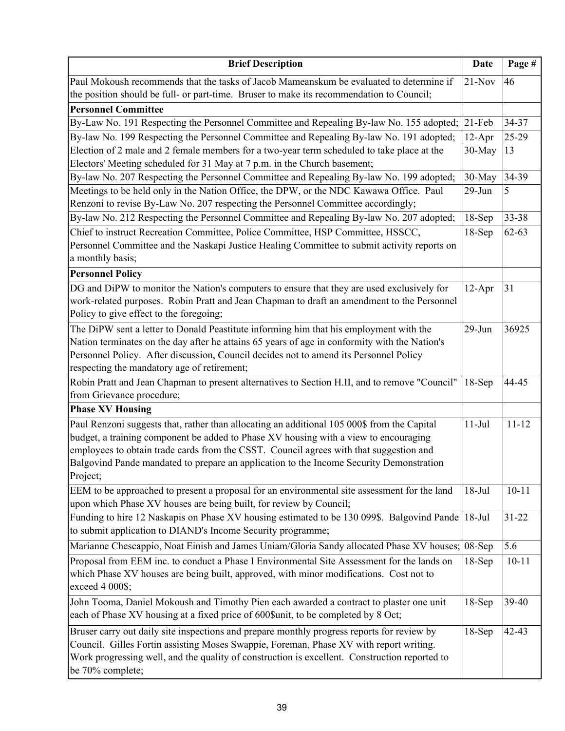| Brief Description | Date | Page # |
|---|---|---|
| Paul Mokoush recommends that the tasks of Jacob Mameanskum be evaluated to determine if the position should be full- or part-time. Bruser to make its recommendation to Council; | 21-Nov | 46 |
| **Personnel Committee** | | |
| By-Law No. 191 Respecting the Personnel Committee and Repealing By-law No. 155 adopted; | 21-Feb | 34-37 |
| By-law No. 199 Respecting the Personnel Committee and Repealing By-law No. 191 adopted; | 12-Apr | 25-29 |
| Election of 2 male and 2 female members for a two-year term scheduled to take place at the Electors' Meeting scheduled for 31 May at 7 p.m. in the Church basement; | 30-May | 13 |
| By-law No. 207 Respecting the Personnel Committee and Repealing By-law No. 199 adopted; | 30-May | 34-39 |
| Meetings to be held only in the Nation Office, the DPW, or the NDC Kawawa Office. Paul Renzoni to revise By-Law No. 207 respecting the Personnel Committee accordingly; | 29-Jun | 5 |
| By-law No. 212 Respecting the Personnel Committee and Repealing By-law No. 207 adopted; | 18-Sep | 33-38 |
| Chief to instruct Recreation Committee, Police Committee, HSP Committee, HSSCC, Personnel Committee and the Naskapi Justice Healing Committee to submit activity reports on a monthly basis; | 18-Sep | 62-63 |
| **Personnel Policy** | | |
| DG and DiPW to monitor the Nation's computers to ensure that they are used exclusively for work-related purposes. Robin Pratt and Jean Chapman to draft an amendment to the Personnel Policy to give effect to the foregoing; | 12-Apr | 31 |
| The DiPW sent a letter to Donald Peastitute informing him that his employment with the Nation terminates on the day after he attains 65 years of age in conformity with the Nation's Personnel Policy. After discussion, Council decides not to amend its Personnel Policy respecting the mandatory age of retirement; | 29-Jun | 36925 |
| Robin Pratt and Jean Chapman to present alternatives to Section H.II, and to remove "Council" from Grievance procedure; | 18-Sep | 44-45 |
| **Phase XV Housing** | | |
| Paul Renzoni suggests that, rather than allocating an additional 105 000$ from the Capital budget, a training component be added to Phase XV housing with a view to encouraging employees to obtain trade cards from the CSST. Council agrees with that suggestion and Balgovind Pande mandated to prepare an application to the Income Security Demonstration Project; | 11-Jul | 11-12 |
| EEM to be approached to present a proposal for an environmental site assessment for the land upon which Phase XV houses are being built, for review by Council; | 18-Jul | 10-11 |
| Funding to hire 12 Naskapis on Phase XV housing estimated to be 130 099$. Balgovind Pande to submit application to DIAND's Income Security programme; | 18-Jul | 31-22 |
| Marianne Chescappio, Noat Einish and James Uniam/Gloria Sandy allocated Phase XV houses; | 08-Sep | 5.6 |
| Proposal from EEM inc. to conduct a Phase I Environmental Site Assessment for the lands on which Phase XV houses are being built, approved, with minor modifications. Cost not to exceed 4 000$; | 18-Sep | 10-11 |
| John Tooma, Daniel Mokoush and Timothy Pien each awarded a contract to plaster one unit each of Phase XV housing at a fixed price of 600$unit, to be completed by 8 Oct; | 18-Sep | 39-40 |
| Bruser carry out daily site inspections and prepare monthly progress reports for review by Council. Gilles Fortin assisting Moses Swappie, Foreman, Phase XV with report writing. Work progressing well, and the quality of construction is excellent. Construction reported to be 70% complete; | 18-Sep | 42-43 |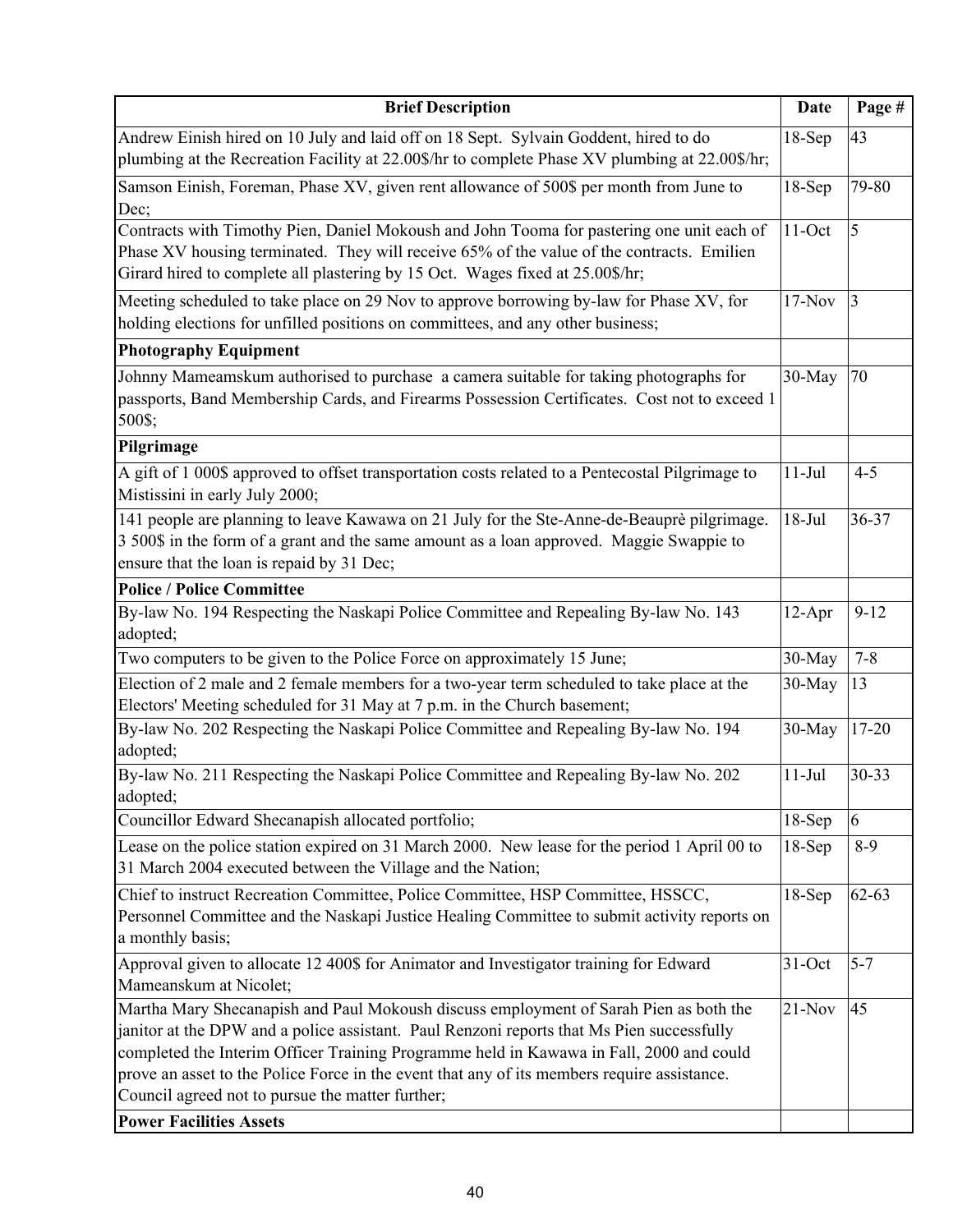| Brief Description | Date | Page # |
|---|---|---|
| Andrew Einish hired on 10 July and laid off on 18 Sept. Sylvain Goddent, hired to do plumbing at the Recreation Facility at 22.00$/hr to complete Phase XV plumbing at 22.00$/hr; | 18-Sep | 43 |
| Samson Einish, Foreman, Phase XV, given rent allowance of 500$ per month from June to Dec; | 18-Sep | 79-80 |
| Contracts with Timothy Pien, Daniel Mokoush and John Tooma for pastering one unit each of Phase XV housing terminated. They will receive 65% of the value of the contracts. Emilien Girard hired to complete all plastering by 15 Oct. Wages fixed at 25.00$/hr; | 11-Oct | 5 |
| Meeting scheduled to take place on 29 Nov to approve borrowing by-law for Phase XV, for holding elections for unfilled positions on committees, and any other business; | 17-Nov | 3 |
| **Photography Equipment** | | |
| Johnny Mameamskum authorised to purchase a camera suitable for taking photographs for passports, Band Membership Cards, and Firearms Possession Certificates. Cost not to exceed 1 500$; | 30-May | 70 |
| **Pilgrimage** | | |
| A gift of 1 000$ approved to offset transportation costs related to a Pentecostal Pilgrimage to Mistissini in early July 2000; | 11-Jul | 4-5 |
| 141 people are planning to leave Kawawa on 21 July for the Ste-Anne-de-Beauprè pilgrimage. 3 500$ in the form of a grant and the same amount as a loan approved. Maggie Swappie to ensure that the loan is repaid by 31 Dec; | 18-Jul | 36-37 |
| **Police / Police Committee** | | |
| By-law No. 194 Respecting the Naskapi Police Committee and Repealing By-law No. 143 adopted; | 12-Apr | 9-12 |
| Two computers to be given to the Police Force on approximately 15 June; | 30-May | 7-8 |
| Election of 2 male and 2 female members for a two-year term scheduled to take place at the Electors' Meeting scheduled for 31 May at 7 p.m. in the Church basement; | 30-May | 13 |
| By-law No. 202 Respecting the Naskapi Police Committee and Repealing By-law No. 194 adopted; | 30-May | 17-20 |
| By-law No. 211 Respecting the Naskapi Police Committee and Repealing By-law No. 202 adopted; | 11-Jul | 30-33 |
| Councillor Edward Shecanapish allocated portfolio; | 18-Sep | 6 |
| Lease on the police station expired on 31 March 2000. New lease for the period 1 April 00 to 31 March 2004 executed between the Village and the Nation; | 18-Sep | 8-9 |
| Chief to instruct Recreation Committee, Police Committee, HSP Committee, HSSCC, Personnel Committee and the Naskapi Justice Healing Committee to submit activity reports on a monthly basis; | 18-Sep | 62-63 |
| Approval given to allocate 12 400$ for Animator and Investigator training for Edward Mameanskum at Nicolet; | 31-Oct | 5-7 |
| Martha Mary Shecanapish and Paul Mokoush discuss employment of Sarah Pien as both the janitor at the DPW and a police assistant. Paul Renzoni reports that Ms Pien successfully completed the Interim Officer Training Programme held in Kawawa in Fall, 2000 and could prove an asset to the Police Force in the event that any of its members require assistance. Council agreed not to pursue the matter further; | 21-Nov | 45 |
| **Power Facilities Assets** | | |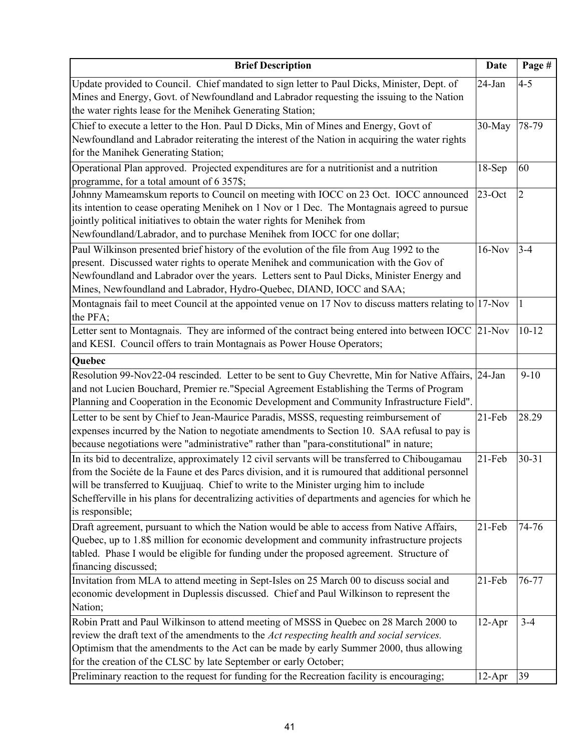| Brief Description | Date | Page # |
|---|---|---|
| Update provided to Council. Chief mandated to sign letter to Paul Dicks, Minister, Dept. of Mines and Energy, Govt. of Newfoundland and Labrador requesting the issuing to the Nation the water rights lease for the Menihek Generating Station; | 24-Jan | 4-5 |
| Chief to execute a letter to the Hon. Paul D Dicks, Min of Mines and Energy, Govt of Newfoundland and Labrador reiterating the interest of the Nation in acquiring the water rights for the Manihek Generating Station; | 30-May | 78-79 |
| Operational Plan approved. Projected expenditures are for a nutritionist and a nutrition programme, for a total amount of 6 357$; | 18-Sep | 60 |
| Johnny Mameamskum reports to Council on meeting with IOCC on 23 Oct. IOCC announced its intention to cease operating Menihek on 1 Nov or 1 Dec. The Montagnais agreed to pursue jointly political initiatives to obtain the water rights for Menihek from Newfoundland/Labrador, and to purchase Menihek from IOCC for one dollar; | 23-Oct | 2 |
| Paul Wilkinson presented brief history of the evolution of the file from Aug 1992 to the present. Discussed water rights to operate Menihek and communication with the Gov of Newfoundland and Labrador over the years. Letters sent to Paul Dicks, Minister Energy and Mines, Newfoundland and Labrador, Hydro-Quebec, DIAND, IOCC and SAA; | 16-Nov | 3-4 |
| Montagnais fail to meet Council at the appointed venue on 17 Nov to discuss matters relating to the PFA; | 17-Nov | 1 |
| Letter sent to Montagnais. They are informed of the contract being entered into between IOCC and KESI. Council offers to train Montagnais as Power House Operators; | 21-Nov | 10-12 |
| **Quebec** | | |
| Resolution 99-Nov22-04 rescinded. Letter to be sent to Guy Chevrette, Min for Native Affairs, and not Lucien Bouchard, Premier re."Special Agreement Establishing the Terms of Program Planning and Cooperation in the Economic Development and Community Infrastructure Field". | 24-Jan | 9-10 |
| Letter to be sent by Chief to Jean-Maurice Paradis, MSSS, requesting reimbursement of expenses incurred by the Nation to negotiate amendments to Section 10. SAA refusal to pay is because negotiations were "administrative" rather than "para-constitutional" in nature; | 21-Feb | 28.29 |
| In its bid to decentralize, approximately 12 civil servants will be transferred to Chibougamau from the Sociéte de la Faune et des Parcs division, and it is rumoured that additional personnel will be transferred to Kuujjuaq. Chief to write to the Minister urging him to include Schefferville in his plans for decentralizing activities of departments and agencies for which he is responsible; | 21-Feb | 30-31 |
| Draft agreement, pursuant to which the Nation would be able to access from Native Affairs, Quebec, up to 1.8$ million for economic development and community infrastructure projects tabled. Phase I would be eligible for funding under the proposed agreement. Structure of financing discussed; | 21-Feb | 74-76 |
| Invitation from MLA to attend meeting in Sept-Isles on 25 March 00 to discuss social and economic development in Duplessis discussed. Chief and Paul Wilkinson to represent the Nation; | 21-Feb | 76-77 |
| Robin Pratt and Paul Wilkinson to attend meeting of MSSS in Quebec on 28 March 2000 to review the draft text of the amendments to the *Act respecting health and social services.* Optimism that the amendments to the Act can be made by early Summer 2000, thus allowing for the creation of the CLSC by late September or early October; | 12-Apr | 3-4 |
| Preliminary reaction to the request for funding for the Recreation facility is encouraging; | 12-Apr | 39 |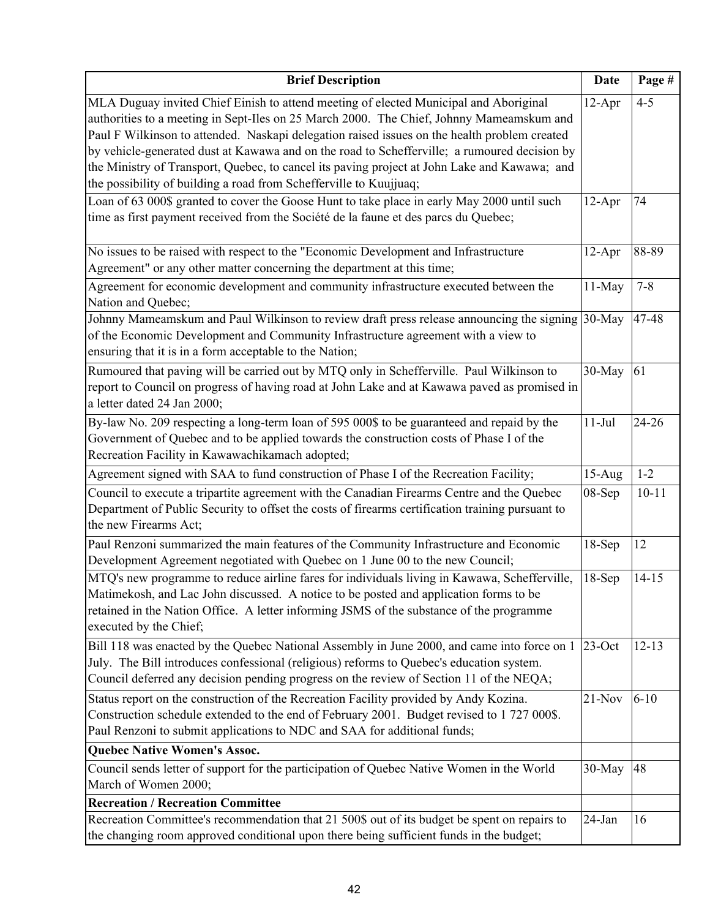| Brief Description | Date | Page # |
|---|---|---|
| MLA Duguay invited Chief Einish to attend meeting of elected Municipal and Aboriginal authorities to a meeting in Sept-Iles on 25 March 2000. The Chief, Johnny Mameamskum and Paul F Wilkinson to attended. Naskapi delegation raised issues on the health problem created by vehicle-generated dust at Kawawa and on the road to Schefferville; a rumoured decision by the Ministry of Transport, Quebec, to cancel its paving project at John Lake and Kawawa; and the possibility of building a road from Schefferville to Kuujjuaq; | 12-Apr | 4-5 |
| Loan of 63 000$ granted to cover the Goose Hunt to take place in early May 2000 until such time as first payment received from the Société de la faune et des parcs du Quebec; | 12-Apr | 74 |
| No issues to be raised with respect to the "Economic Development and Infrastructure Agreement" or any other matter concerning the department at this time; | 12-Apr | 88-89 |
| Agreement for economic development and community infrastructure executed between the Nation and Quebec; | 11-May | 7-8 |
| Johnny Mameamskum and Paul Wilkinson to review draft press release announcing the signing of the Economic Development and Community Infrastructure agreement with a view to ensuring that it is in a form acceptable to the Nation; | 30-May | 47-48 |
| Rumoured that paving will be carried out by MTQ only in Schefferville. Paul Wilkinson to report to Council on progress of having road at John Lake and at Kawawa paved as promised in a letter dated 24 Jan 2000; | 30-May | 61 |
| By-law No. 209 respecting a long-term loan of 595 000$ to be guaranteed and repaid by the Government of Quebec and to be applied towards the construction costs of Phase I of the Recreation Facility in Kawawachikamach adopted; | 11-Jul | 24-26 |
| Agreement signed with SAA to fund construction of Phase I of the Recreation Facility; | 15-Aug | 1-2 |
| Council to execute a tripartite agreement with the Canadian Firearms Centre and the Quebec Department of Public Security to offset the costs of firearms certification training pursuant to the new Firearms Act; | 08-Sep | 10-11 |
| Paul Renzoni summarized the main features of the Community Infrastructure and Economic Development Agreement negotiated with Quebec on 1 June 00 to the new Council; | 18-Sep | 12 |
| MTQ's new programme to reduce airline fares for individuals living in Kawawa, Schefferville, Matimekosh, and Lac John discussed. A notice to be posted and application forms to be retained in the Nation Office. A letter informing JSMS of the substance of the programme executed by the Chief; | 18-Sep | 14-15 |
| Bill 118 was enacted by the Quebec National Assembly in June 2000, and came into force on 1 July. The Bill introduces confessional (religious) reforms to Quebec's education system. Council deferred any decision pending progress on the review of Section 11 of the NEQA; | 23-Oct | 12-13 |
| Status report on the construction of the Recreation Facility provided by Andy Kozina. Construction schedule extended to the end of February 2001. Budget revised to 1 727 000$. Paul Renzoni to submit applications to NDC and SAA for additional funds; | 21-Nov | 6-10 |
| **Quebec Native Women's Assoc.** | | |
| Council sends letter of support for the participation of Quebec Native Women in the World March of Women 2000; | 30-May | 48 |
| **Recreation / Recreation Committee** | | |
| Recreation Committee's recommendation that 21 500$ out of its budget be spent on repairs to the changing room approved conditional upon there being sufficient funds in the budget; | 24-Jan | 16 |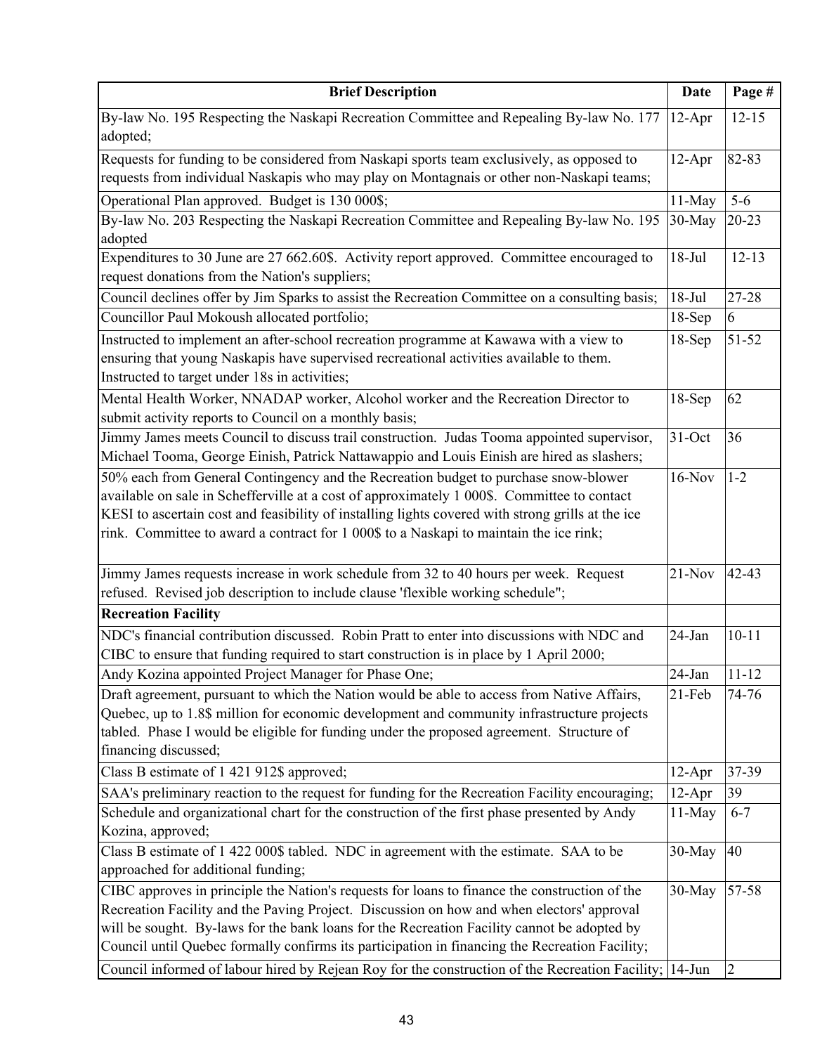| Brief Description | Date | Page # |
|---|---|---|
| By-law No. 195 Respecting the Naskapi Recreation Committee and Repealing By-law No. 177 adopted; | 12-Apr | 12-15 |
| Requests for funding to be considered from Naskapi sports team exclusively, as opposed to requests from individual Naskapis who may play on Montagnais or other non-Naskapi teams; | 12-Apr | 82-83 |
| Operational Plan approved. Budget is 130 000$; | 11-May | 5-6 |
| By-law No. 203 Respecting the Naskapi Recreation Committee and Repealing By-law No. 195 adopted | 30-May | 20-23 |
| Expenditures to 30 June are 27 662.60$. Activity report approved. Committee encouraged to request donations from the Nation's suppliers; | 18-Jul | 12-13 |
| Council declines offer by Jim Sparks to assist the Recreation Committee on a consulting basis; | 18-Jul | 27-28 |
| Councillor Paul Mokoush allocated portfolio; | 18-Sep | 6 |
| Instructed to implement an after-school recreation programme at Kawawa with a view to ensuring that young Naskapis have supervised recreational activities available to them. Instructed to target under 18s in activities; | 18-Sep | 51-52 |
| Mental Health Worker, NNADAP worker, Alcohol worker and the Recreation Director to submit activity reports to Council on a monthly basis; | 18-Sep | 62 |
| Jimmy James meets Council to discuss trail construction. Judas Tooma appointed supervisor, Michael Tooma, George Einish, Patrick Nattawappio and Louis Einish are hired as slashers; | 31-Oct | 36 |
| 50% each from General Contingency and the Recreation budget to purchase snow-blower available on sale in Schefferville at a cost of approximately 1 000$. Committee to contact KESI to ascertain cost and feasibility of installing lights covered with strong grills at the ice rink. Committee to award a contract for 1 000$ to a Naskapi to maintain the ice rink; | 16-Nov | 1-2 |
| Jimmy James requests increase in work schedule from 32 to 40 hours per week. Request refused. Revised job description to include clause 'flexible working schedule"; | 21-Nov | 42-43 |
| **Recreation Facility** | | |
| NDC's financial contribution discussed. Robin Pratt to enter into discussions with NDC and CIBC to ensure that funding required to start construction is in place by 1 April 2000; | 24-Jan | 10-11 |
| Andy Kozina appointed Project Manager for Phase One; | 24-Jan | 11-12 |
| Draft agreement, pursuant to which the Nation would be able to access from Native Affairs, Quebec, up to 1.8$ million for economic development and community infrastructure projects tabled. Phase I would be eligible for funding under the proposed agreement. Structure of financing discussed; | 21-Feb | 74-76 |
| Class B estimate of 1 421 912$ approved; | 12-Apr | 37-39 |
| SAA's preliminary reaction to the request for funding for the Recreation Facility encouraging; | 12-Apr | 39 |
| Schedule and organizational chart for the construction of the first phase presented by Andy Kozina, approved; | 11-May | 6-7 |
| Class B estimate of 1 422 000$ tabled. NDC in agreement with the estimate. SAA to be approached for additional funding; | 30-May | 40 |
| CIBC approves in principle the Nation's requests for loans to finance the construction of the Recreation Facility and the Paving Project. Discussion on how and when electors' approval will be sought. By-laws for the bank loans for the Recreation Facility cannot be adopted by Council until Quebec formally confirms its participation in financing the Recreation Facility; | 30-May | 57-58 |
| Council informed of labour hired by Rejean Roy for the construction of the Recreation Facility; | 14-Jun | 2 |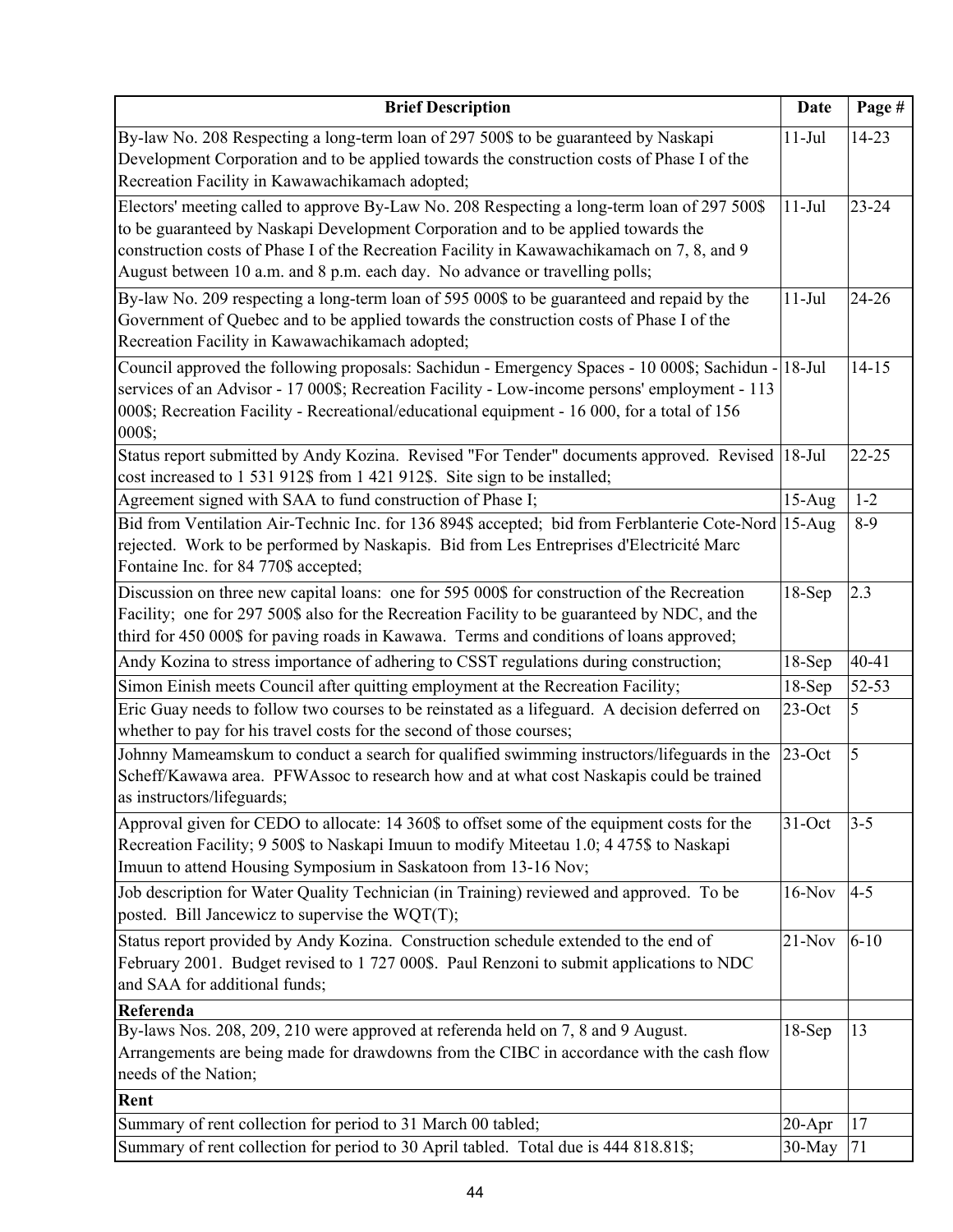| Brief Description | Date | Page # |
| --- | --- | --- |
| By-law No. 208 Respecting a long-term loan of 297 500$ to be guaranteed by Naskapi Development Corporation and to be applied towards the construction costs of Phase I of the Recreation Facility in Kawawachikamach adopted; | 11-Jul | 14-23 |
| Electors' meeting called to approve By-Law No. 208 Respecting a long-term loan of 297 500$ to be guaranteed by Naskapi Development Corporation and to be applied towards the construction costs of Phase I of the Recreation Facility in Kawawachikamach on 7, 8, and 9 August between 10 a.m. and 8 p.m. each day. No advance or travelling polls; | 11-Jul | 23-24 |
| By-law No. 209 respecting a long-term loan of 595 000$ to be guaranteed and repaid by the Government of Quebec and to be applied towards the construction costs of Phase I of the Recreation Facility in Kawawachikamach adopted; | 11-Jul | 24-26 |
| Council approved the following proposals: Sachidun - Emergency Spaces - 10 000$; Sachidun - services of an Advisor - 17 000$; Recreation Facility - Low-income persons' employment - 113 000$; Recreation Facility - Recreational/educational equipment - 16 000, for a total of 156 000$; | 18-Jul | 14-15 |
| Status report submitted by Andy Kozina. Revised "For Tender" documents approved. Revised cost increased to 1 531 912$ from 1 421 912$. Site sign to be installed; | 18-Jul | 22-25 |
| Agreement signed with SAA to fund construction of Phase I; | 15-Aug | 1-2 |
| Bid from Ventilation Air-Technic Inc. for 136 894$ accepted; bid from Ferblanterie Cote-Nord rejected. Work to be performed by Naskapis. Bid from Les Entreprises d'Electricité Marc Fontaine Inc. for 84 770$ accepted; | 15-Aug | 8-9 |
| Discussion on three new capital loans: one for 595 000$ for construction of the Recreation Facility; one for 297 500$ also for the Recreation Facility to be guaranteed by NDC, and the third for 450 000$ for paving roads in Kawawa. Terms and conditions of loans approved; | 18-Sep | 2.3 |
| Andy Kozina to stress importance of adhering to CSST regulations during construction; | 18-Sep | 40-41 |
| Simon Einish meets Council after quitting employment at the Recreation Facility; | 18-Sep | 52-53 |
| Eric Guay needs to follow two courses to be reinstated as a lifeguard. A decision deferred on whether to pay for his travel costs for the second of those courses; | 23-Oct | 5 |
| Johnny Mameamskum to conduct a search for qualified swimming instructors/lifeguards in the Scheff/Kawawa area. PFWAssoc to research how and at what cost Naskapis could be trained as instructors/lifeguards; | 23-Oct | 5 |
| Approval given for CEDO to allocate: 14 360$ to offset some of the equipment costs for the Recreation Facility; 9 500$ to Naskapi Imuun to modify Miteetau 1.0; 4 475$ to Naskapi Imuun to attend Housing Symposium in Saskatoon from 13-16 Nov; | 31-Oct | 3-5 |
| Job description for Water Quality Technician (in Training) reviewed and approved. To be posted. Bill Jancewicz to supervise the WQT(T); | 16-Nov | 4-5 |
| Status report provided by Andy Kozina. Construction schedule extended to the end of February 2001. Budget revised to 1 727 000$. Paul Renzoni to submit applications to NDC and SAA for additional funds; | 21-Nov | 6-10 |
| **Referenda** | | |
| By-laws Nos. 208, 209, 210 were approved at referenda held on 7, 8 and 9 August. Arrangements are being made for drawdowns from the CIBC in accordance with the cash flow needs of the Nation; | 18-Sep | 13 |
| **Rent** | | |
| Summary of rent collection for period to 31 March 00 tabled; | 20-Apr | 17 |
| Summary of rent collection for period to 30 April tabled. Total due is 444 818.81$; | 30-May | 71 |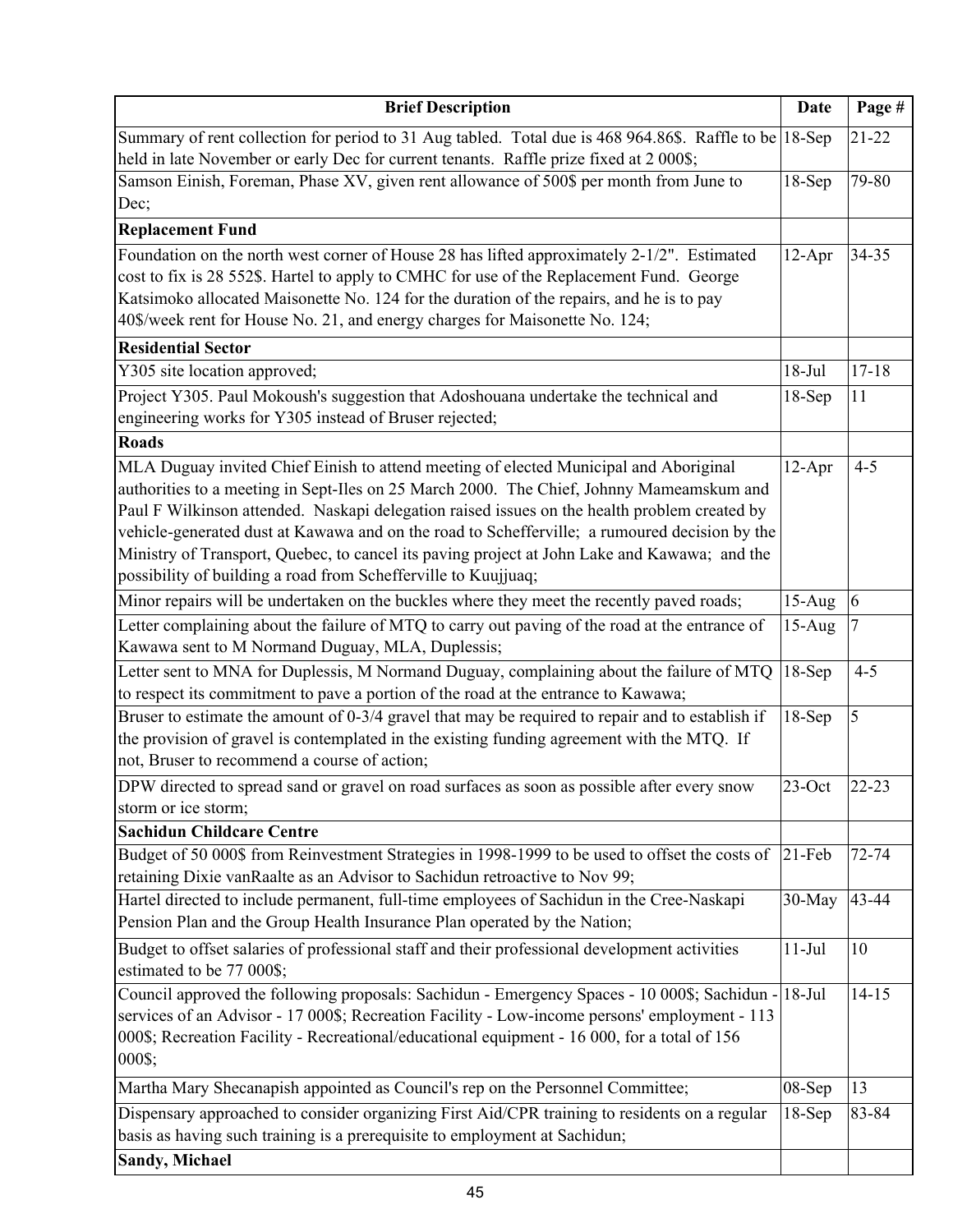| Brief Description | Date | Page # |
|---|---|---|
| Summary of rent collection for period to 31 Aug tabled. Total due is 468 964.86$. Raffle to be held in late November or early Dec for current tenants. Raffle prize fixed at 2 000$; | 18-Sep | 21-22 |
| Samson Einish, Foreman, Phase XV, given rent allowance of 500$ per month from June to Dec; | 18-Sep | 79-80 |
| **Replacement Fund** | | |
| Foundation on the north west corner of House 28 has lifted approximately 2-1/2". Estimated cost to fix is 28 552$. Hartel to apply to CMHC for use of the Replacement Fund. George Katsimoko allocated Maisonette No. 124 for the duration of the repairs, and he is to pay 40$/week rent for House No. 21, and energy charges for Maisonette No. 124; | 12-Apr | 34-35 |
| **Residential Sector** | | |
| Y305 site location approved; | 18-Jul | 17-18 |
| Project Y305. Paul Mokoush's suggestion that Adoshouana undertake the technical and engineering works for Y305 instead of Bruser rejected; | 18-Sep | 11 |
| **Roads** | | |
| MLA Duguay invited Chief Einish to attend meeting of elected Municipal and Aboriginal authorities to a meeting in Sept-Iles on 25 March 2000. The Chief, Johnny Mameamskum and Paul F Wilkinson attended. Naskapi delegation raised issues on the health problem created by vehicle-generated dust at Kawawa and on the road to Schefferville; a rumoured decision by the Ministry of Transport, Quebec, to cancel its paving project at John Lake and Kawawa; and the possibility of building a road from Schefferville to Kuujjuaq; | 12-Apr | 4-5 |
| Minor repairs will be undertaken on the buckles where they meet the recently paved roads; | 15-Aug | 6 |
| Letter complaining about the failure of MTQ to carry out paving of the road at the entrance of Kawawa sent to M Normand Duguay, MLA, Duplessis; | 15-Aug | 7 |
| Letter sent to MNA for Duplessis, M Normand Duguay, complaining about the failure of MTQ to respect its commitment to pave a portion of the road at the entrance to Kawawa; | 18-Sep | 4-5 |
| Bruser to estimate the amount of 0-3/4 gravel that may be required to repair and to establish if the provision of gravel is contemplated in the existing funding agreement with the MTQ. If not, Bruser to recommend a course of action; | 18-Sep | 5 |
| DPW directed to spread sand or gravel on road surfaces as soon as possible after every snow storm or ice storm; | 23-Oct | 22-23 |
| **Sachidun Childcare Centre** | | |
| Budget of 50 000$ from Reinvestment Strategies in 1998-1999 to be used to offset the costs of retaining Dixie vanRaalte as an Advisor to Sachidun retroactive to Nov 99; | 21-Feb | 72-74 |
| Hartel directed to include permanent, full-time employees of Sachidun in the Cree-Naskapi Pension Plan and the Group Health Insurance Plan operated by the Nation; | 30-May | 43-44 |
| Budget to offset salaries of professional staff and their professional development activities estimated to be 77 000$; | 11-Jul | 10 |
| Council approved the following proposals: Sachidun - Emergency Spaces - 10 000$; Sachidun - services of an Advisor - 17 000$; Recreation Facility - Low-income persons' employment - 113 000$; Recreation Facility - Recreational/educational equipment - 16 000, for a total of 156 000$; | 18-Jul | 14-15 |
| Martha Mary Shecanapish appointed as Council's rep on the Personnel Committee; | 08-Sep | 13 |
| Dispensary approached to consider organizing First Aid/CPR training to residents on a regular basis as having such training is a prerequisite to employment at Sachidun; | 18-Sep | 83-84 |
| **Sandy, Michael** | | |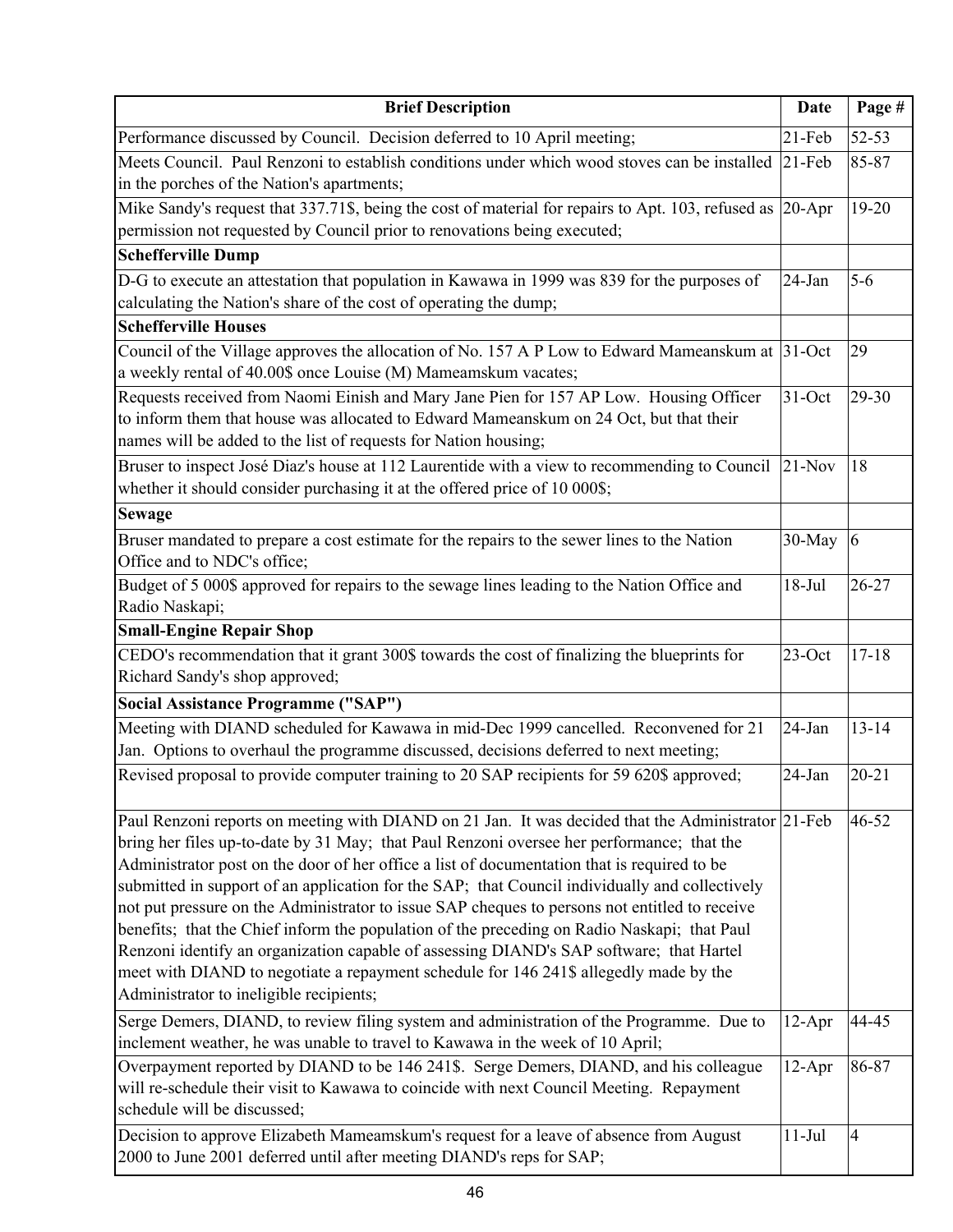| Brief Description | Date | Page # |
|---|---|---|
| Performance discussed by Council. Decision deferred to 10 April meeting; | 21-Feb | 52-53 |
| Meets Council. Paul Renzoni to establish conditions under which wood stoves can be installed in the porches of the Nation's apartments; | 21-Feb | 85-87 |
| Mike Sandy's request that 337.71$, being the cost of material for repairs to Apt. 103, refused as permission not requested by Council prior to renovations being executed; | 20-Apr | 19-20 |
| **Schefferville Dump** | | |
| D-G to execute an attestation that population in Kawawa in 1999 was 839 for the purposes of calculating the Nation's share of the cost of operating the dump; | 24-Jan | 5-6 |
| **Schefferville Houses** | | |
| Council of the Village approves the allocation of No. 157 A P Low to Edward Mameanskum at a weekly rental of 40.00$ once Louise (M) Mameamskum vacates; | 31-Oct | 29 |
| Requests received from Naomi Einish and Mary Jane Pien for 157 AP Low. Housing Officer to inform them that house was allocated to Edward Mameanskum on 24 Oct, but that their names will be added to the list of requests for Nation housing; | 31-Oct | 29-30 |
| Bruser to inspect José Diaz's house at 112 Laurentide with a view to recommending to Council whether it should consider purchasing it at the offered price of 10 000$; | 21-Nov | 18 |
| **Sewage** | | |
| Bruser mandated to prepare a cost estimate for the repairs to the sewer lines to the Nation Office and to NDC's office; | 30-May | 6 |
| Budget of 5 000$ approved for repairs to the sewage lines leading to the Nation Office and Radio Naskapi; | 18-Jul | 26-27 |
| **Small-Engine Repair Shop** | | |
| CEDO's recommendation that it grant 300$ towards the cost of finalizing the blueprints for Richard Sandy's shop approved; | 23-Oct | 17-18 |
| **Social Assistance Programme ("SAP")** | | |
| Meeting with DIAND scheduled for Kawawa in mid-Dec 1999 cancelled. Reconvened for 21 Jan. Options to overhaul the programme discussed, decisions deferred to next meeting; | 24-Jan | 13-14 |
| Revised proposal to provide computer training to 20 SAP recipients for 59 620$ approved; | 24-Jan | 20-21 |
| Paul Renzoni reports on meeting with DIAND on 21 Jan. It was decided that the Administrator bring her files up-to-date by 31 May; that Paul Renzoni oversee her performance; that the Administrator post on the door of her office a list of documentation that is required to be submitted in support of an application for the SAP; that Council individually and collectively not put pressure on the Administrator to issue SAP cheques to persons not entitled to receive benefits; that the Chief inform the population of the preceding on Radio Naskapi; that Paul Renzoni identify an organization capable of assessing DIAND's SAP software; that Hartel meet with DIAND to negotiate a repayment schedule for 146 241$ allegedly made by the Administrator to ineligible recipients; | 21-Feb | 46-52 |
| Serge Demers, DIAND, to review filing system and administration of the Programme. Due to inclement weather, he was unable to travel to Kawawa in the week of 10 April; | 12-Apr | 44-45 |
| Overpayment reported by DIAND to be 146 241$. Serge Demers, DIAND, and his colleague will re-schedule their visit to Kawawa to coincide with next Council Meeting. Repayment schedule will be discussed; | 12-Apr | 86-87 |
| Decision to approve Elizabeth Mameamskum's request for a leave of absence from August 2000 to June 2001 deferred until after meeting DIAND's reps for SAP; | 11-Jul | 4 |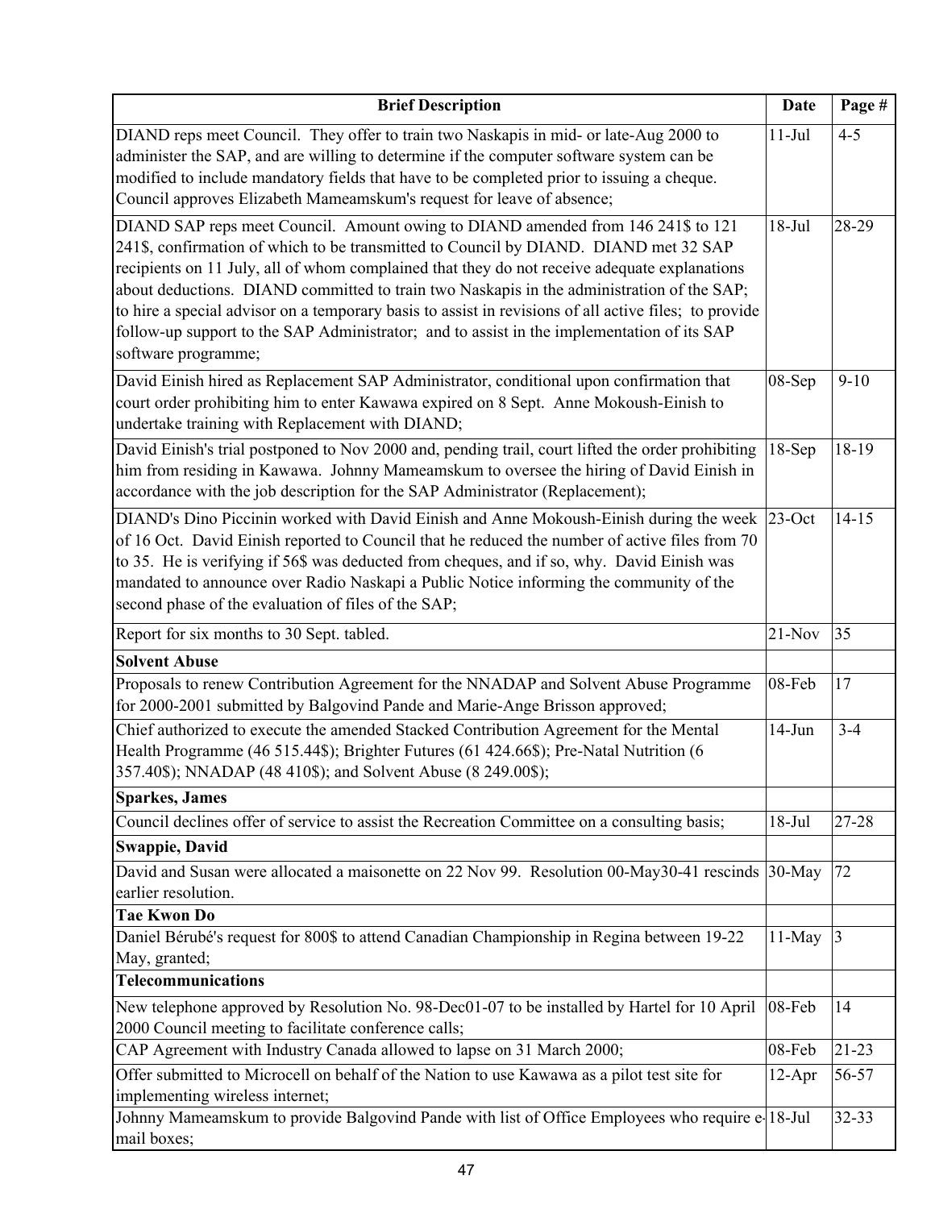| Brief Description | Date | Page # |
|---|---|---|
| DIAND reps meet Council. They offer to train two Naskapis in mid- or late-Aug 2000 to administer the SAP, and are willing to determine if the computer software system can be modified to include mandatory fields that have to be completed prior to issuing a cheque. Council approves Elizabeth Mameamskum's request for leave of absence; | 11-Jul | 4-5 |
| DIAND SAP reps meet Council. Amount owing to DIAND amended from 146 241$ to 121 241$, confirmation of which to be transmitted to Council by DIAND. DIAND met 32 SAP recipients on 11 July, all of whom complained that they do not receive adequate explanations about deductions. DIAND committed to train two Naskapis in the administration of the SAP; to hire a special advisor on a temporary basis to assist in revisions of all active files; to provide follow-up support to the SAP Administrator; and to assist in the implementation of its SAP software programme; | 18-Jul | 28-29 |
| David Einish hired as Replacement SAP Administrator, conditional upon confirmation that court order prohibiting him to enter Kawawa expired on 8 Sept. Anne Mokoush-Einish to undertake training with Replacement with DIAND; | 08-Sep | 9-10 |
| David Einish's trial postponed to Nov 2000 and, pending trail, court lifted the order prohibiting him from residing in Kawawa. Johnny Mameamskum to oversee the hiring of David Einish in accordance with the job description for the SAP Administrator (Replacement); | 18-Sep | 18-19 |
| DIAND's Dino Piccinin worked with David Einish and Anne Mokoush-Einish during the week of 16 Oct. David Einish reported to Council that he reduced the number of active files from 70 to 35. He is verifying if 56$ was deducted from cheques, and if so, why. David Einish was mandated to announce over Radio Naskapi a Public Notice informing the community of the second phase of the evaluation of files of the SAP; | 23-Oct | 14-15 |
| Report for six months to 30 Sept. tabled. | 21-Nov | 35 |
| **Solvent Abuse** | | |
| Proposals to renew Contribution Agreement for the NNADAP and Solvent Abuse Programme for 2000-2001 submitted by Balgovind Pande and Marie-Ange Brisson approved; | 08-Feb | 17 |
| Chief authorized to execute the amended Stacked Contribution Agreement for the Mental Health Programme (46 515.44$); Brighter Futures (61 424.66$); Pre-Natal Nutrition (6 357.40$); NNADAP (48 410$); and Solvent Abuse (8 249.00$); | 14-Jun | 3-4 |
| **Sparkes, James** | | |
| Council declines offer of service to assist the Recreation Committee on a consulting basis; | 18-Jul | 27-28 |
| **Swappie, David** | | |
| David and Susan were allocated a maisonette on 22 Nov 99. Resolution 00-May30-41 rescinds earlier resolution. | 30-May | 72 |
| **Tae Kwon Do** | | |
| Daniel Bérubé's request for 800$ to attend Canadian Championship in Regina between 19-22 May, granted; | 11-May | 3 |
| **Telecommunications** | | |
| New telephone approved by Resolution No. 98-Dec01-07 to be installed by Hartel for 10 April 2000 Council meeting to facilitate conference calls; | 08-Feb | 14 |
| CAP Agreement with Industry Canada allowed to lapse on 31 March 2000; | 08-Feb | 21-23 |
| Offer submitted to Microcell on behalf of the Nation to use Kawawa as a pilot test site for implementing wireless internet; | 12-Apr | 56-57 |
| Johnny Mameamskum to provide Balgovind Pande with list of Office Employees who require e-mail boxes; | 18-Jul | 32-33 |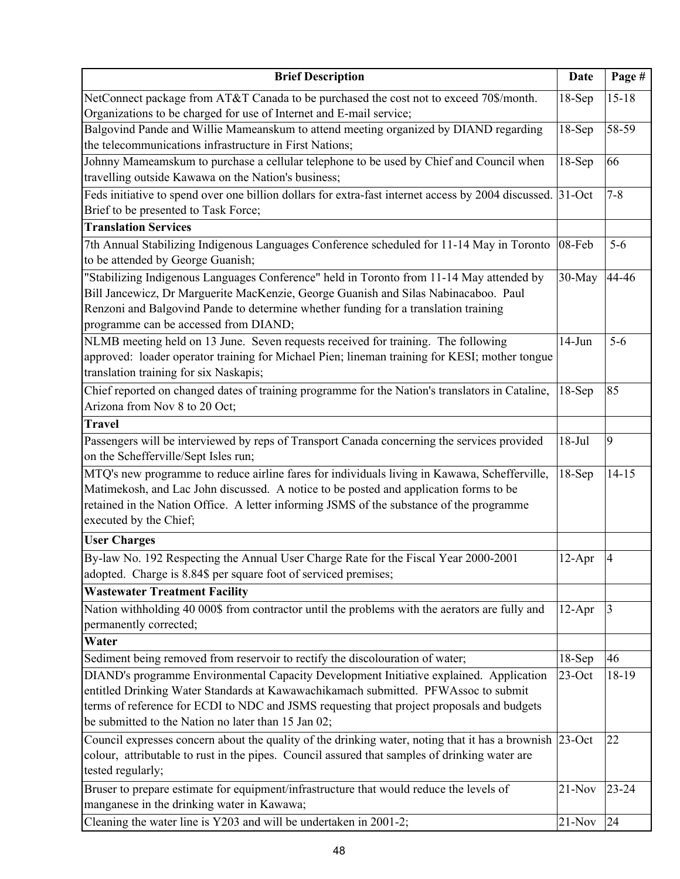| Brief Description | Date | Page # |
|---|---|---|
| NetConnect package from AT&T Canada to be purchased the cost not to exceed 70$/month. Organizations to be charged for use of Internet and E-mail service; | 18-Sep | 15-18 |
| Balgovind Pande and Willie Mameanskum to attend meeting organized by DIAND regarding the telecommunications infrastructure in First Nations; | 18-Sep | 58-59 |
| Johnny Mameamskum to purchase a cellular telephone to be used by Chief and Council when travelling outside Kawawa on the Nation's business; | 18-Sep | 66 |
| Feds initiative to spend over one billion dollars for extra-fast internet access by 2004 discussed. Brief to be presented to Task Force; | 31-Oct | 7-8 |
| **Translation Services** | | |
| 7th Annual Stabilizing Indigenous Languages Conference scheduled for 11-14 May in Toronto to be attended by George Guanish; | 08-Feb | 5-6 |
| "Stabilizing Indigenous Languages Conference" held in Toronto from 11-14 May attended by Bill Jancewicz, Dr Marguerite MacKenzie, George Guanish and Silas Nabinacaboo. Paul Renzoni and Balgovind Pande to determine whether funding for a translation training programme can be accessed from DIAND; | 30-May | 44-46 |
| NLMB meeting held on 13 June. Seven requests received for training. The following approved: loader operator training for Michael Pien; lineman training for KESI; mother tongue translation training for six Naskapis; | 14-Jun | 5-6 |
| Chief reported on changed dates of training programme for the Nation's translators in Cataline, Arizona from Nov 8 to 20 Oct; | 18-Sep | 85 |
| **Travel** | | |
| Passengers will be interviewed by reps of Transport Canada concerning the services provided on the Schefferville/Sept Isles run; | 18-Jul | 9 |
| MTQ's new programme to reduce airline fares for individuals living in Kawawa, Schefferville, Matimekosh, and Lac John discussed. A notice to be posted and application forms to be retained in the Nation Office. A letter informing JSMS of the substance of the programme executed by the Chief; | 18-Sep | 14-15 |
| **User Charges** | | |
| By-law No. 192 Respecting the Annual User Charge Rate for the Fiscal Year 2000-2001 adopted. Charge is 8.84$ per square foot of serviced premises; | 12-Apr | 4 |
| **Wastewater Treatment Facility** | | |
| Nation withholding 40 000$ from contractor until the problems with the aerators are fully and permanently corrected; | 12-Apr | 3 |
| **Water** | | |
| Sediment being removed from reservoir to rectify the discolouration of water; | 18-Sep | 46 |
| DIAND's programme Environmental Capacity Development Initiative explained. Application entitled Drinking Water Standards at Kawawachikamach submitted. PFWAssoc to submit terms of reference for ECDI to NDC and JSMS requesting that project proposals and budgets be submitted to the Nation no later than 15 Jan 02; | 23-Oct | 18-19 |
| Council expresses concern about the quality of the drinking water, noting that it has a brownish colour, attributable to rust in the pipes. Council assured that samples of drinking water are tested regularly; | 23-Oct | 22 |
| Bruser to prepare estimate for equipment/infrastructure that would reduce the levels of manganese in the drinking water in Kawawa; | 21-Nov | 23-24 |
| Cleaning the water line is Y203 and will be undertaken in 2001-2; | 21-Nov | 24 |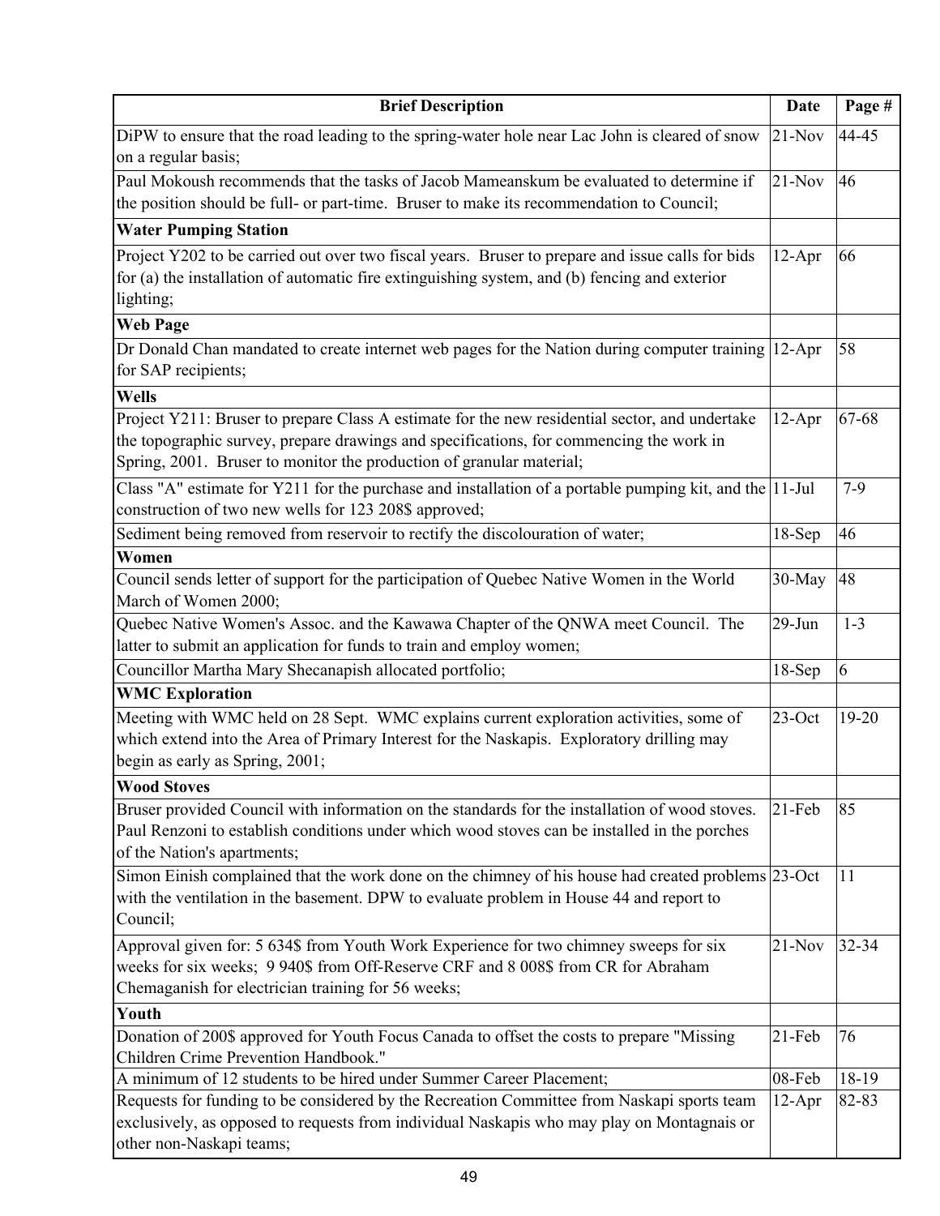| Brief Description | Date | Page # |
|---|---|---|
| DiPW to ensure that the road leading to the spring-water hole near Lac John is cleared of snow on a regular basis; | 21-Nov | 44-45 |
| Paul Mokoush recommends that the tasks of Jacob Mameanskum be evaluated to determine if the position should be full- or part-time. Bruser to make its recommendation to Council; | 21-Nov | 46 |
| **Water Pumping Station** | | |
| Project Y202 to be carried out over two fiscal years. Bruser to prepare and issue calls for bids for (a) the installation of automatic fire extinguishing system, and (b) fencing and exterior lighting; | 12-Apr | 66 |
| **Web Page** | | |
| Dr Donald Chan mandated to create internet web pages for the Nation during computer training for SAP recipients; | 12-Apr | 58 |
| **Wells** | | |
| Project Y211: Bruser to prepare Class A estimate for the new residential sector, and undertake the topographic survey, prepare drawings and specifications, for commencing the work in Spring, 2001. Bruser to monitor the production of granular material; | 12-Apr | 67-68 |
| Class "A" estimate for Y211 for the purchase and installation of a portable pumping kit, and the construction of two new wells for 123 208$ approved; | 11-Jul | 7-9 |
| Sediment being removed from reservoir to rectify the discolouration of water; | 18-Sep | 46 |
| **Women** | | |
| Council sends letter of support for the participation of Quebec Native Women in the World March of Women 2000; | 30-May | 48 |
| Quebec Native Women's Assoc. and the Kawawa Chapter of the QNWA meet Council. The latter to submit an application for funds to train and employ women; | 29-Jun | 1-3 |
| Councillor Martha Mary Shecanapish allocated portfolio; | 18-Sep | 6 |
| **WMC Exploration** | | |
| Meeting with WMC held on 28 Sept. WMC explains current exploration activities, some of which extend into the Area of Primary Interest for the Naskapis. Exploratory drilling may begin as early as Spring, 2001; | 23-Oct | 19-20 |
| **Wood Stoves** | | |
| Bruser provided Council with information on the standards for the installation of wood stoves. Paul Renzoni to establish conditions under which wood stoves can be installed in the porches of the Nation's apartments; | 21-Feb | 85 |
| Simon Einish complained that the work done on the chimney of his house had created problems with the ventilation in the basement. DPW to evaluate problem in House 44 and report to Council; | 23-Oct | 11 |
| Approval given for: 5 634$ from Youth Work Experience for two chimney sweeps for six weeks for six weeks; 9 940$ from Off-Reserve CRF and 8 008$ from CR for Abraham Chemaganish for electrician training for 56 weeks; | 21-Nov | 32-34 |
| **Youth** | | |
| Donation of 200$ approved for Youth Focus Canada to offset the costs to prepare "Missing Children Crime Prevention Handbook." | 21-Feb | 76 |
| A minimum of 12 students to be hired under Summer Career Placement; | 08-Feb | 18-19 |
| Requests for funding to be considered by the Recreation Committee from Naskapi sports team exclusively, as opposed to requests from individual Naskapis who may play on Montagnais or other non-Naskapi teams; | 12-Apr | 82-83 |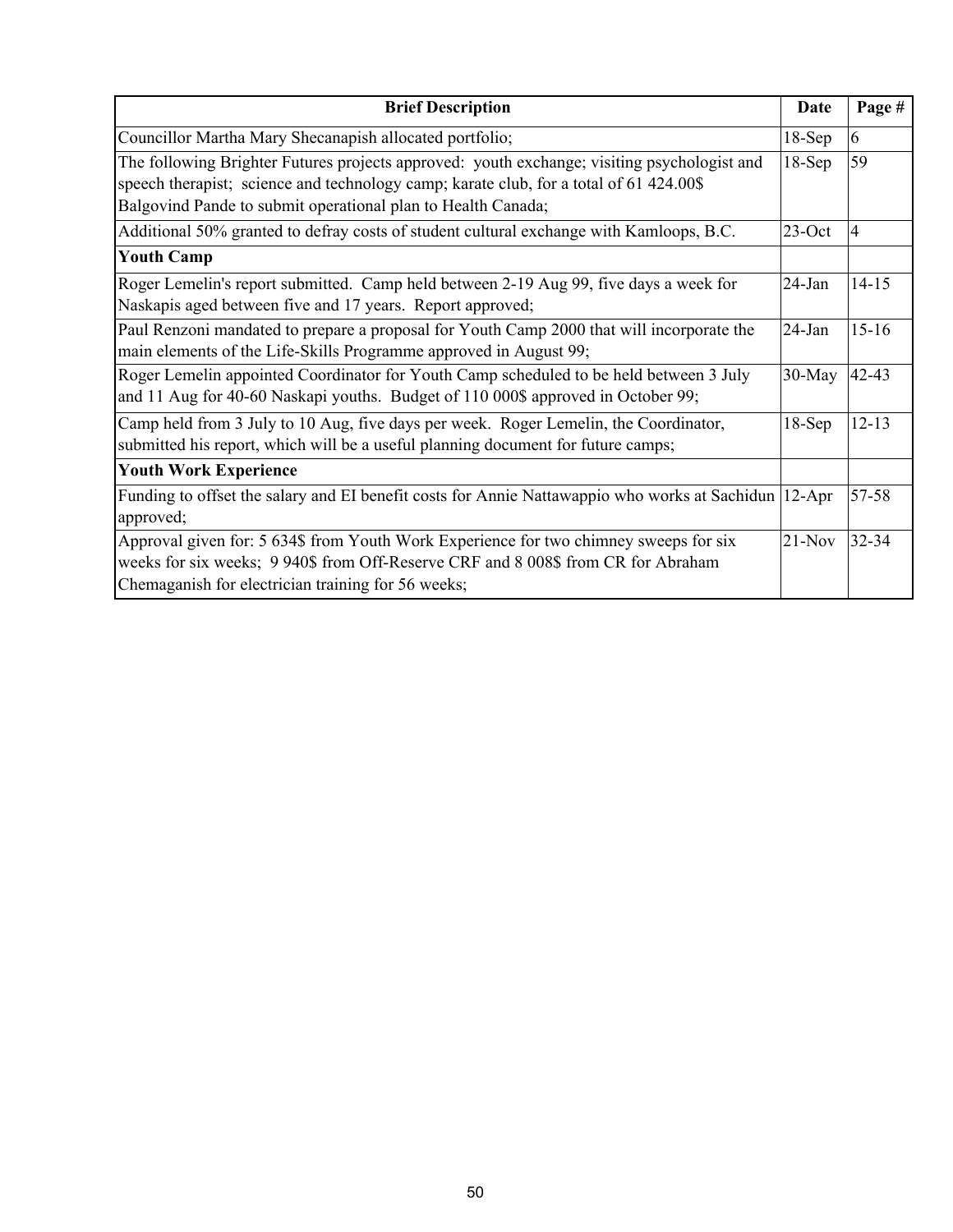| Brief Description | Date | Page # |
|---|---|---|
| Councillor Martha Mary Shecanapish allocated portfolio; | 18-Sep | 6 |
| The following Brighter Futures projects approved: youth exchange; visiting psychologist and speech therapist; science and technology camp; karate club, for a total of 61 424.00$ Balgovind Pande to submit operational plan to Health Canada; | 18-Sep | 59 |
| Additional 50% granted to defray costs of student cultural exchange with Kamloops, B.C. | 23-Oct | 4 |
| **Youth Camp** | | |
| Roger Lemelin's report submitted. Camp held between 2-19 Aug 99, five days a week for Naskapis aged between five and 17 years. Report approved; | 24-Jan | 14-15 |
| Paul Renzoni mandated to prepare a proposal for Youth Camp 2000 that will incorporate the main elements of the Life-Skills Programme approved in August 99; | 24-Jan | 15-16 |
| Roger Lemelin appointed Coordinator for Youth Camp scheduled to be held between 3 July and 11 Aug for 40-60 Naskapi youths. Budget of 110 000$ approved in October 99; | 30-May | 42-43 |
| Camp held from 3 July to 10 Aug, five days per week. Roger Lemelin, the Coordinator, submitted his report, which will be a useful planning document for future camps; | 18-Sep | 12-13 |
| **Youth Work Experience** | | |
| Funding to offset the salary and EI benefit costs for Annie Nattawappio who works at Sachidun approved; | 12-Apr | 57-58 |
| Approval given for: 5 634$ from Youth Work Experience for two chimney sweeps for six weeks for six weeks; 9 940$ from Off-Reserve CRF and 8 008$ from CR for Abraham Chemaganish for electrician training for 56 weeks; | 21-Nov | 32-34 |